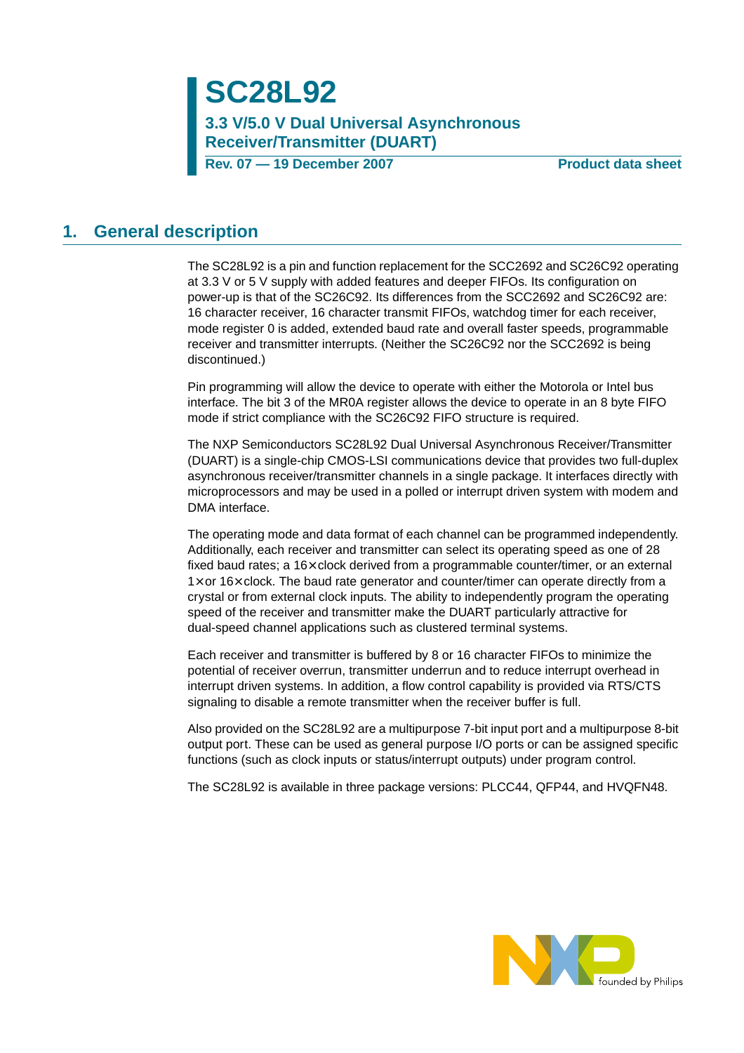# SC28L92

## 3.3 V/5.0 V Dual Universal Asynchronous Receiver/Transmitter (DUART)

**Rev. 07 — 19 December 2007** **Product data sheet**

## 1. General description

The SC28L92 is a pin and function replacement for the SCC2692 and SC26C92 operating at 3.3 V or 5 V supply with added features and deeper FIFOs. Its configuration on power-up is that of the SC26C92. Its differences from the SCC2692 and SC26C92 are: 16 character receiver, 16 character transmit FIFOs, watchdog timer for each receiver, mode register 0 is added, extended baud rate and overall faster speeds, programmable receiver and transmitter interrupts. (Neither the SC26C92 nor the SCC2692 is being discontinued.)

Pin programming will allow the device to operate with either the Motorola or Intel bus interface. The bit 3 of the MR0A register allows the device to operate in an 8 byte FIFO mode if strict compliance with the SC26C92 FIFO structure is required.

The NXP Semiconductors SC28L92 Dual Universal Asynchronous Receiver/Transmitter (DUART) is a single-chip CMOS-LSI communications device that provides two full-duplex asynchronous receiver/transmitter channels in a single package. It interfaces directly with microprocessors and may be used in a polled or interrupt driven system with modem and DMA interface.

The operating mode and data format of each channel can be programmed independently. Additionally, each receiver and transmitter can select its operating speed as one of 28 fixed baud rates; a 16× clock derived from a programmable counter/timer, or an external 1× or 16× clock. The baud rate generator and counter/timer can operate directly from a crystal or from external clock inputs. The ability to independently program the operating speed of the receiver and transmitter make the DUART particularly attractive for dual-speed channel applications such as clustered terminal systems.

Each receiver and transmitter is buffered by 8 or 16 character FIFOs to minimize the potential of receiver overrun, transmitter underrun and to reduce interrupt overhead in interrupt driven systems. In addition, a flow control capability is provided via RTS/CTS signaling to disable a remote transmitter when the receiver buffer is full.

Also provided on the SC28L92 are a multipurpose 7-bit input port and a multipurpose 8-bit output port. These can be used as general purpose I/O ports or can be assigned specific functions (such as clock inputs or status/interrupt outputs) under program control.

The SC28L92 is available in three package versions: PLCC44, QFP44, and HVQFN48.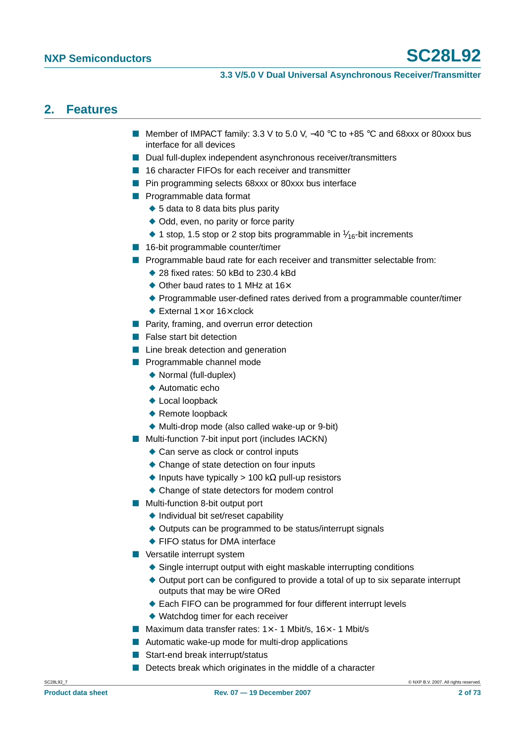## 2. Features

- Member of IMPACT family: 3.3 V to 5.0 V, −40 °C to +85 °C and 68xxx or 80xxx bus interface for all devices
- Dual full-duplex independent asynchronous receiver/transmitters
- 16 character FIFOs for each receiver and transmitter
- Pin programming selects 68xxx or 80xxx bus interface
- Programmable data format
  - 5 data to 8 data bits plus parity
  - Odd, even, no parity or force parity
  - 1 stop, 1.5 stop or 2 stop bits programmable in $\frac{1}{16}$-bit increments
- 16-bit programmable counter/timer
- Programmable baud rate for each receiver and transmitter selectable from:
  - 28 fixed rates: 50 kBd to 230.4 kBd
  - Other baud rates to 1 MHz at 16×
  - Programmable user-defined rates derived from a programmable counter/timer
  - External 1× or 16× clock
- Parity, framing, and overrun error detection
- False start bit detection
- Line break detection and generation
- Programmable channel mode
  - Normal (full-duplex)
  - Automatic echo
  - Local loopback
  - Remote loopback
  - Multi-drop mode (also called wake-up or 9-bit)
- Multi-function 7-bit input port (includes IACKN)
  - Can serve as clock or control inputs
  - Change of state detection on four inputs
  - Inputs have typically > 100 kΩ pull-up resistors
  - Change of state detectors for modem control
- Multi-function 8-bit output port
  - Individual bit set/reset capability
  - Outputs can be programmed to be status/interrupt signals
  - FIFO status for DMA interface
- Versatile interrupt system
  - Single interrupt output with eight maskable interrupting conditions
  - Output port can be configured to provide a total of up to six separate interrupt outputs that may be wire ORed
  - Each FIFO can be programmed for four different interrupt levels
  - Watchdog timer for each receiver
- Maximum data transfer rates: 1× - 1 Mbit/s, 16× - 1 Mbit/s
- Automatic wake-up mode for multi-drop applications
- Start-end break interrupt/status
- Detects break which originates in the middle of a character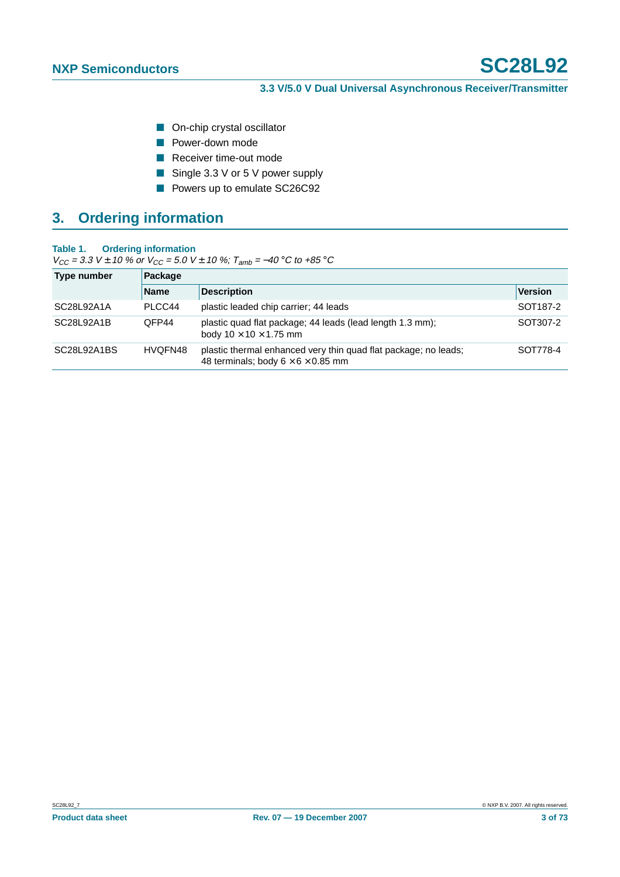- On-chip crystal oscillator
- Power-down mode
- Receiver time-out mode
- Single 3.3 V or 5 V power supply
- Powers up to emulate SC26C92

## 3. Ordering information

**Table 1. Ordering information**

*$V_{CC}$ = 3.3 V ± 10 % or $V_{CC}$ = 5.0 V ± 10 %; $T_{amb}$ = −40 °C to +85 °C*

| Type number | Package | | |
|---|---|---|---|
| | **Name** | **Description** | **Version** |
| SC28L92A1A | PLCC44 | plastic leaded chip carrier; 44 leads | SOT187-2 |
| SC28L92A1B | QFP44 | plastic quad flat package; 44 leads (lead length 1.3 mm); body 10 × 10 × 1.75 mm | SOT307-2 |
| SC28L92A1BS | HVQFN48 | plastic thermal enhanced very thin quad flat package; no leads; 48 terminals; body 6 × 6 × 0.85 mm | SOT778-4 |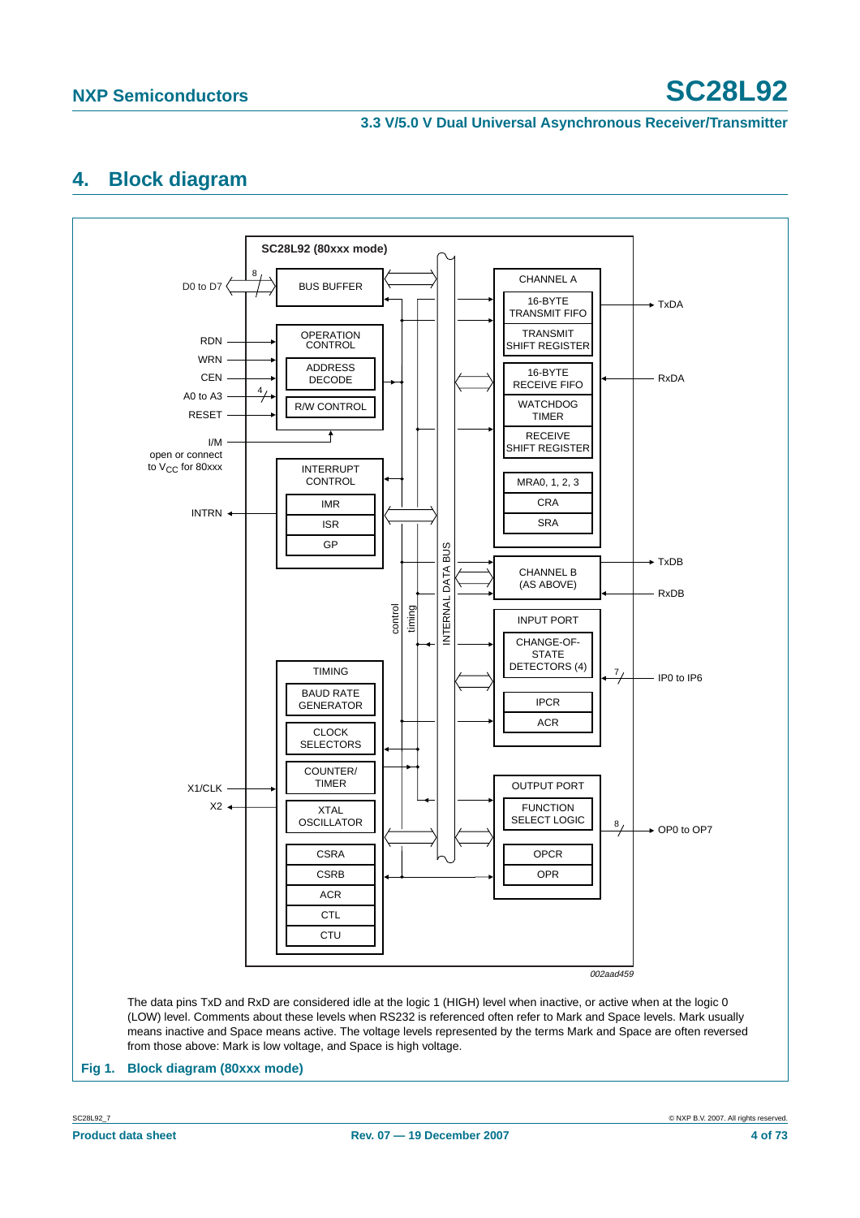## 4. Block diagram

The data pins TxD and RxD are considered idle at the logic 1 (HIGH) level when inactive, or active when at the logic 0 (LOW) level. Comments about these levels when RS232 is referenced often refer to Mark and Space levels. Mark usually means inactive and Space means active. The voltage levels represented by the terms Mark and Space are often reversed from those above: Mark is low voltage, and Space is high voltage.

**Fig 1. Block diagram (80xxx mode)**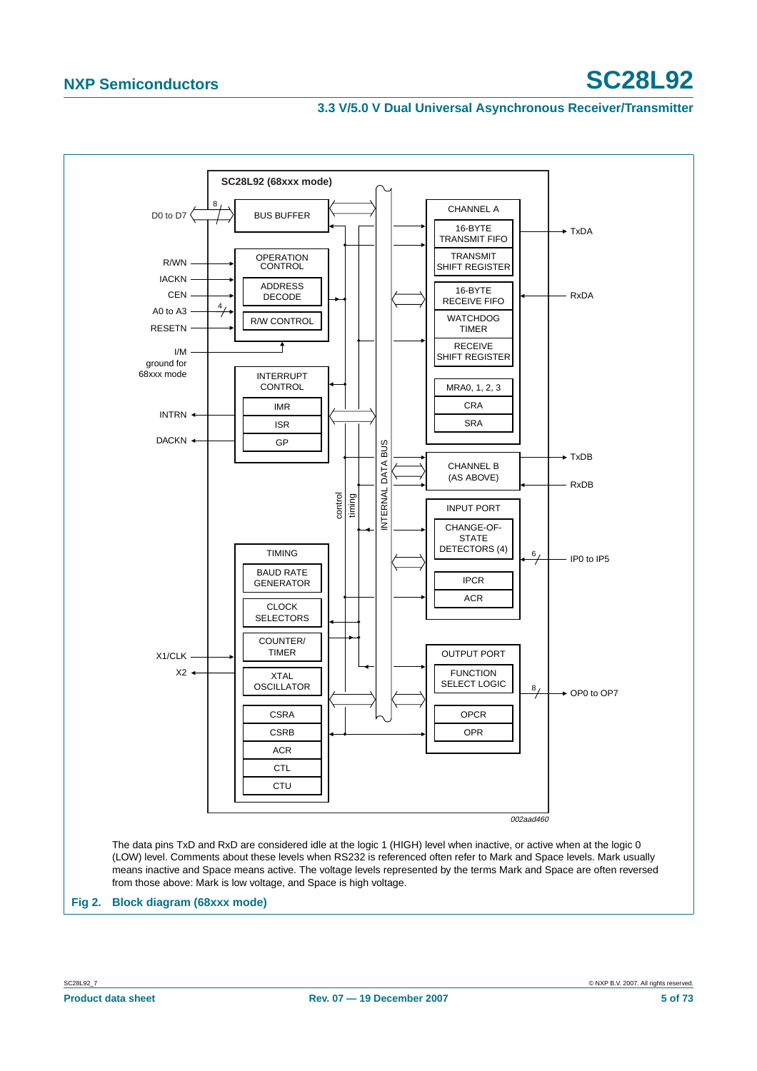The data pins TxD and RxD are considered idle at the logic 1 (HIGH) level when inactive, or active when at the logic 0 (LOW) level. Comments about these levels when RS232 is referenced often refer to Mark and Space levels. Mark usually means inactive and Space means active. The voltage levels represented by the terms Mark and Space are often reversed from those above: Mark is low voltage, and Space is high voltage.

**Fig 2. Block diagram (68xxx mode)**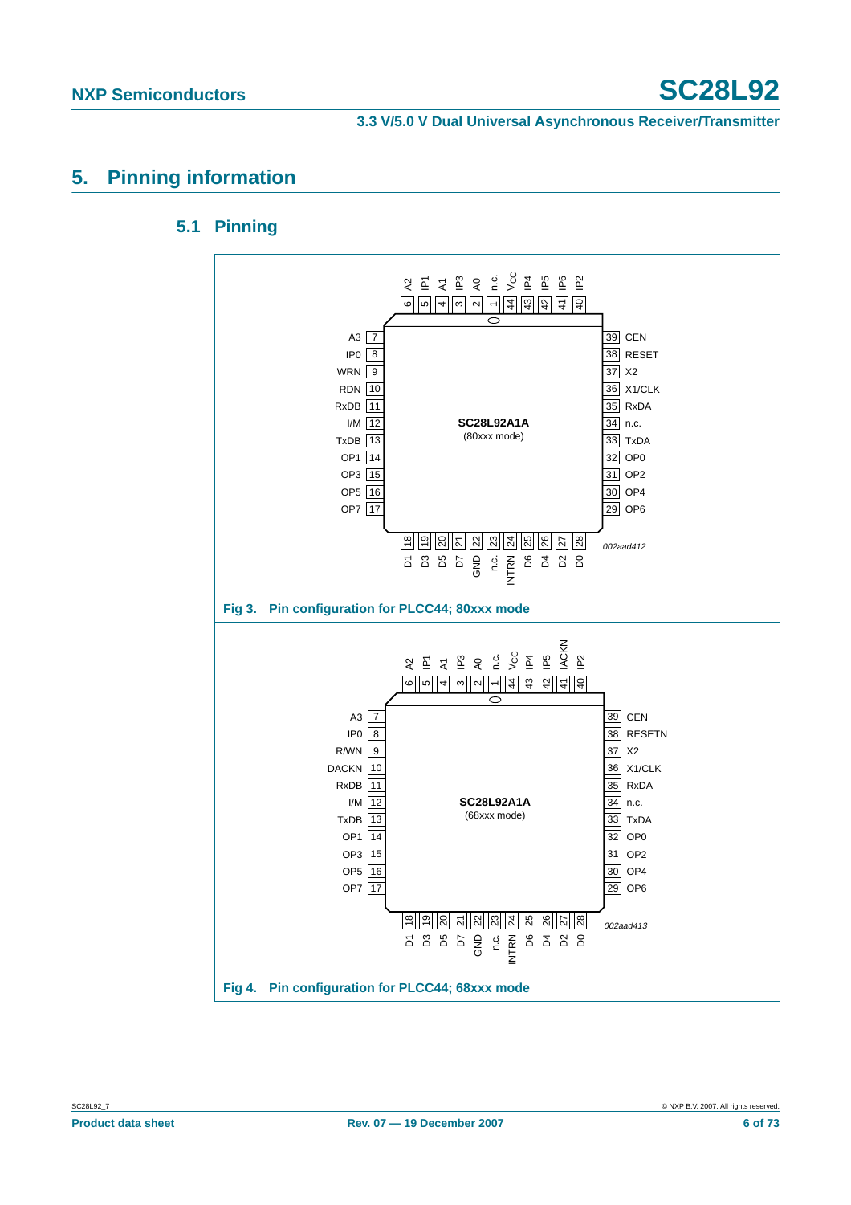# 5. Pinning information

## 5.1 Pinning

Fig 3. Pin configuration for PLCC44; 80xxx mode

Fig 4. Pin configuration for PLCC44; 68xxx mode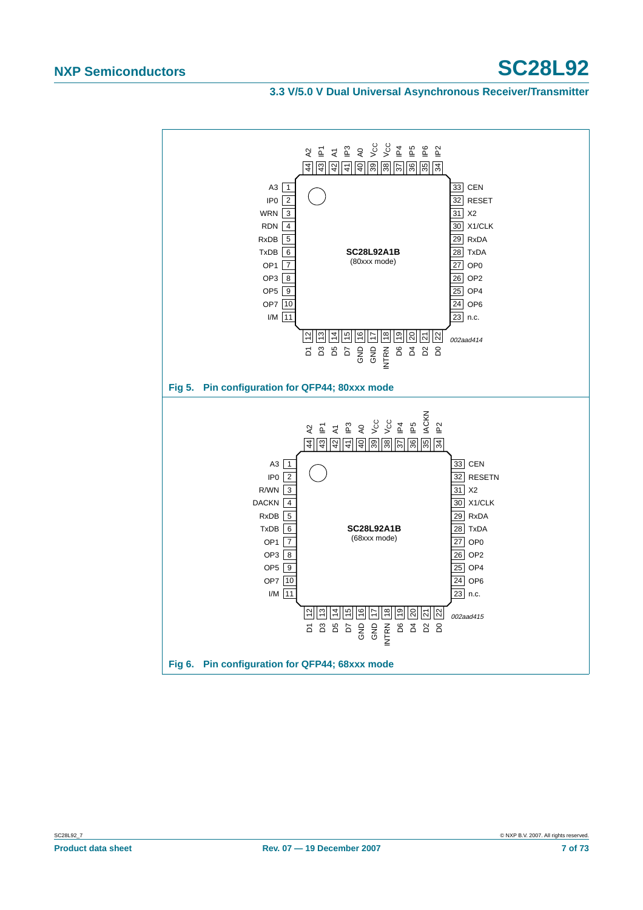Fig 5. Pin configuration for QFP44; 80xxx mode

Fig 6. Pin configuration for QFP44; 68xxx mode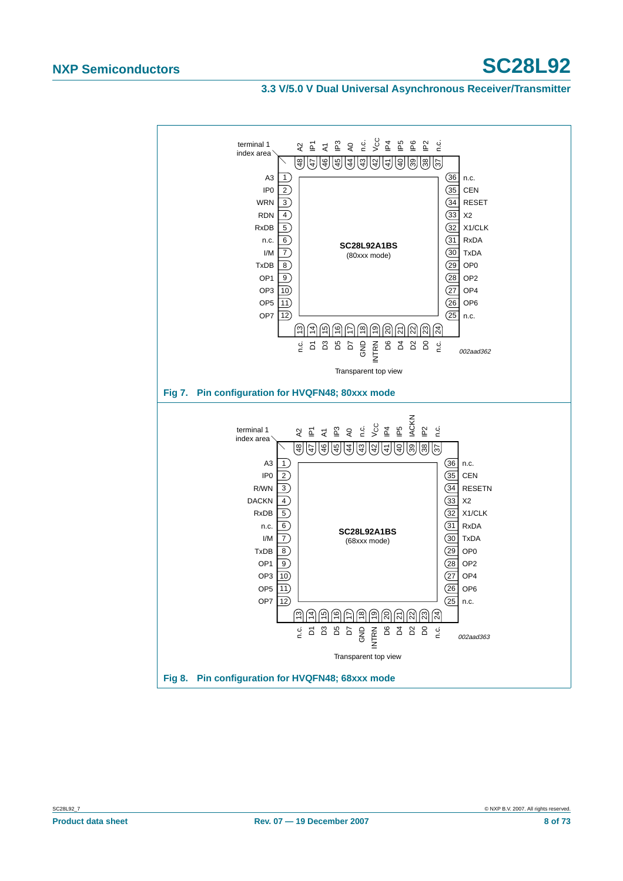terminal 1 index area

| Pin | Signal | Pin | Signal |
|---|---|---|---|
| 1 | A3 | 36 | n.c. |
| 2 | IP0 | 35 | CEN |
| 3 | WRN | 34 | RESET |
| 4 | RDN | 33 | X2 |
| 5 | RxDB | 32 | X1/CLK |
| 6 | n.c. | 31 | RxDA |
| 7 | I/M | 30 | TxDA |
| 8 | TxDB | 29 | OP0 |
| 9 | OP1 | 28 | OP2 |
| 10 | OP3 | 27 | OP4 |
| 11 | OP5 | 26 | OP6 |
| 12 | OP7 | 25 | n.c. |
| 13 | n.c. | 48 | A2 |
| 14 | D1 | 47 | IP1 |
| 15 | D3 | 46 | A1 |
| 16 | D5 | 45 | IP3 |
| 17 | D7 | 44 | A0 |
| 18 | GND | 43 | n.c. |
| 19 | INTRN | 42 | $V_{CC}$ |
| 20 | D6 | 41 | IP4 |
| 21 | D4 | 40 | IP5 |
| 22 | D2 | 39 | IP6 |
| 23 | D0 | 38 | IP2 |
| 24 | n.c. | 37 | n.c. |

**SC28L92A1BS** (80xxx mode)

002aad362

Transparent top view

**Fig 7. Pin configuration for HVQFN48; 80xxx mode**

terminal 1 index area

| Pin | Signal | Pin | Signal |
|---|---|---|---|
| 1 | A3 | 36 | n.c. |
| 2 | IP0 | 35 | CEN |
| 3 | R/WN | 34 | RESETN |
| 4 | DACKN | 33 | X2 |
| 5 | RxDB | 32 | X1/CLK |
| 6 | n.c. | 31 | RxDA |
| 7 | I/M | 30 | TxDA |
| 8 | TxDB | 29 | OP0 |
| 9 | OP1 | 28 | OP2 |
| 10 | OP3 | 27 | OP4 |
| 11 | OP5 | 26 | OP6 |
| 12 | OP7 | 25 | n.c. |
| 13 | n.c. | 48 | A2 |
| 14 | D1 | 47 | IP1 |
| 15 | D3 | 46 | A1 |
| 16 | D5 | 45 | IP3 |
| 17 | D7 | 44 | A0 |
| 18 | GND | 43 | n.c. |
| 19 | INTRN | 42 | $V_{CC}$ |
| 20 | D6 | 41 | IP4 |
| 21 | D4 | 40 | IP5 |
| 22 | D2 | 39 | IACKN |
| 23 | D0 | 38 | IP2 |
| 24 | n.c. | 37 | n.c. |

**SC28L92A1BS** (68xxx mode)

002aad363

Transparent top view

**Fig 8. Pin configuration for HVQFN48; 68xxx mode**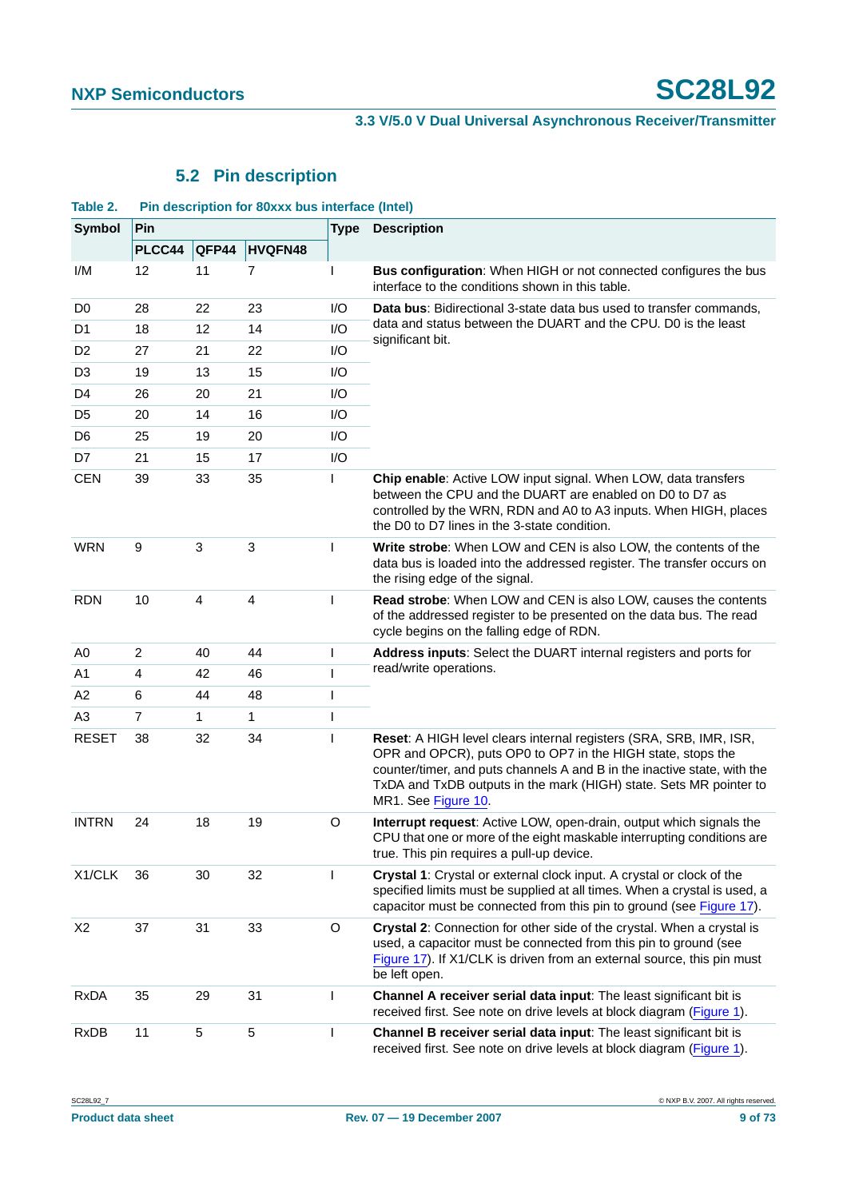## 5.2 Pin description

**Table 2. Pin description for 80xxx bus interface (Intel)**

| Symbol | Pin | | | Type | Description |
|---|---|---|---|---|---|
| | PLCC44 | QFP44 | HVQFN48 | | |
| I/M | 12 | 11 | 7 | I | **Bus configuration**: When HIGH or not connected configures the bus interface to the conditions shown in this table. |
| D0 | 28 | 22 | 23 | I/O | **Data bus**: Bidirectional 3-state data bus used to transfer commands, data and status between the DUART and the CPU. D0 is the least significant bit. |
| D1 | 18 | 12 | 14 | I/O | |
| D2 | 27 | 21 | 22 | I/O | |
| D3 | 19 | 13 | 15 | I/O | |
| D4 | 26 | 20 | 21 | I/O | |
| D5 | 20 | 14 | 16 | I/O | |
| D6 | 25 | 19 | 20 | I/O | |
| D7 | 21 | 15 | 17 | I/O | |
| CEN | 39 | 33 | 35 | I | **Chip enable**: Active LOW input signal. When LOW, data transfers between the CPU and the DUART are enabled on D0 to D7 as controlled by the WRN, RDN and A0 to A3 inputs. When HIGH, places the D0 to D7 lines in the 3-state condition. |
| WRN | 9 | 3 | 3 | I | **Write strobe**: When LOW and CEN is also LOW, the contents of the data bus is loaded into the addressed register. The transfer occurs on the rising edge of the signal. |
| RDN | 10 | 4 | 4 | I | **Read strobe**: When LOW and CEN is also LOW, causes the contents of the addressed register to be presented on the data bus. The read cycle begins on the falling edge of RDN. |
| A0 | 2 | 40 | 44 | I | **Address inputs**: Select the DUART internal registers and ports for read/write operations. |
| A1 | 4 | 42 | 46 | I | |
| A2 | 6 | 44 | 48 | I | |
| A3 | 7 | 1 | 1 | I | |
| RESET | 38 | 32 | 34 | I | **Reset**: A HIGH level clears internal registers (SRA, SRB, IMR, ISR, OPR and OPCR), puts OP0 to OP7 in the HIGH state, stops the counter/timer, and puts channels A and B in the inactive state, with the TxDA and TxDB outputs in the mark (HIGH) state. Sets MR pointer to MR1. See Figure 10. |
| INTRN | 24 | 18 | 19 | O | **Interrupt request**: Active LOW, open-drain, output which signals the CPU that one or more of the eight maskable interrupting conditions are true. This pin requires a pull-up device. |
| X1/CLK | 36 | 30 | 32 | I | **Crystal 1**: Crystal or external clock input. A crystal or clock of the specified limits must be supplied at all times. When a crystal is used, a capacitor must be connected from this pin to ground (see Figure 17). |
| X2 | 37 | 31 | 33 | O | **Crystal 2**: Connection for other side of the crystal. When a crystal is used, a capacitor must be connected from this pin to ground (see Figure 17). If X1/CLK is driven from an external source, this pin must be left open. |
| RxDA | 35 | 29 | 31 | I | **Channel A receiver serial data input**: The least significant bit is received first. See note on drive levels at block diagram (Figure 1). |
| RxDB | 11 | 5 | 5 | I | **Channel B receiver serial data input**: The least significant bit is received first. See note on drive levels at block diagram (Figure 1). |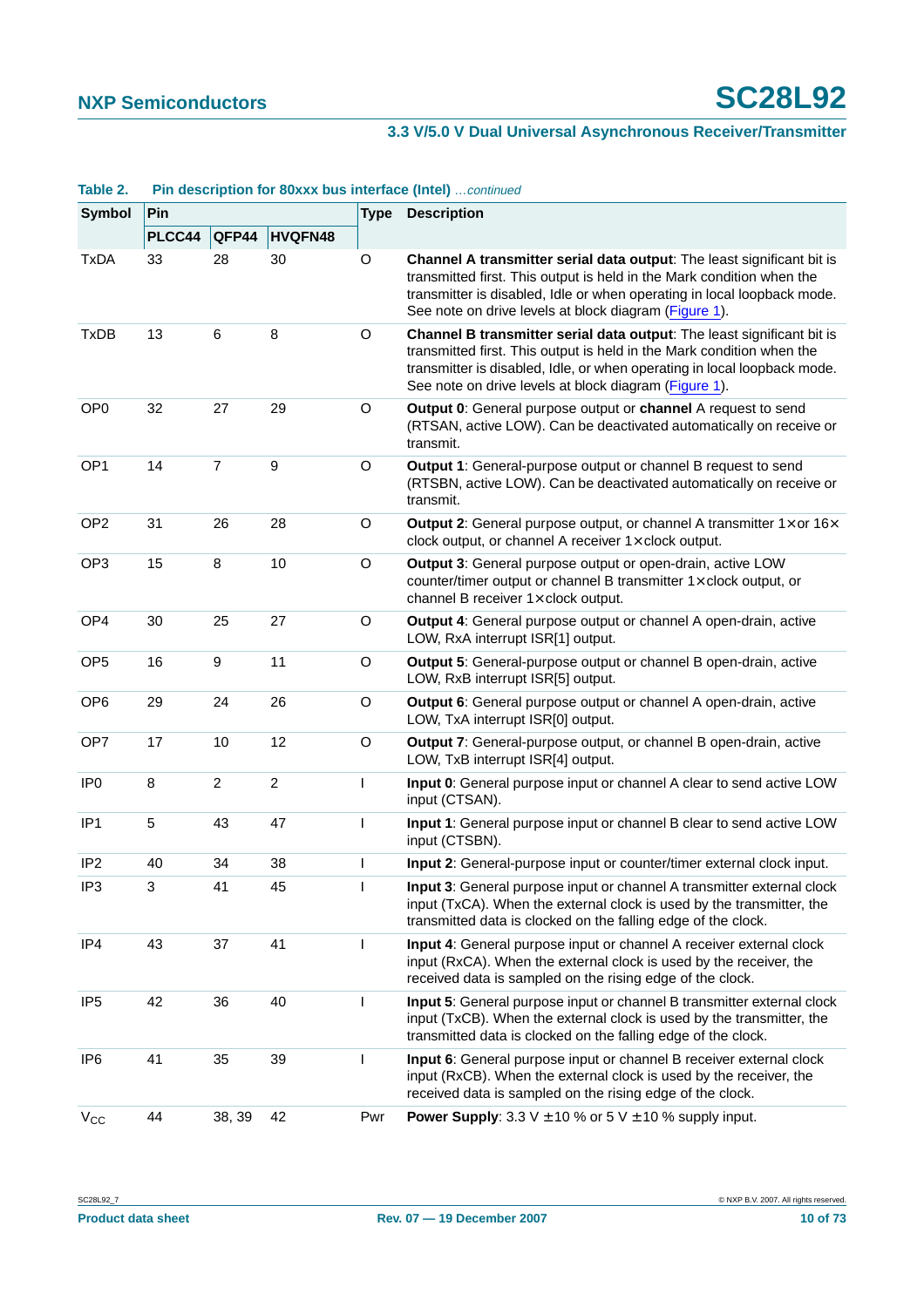**Table 2. Pin description for 80xxx bus interface (Intel)** *...continued*

| Symbol | Pin | | | Type | Description |
|---|---|---|---|---|---|
| | PLCC44 | QFP44 | HVQFN48 | | |
| TxDA | 33 | 28 | 30 | O | **Channel A transmitter serial data output**: The least significant bit is transmitted first. This output is held in the Mark condition when the transmitter is disabled, Idle or when operating in local loopback mode. See note on drive levels at block diagram (Figure 1). |
| TxDB | 13 | 6 | 8 | O | **Channel B transmitter serial data output**: The least significant bit is transmitted first. This output is held in the Mark condition when the transmitter is disabled, Idle, or when operating in local loopback mode. See note on drive levels at block diagram (Figure 1). |
| OP0 | 32 | 27 | 29 | O | **Output 0**: General purpose output or **channel** A request to send (RTSAN, active LOW). Can be deactivated automatically on receive or transmit. |
| OP1 | 14 | 7 | 9 | O | **Output 1**: General-purpose output or channel B request to send (RTSBN, active LOW). Can be deactivated automatically on receive or transmit. |
| OP2 | 31 | 26 | 28 | O | **Output 2**: General purpose output, or channel A transmitter 1× or 16× clock output, or channel A receiver 1× clock output. |
| OP3 | 15 | 8 | 10 | O | **Output 3**: General purpose output or open-drain, active LOW counter/timer output or channel B transmitter 1× clock output, or channel B receiver 1× clock output. |
| OP4 | 30 | 25 | 27 | O | **Output 4**: General purpose output or channel A open-drain, active LOW, RxA interrupt ISR[1] output. |
| OP5 | 16 | 9 | 11 | O | **Output 5**: General-purpose output or channel B open-drain, active LOW, RxB interrupt ISR[5] output. |
| OP6 | 29 | 24 | 26 | O | **Output 6**: General purpose output or channel A open-drain, active LOW, TxA interrupt ISR[0] output. |
| OP7 | 17 | 10 | 12 | O | **Output 7**: General-purpose output, or channel B open-drain, active LOW, TxB interrupt ISR[4] output. |
| IP0 | 8 | 2 | 2 | I | **Input 0**: General purpose input or channel A clear to send active LOW input (CTSAN). |
| IP1 | 5 | 43 | 47 | I | **Input 1**: General purpose input or channel B clear to send active LOW input (CTSBN). |
| IP2 | 40 | 34 | 38 | I | **Input 2**: General-purpose input or counter/timer external clock input. |
| IP3 | 3 | 41 | 45 | I | **Input 3**: General purpose input or channel A transmitter external clock input (TxCA). When the external clock is used by the transmitter, the transmitted data is clocked on the falling edge of the clock. |
| IP4 | 43 | 37 | 41 | I | **Input 4**: General purpose input or channel A receiver external clock input (RxCA). When the external clock is used by the receiver, the received data is sampled on the rising edge of the clock. |
| IP5 | 42 | 36 | 40 | I | **Input 5**: General purpose input or channel B transmitter external clock input (TxCB). When the external clock is used by the transmitter, the transmitted data is clocked on the falling edge of the clock. |
| IP6 | 41 | 35 | 39 | I | **Input 6**: General purpose input or channel B receiver external clock input (RxCB). When the external clock is used by the receiver, the received data is sampled on the rising edge of the clock. |
| $V_{CC}$ | 44 | 38, 39 | 42 | Pwr | **Power Supply**: 3.3 V ± 10 % or 5 V ± 10 % supply input. |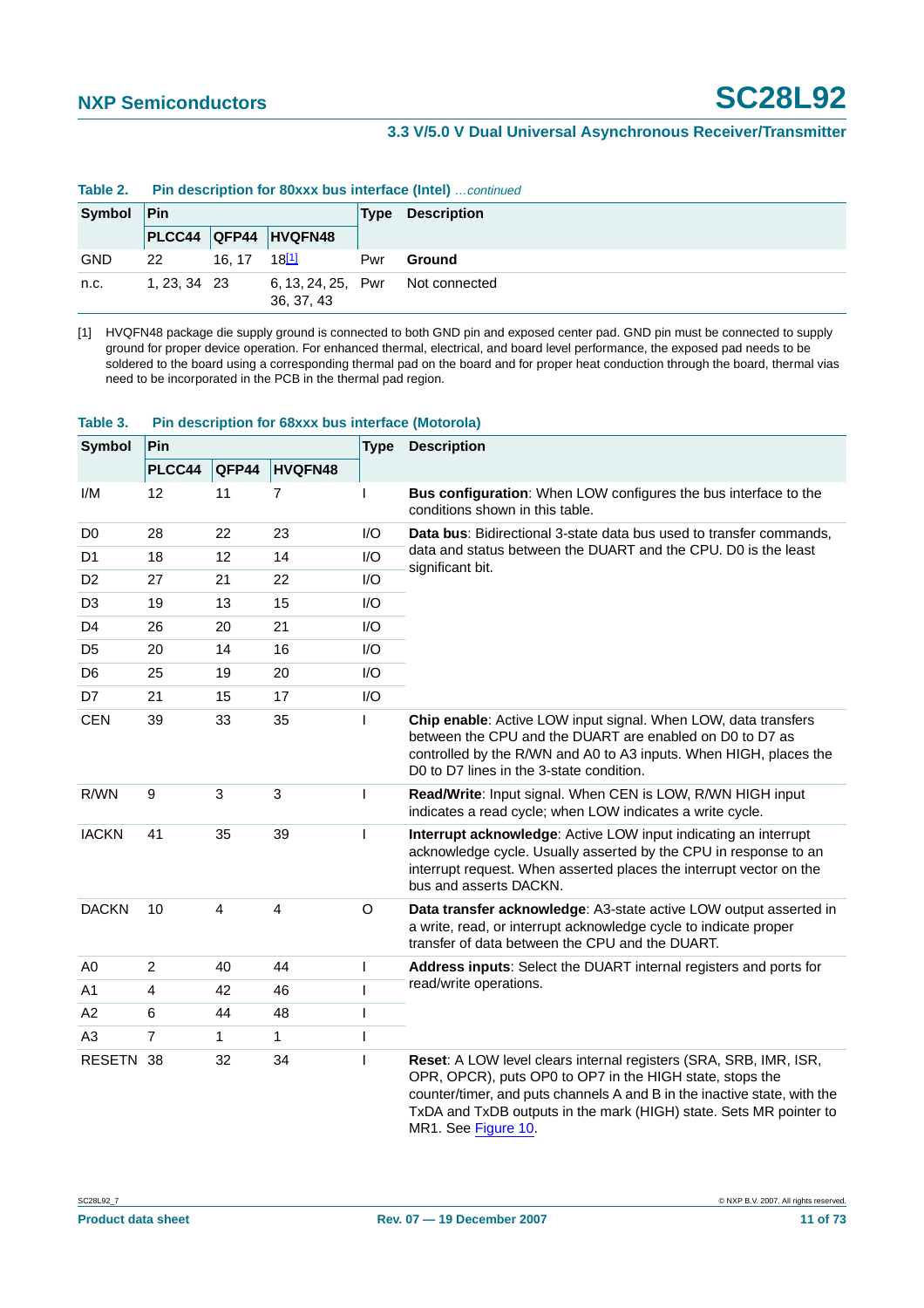**Table 2. Pin description for 80xxx bus interface (Intel)** *…continued*

| Symbol | Pin | | | Type | Description |
|---|---|---|---|---|---|
| | PLCC44 | QFP44 | HVQFN48 | | |
| GND | 22 | 16, 17 | 18[1] | Pwr | **Ground** |
| n.c. | 1, 23, 34 | 23 | 6, 13, 24, 25, 36, 37, 43 | Pwr | Not connected |

[1] HVQFN48 package die supply ground is connected to both GND pin and exposed center pad. GND pin must be connected to supply ground for proper device operation. For enhanced thermal, electrical, and board level performance, the exposed pad needs to be soldered to the board using a corresponding thermal pad on the board and for proper heat conduction through the board, thermal vias need to be incorporated in the PCB in the thermal pad region.

**Table 3. Pin description for 68xxx bus interface (Motorola)**

| Symbol | Pin | | | Type | Description |
|---|---|---|---|---|---|
| | PLCC44 | QFP44 | HVQFN48 | | |
| I/M | 12 | 11 | 7 | I | **Bus configuration**: When LOW configures the bus interface to the conditions shown in this table. |
| D0 | 28 | 22 | 23 | I/O | **Data bus**: Bidirectional 3-state data bus used to transfer commands, data and status between the DUART and the CPU. D0 is the least significant bit. |
| D1 | 18 | 12 | 14 | I/O | |
| D2 | 27 | 21 | 22 | I/O | |
| D3 | 19 | 13 | 15 | I/O | |
| D4 | 26 | 20 | 21 | I/O | |
| D5 | 20 | 14 | 16 | I/O | |
| D6 | 25 | 19 | 20 | I/O | |
| D7 | 21 | 15 | 17 | I/O | |
| CEN | 39 | 33 | 35 | I | **Chip enable**: Active LOW input signal. When LOW, data transfers between the CPU and the DUART are enabled on D0 to D7 as controlled by the R/WN and A0 to A3 inputs. When HIGH, places the D0 to D7 lines in the 3-state condition. |
| R/WN | 9 | 3 | 3 | I | **Read/Write**: Input signal. When CEN is LOW, R/WN HIGH input indicates a read cycle; when LOW indicates a write cycle. |
| IACKN | 41 | 35 | 39 | I | **Interrupt acknowledge**: Active LOW input indicating an interrupt acknowledge cycle. Usually asserted by the CPU in response to an interrupt request. When asserted places the interrupt vector on the bus and asserts DACKN. |
| DACKN | 10 | 4 | 4 | O | **Data transfer acknowledge**: A3-state active LOW output asserted in a write, read, or interrupt acknowledge cycle to indicate proper transfer of data between the CPU and the DUART. |
| A0 | 2 | 40 | 44 | I | **Address inputs**: Select the DUART internal registers and ports for read/write operations. |
| A1 | 4 | 42 | 46 | I | |
| A2 | 6 | 44 | 48 | I | |
| A3 | 7 | 1 | 1 | I | |
| RESETN | 38 | 32 | 34 | I | **Reset**: A LOW level clears internal registers (SRA, SRB, IMR, ISR, OPR, OPCR), puts OP0 to OP7 in the HIGH state, stops the counter/timer, and puts channels A and B in the inactive state, with the TxDA and TxDB outputs in the mark (HIGH) state. Sets MR pointer to MR1. See Figure 10. |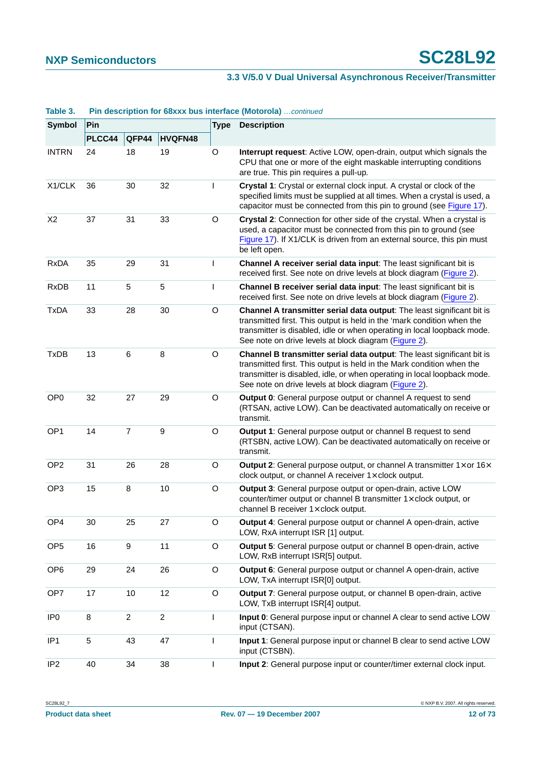**Table 3. Pin description for 68xxx bus interface (Motorola)** *...continued*

| Symbol | Pin | | | Type | Description |
|---|---|---|---|---|---|
| | PLCC44 | QFP44 | HVQFN48 | | |
| INTRN | 24 | 18 | 19 | O | **Interrupt request**: Active LOW, open-drain, output which signals the CPU that one or more of the eight maskable interrupting conditions are true. This pin requires a pull-up. |
| X1/CLK | 36 | 30 | 32 | I | **Crystal 1**: Crystal or external clock input. A crystal or clock of the specified limits must be supplied at all times. When a crystal is used, a capacitor must be connected from this pin to ground (see Figure 17). |
| X2 | 37 | 31 | 33 | O | **Crystal 2**: Connection for other side of the crystal. When a crystal is used, a capacitor must be connected from this pin to ground (see Figure 17). If X1/CLK is driven from an external source, this pin must be left open. |
| RxDA | 35 | 29 | 31 | I | **Channel A receiver serial data input**: The least significant bit is received first. See note on drive levels at block diagram (Figure 2). |
| RxDB | 11 | 5 | 5 | I | **Channel B receiver serial data input**: The least significant bit is received first. See note on drive levels at block diagram (Figure 2). |
| TxDA | 33 | 28 | 30 | O | **Channel A transmitter serial data output**: The least significant bit is transmitted first. This output is held in the 'mark condition when the transmitter is disabled, idle or when operating in local loopback mode. See note on drive levels at block diagram (Figure 2). |
| TxDB | 13 | 6 | 8 | O | **Channel B transmitter serial data output**: The least significant bit is transmitted first. This output is held in the Mark condition when the transmitter is disabled, idle, or when operating in local loopback mode. See note on drive levels at block diagram (Figure 2). |
| OP0 | 32 | 27 | 29 | O | **Output 0**: General purpose output or channel A request to send (RTSAN, active LOW). Can be deactivated automatically on receive or transmit. |
| OP1 | 14 | 7 | 9 | O | **Output 1**: General purpose output or channel B request to send (RTSBN, active LOW). Can be deactivated automatically on receive or transmit. |
| OP2 | 31 | 26 | 28 | O | **Output 2**: General purpose output, or channel A transmitter 1× or 16× clock output, or channel A receiver 1× clock output. |
| OP3 | 15 | 8 | 10 | O | **Output 3**: General purpose output or open-drain, active LOW counter/timer output or channel B transmitter 1× clock output, or channel B receiver 1× clock output. |
| OP4 | 30 | 25 | 27 | O | **Output 4**: General purpose output or channel A open-drain, active LOW, RxA interrupt ISR [1] output. |
| OP5 | 16 | 9 | 11 | O | **Output 5**: General purpose output or channel B open-drain, active LOW, RxB interrupt ISR[5] output. |
| OP6 | 29 | 24 | 26 | O | **Output 6**: General purpose output or channel A open-drain, active LOW, TxA interrupt ISR[0] output. |
| OP7 | 17 | 10 | 12 | O | **Output 7**: General purpose output, or channel B open-drain, active LOW, TxB interrupt ISR[4] output. |
| IP0 | 8 | 2 | 2 | I | **Input 0**: General purpose input or channel A clear to send active LOW input (CTSAN). |
| IP1 | 5 | 43 | 47 | I | **Input 1**: General purpose input or channel B clear to send active LOW input (CTSBN). |
| IP2 | 40 | 34 | 38 | I | **Input 2**: General purpose input or counter/timer external clock input. |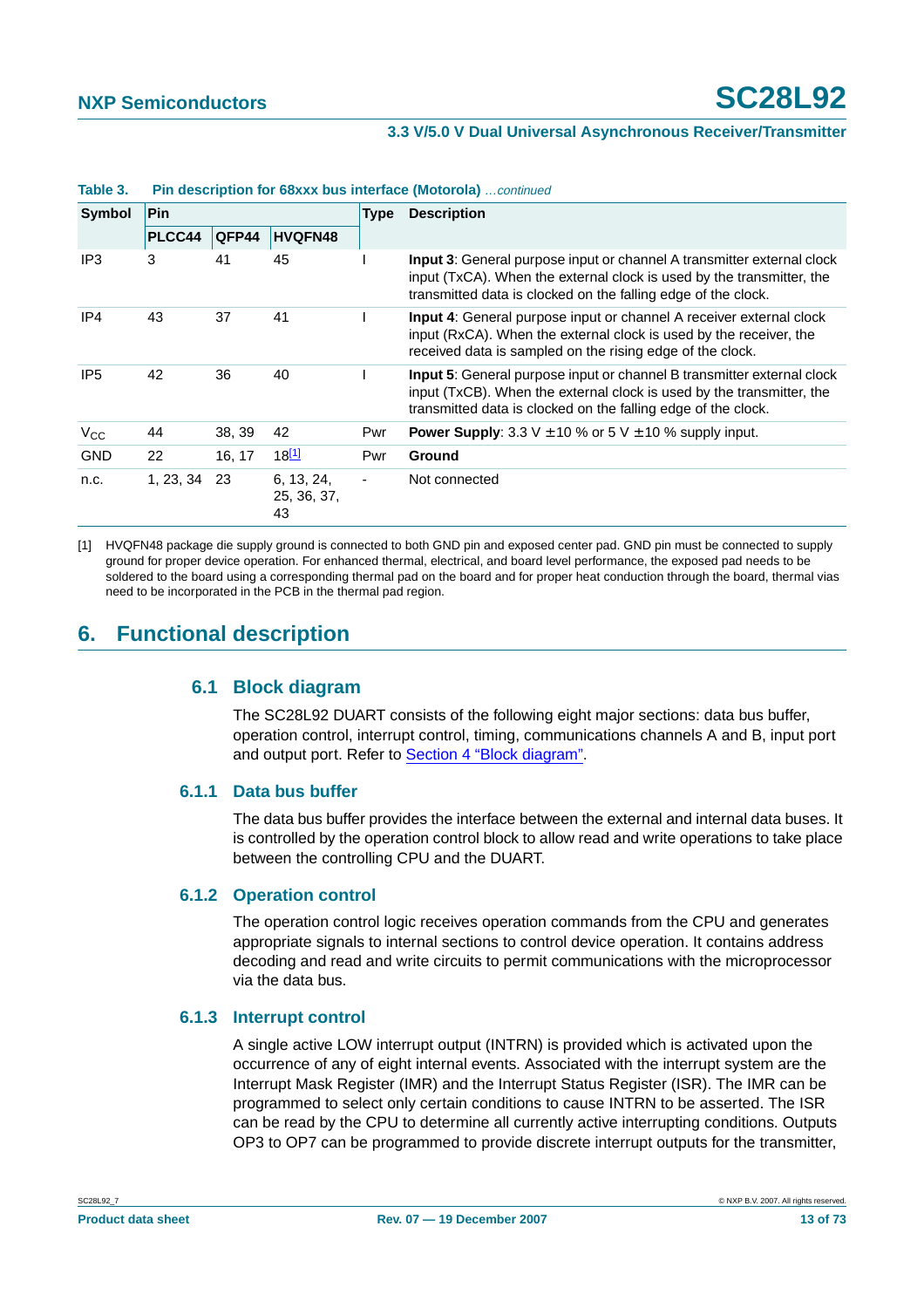**Table 3. Pin description for 68xxx bus interface (Motorola)** *…continued*

| Symbol | Pin | | | Type | Description |
|---|---|---|---|---|---|
| | PLCC44 | QFP44 | HVQFN48 | | |
| IP3 | 3 | 41 | 45 | I | **Input 3**: General purpose input or channel A transmitter external clock input (TxCA). When the external clock is used by the transmitter, the transmitted data is clocked on the falling edge of the clock. |
| IP4 | 43 | 37 | 41 | I | **Input 4**: General purpose input or channel A receiver external clock input (RxCA). When the external clock is used by the receiver, the received data is sampled on the rising edge of the clock. |
| IP5 | 42 | 36 | 40 | I | **Input 5**: General purpose input or channel B transmitter external clock input (TxCB). When the external clock is used by the transmitter, the transmitted data is clocked on the falling edge of the clock. |
| $V_{CC}$ | 44 | 38, 39 | 42 | Pwr | **Power Supply**: 3.3 V ± 10 % or 5 V ± 10 % supply input. |
| GND | 22 | 16, 17 | 18[1] | Pwr | **Ground** |
| n.c. | 1, 23, 34 | 23 | 6, 13, 24, 25, 36, 37, 43 | - | Not connected |

[1] HVQFN48 package die supply ground is connected to both GND pin and exposed center pad. GND pin must be connected to supply ground for proper device operation. For enhanced thermal, electrical, and board level performance, the exposed pad needs to be soldered to the board using a corresponding thermal pad on the board and for proper heat conduction through the board, thermal vias need to be incorporated in the PCB in the thermal pad region.

# 6. Functional description

## 6.1 Block diagram

The SC28L92 DUART consists of the following eight major sections: data bus buffer, operation control, interrupt control, timing, communications channels A and B, input port and output port. Refer to Section 4 "Block diagram".

### 6.1.1 Data bus buffer

The data bus buffer provides the interface between the external and internal data buses. It is controlled by the operation control block to allow read and write operations to take place between the controlling CPU and the DUART.

### 6.1.2 Operation control

The operation control logic receives operation commands from the CPU and generates appropriate signals to internal sections to control device operation. It contains address decoding and read and write circuits to permit communications with the microprocessor via the data bus.

### 6.1.3 Interrupt control

A single active LOW interrupt output (INTRN) is provided which is activated upon the occurrence of any of eight internal events. Associated with the interrupt system are the Interrupt Mask Register (IMR) and the Interrupt Status Register (ISR). The IMR can be programmed to select only certain conditions to cause INTRN to be asserted. The ISR can be read by the CPU to determine all currently active interrupting conditions. Outputs OP3 to OP7 can be programmed to provide discrete interrupt outputs for the transmitter,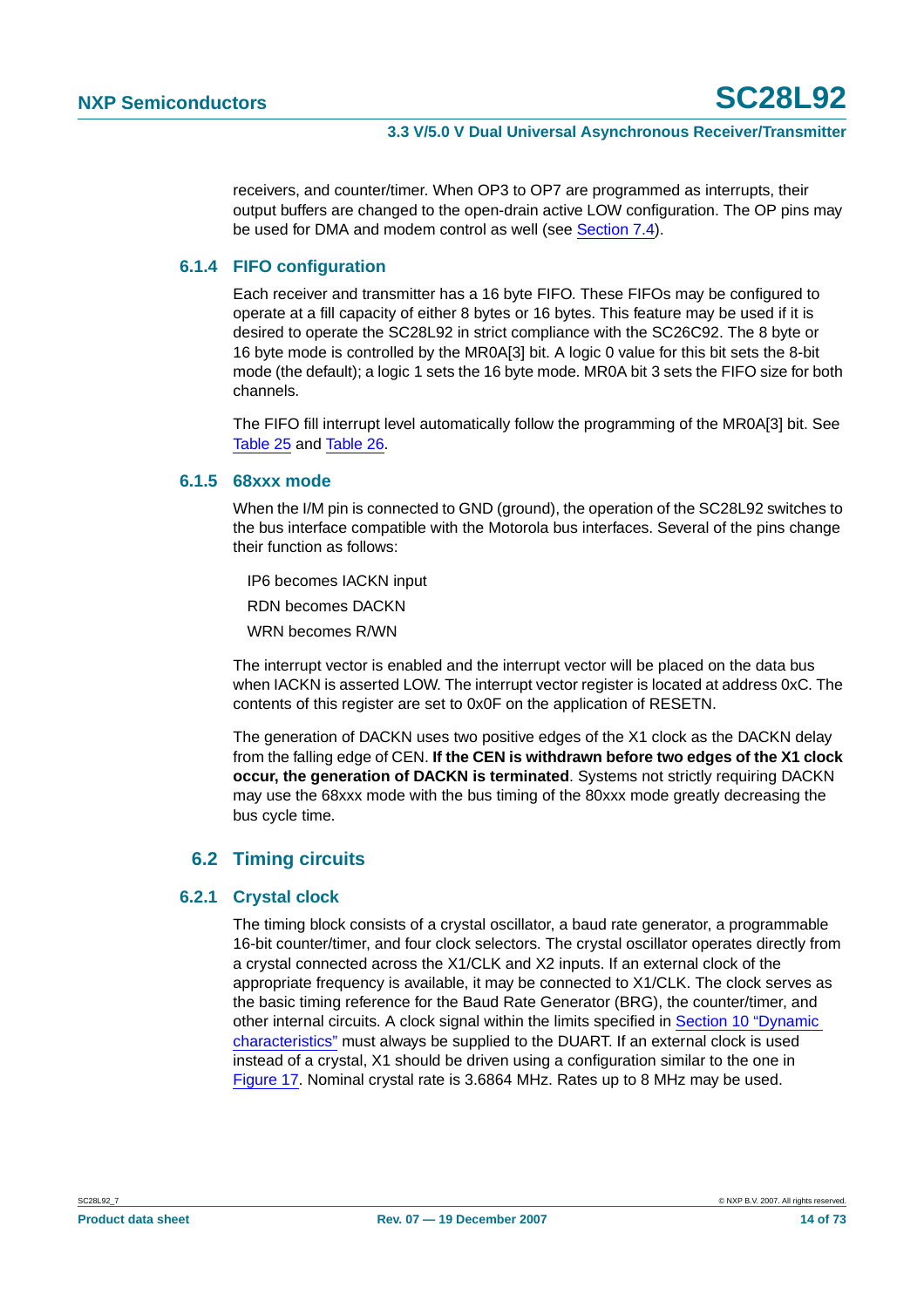receivers, and counter/timer. When OP3 to OP7 are programmed as interrupts, their output buffers are changed to the open-drain active LOW configuration. The OP pins may be used for DMA and modem control as well (see Section 7.4).

### 6.1.4 FIFO configuration

Each receiver and transmitter has a 16 byte FIFO. These FIFOs may be configured to operate at a fill capacity of either 8 bytes or 16 bytes. This feature may be used if it is desired to operate the SC28L92 in strict compliance with the SC26C92. The 8 byte or 16 byte mode is controlled by the MR0A[3] bit. A logic 0 value for this bit sets the 8-bit mode (the default); a logic 1 sets the 16 byte mode. MR0A bit 3 sets the FIFO size for both channels.

The FIFO fill interrupt level automatically follow the programming of the MR0A[3] bit. See Table 25 and Table 26.

### 6.1.5 68xxx mode

When the I/M pin is connected to GND (ground), the operation of the SC28L92 switches to the bus interface compatible with the Motorola bus interfaces. Several of the pins change their function as follows:

IP6 becomes IACKN input

RDN becomes DACKN

WRN becomes R/WN

The interrupt vector is enabled and the interrupt vector will be placed on the data bus when IACKN is asserted LOW. The interrupt vector register is located at address 0xC. The contents of this register are set to 0x0F on the application of RESETN.

The generation of DACKN uses two positive edges of the X1 clock as the DACKN delay from the falling edge of CEN. **If the CEN is withdrawn before two edges of the X1 clock occur, the generation of DACKN is terminated**. Systems not strictly requiring DACKN may use the 68xxx mode with the bus timing of the 80xxx mode greatly decreasing the bus cycle time.

## 6.2 Timing circuits

### 6.2.1 Crystal clock

The timing block consists of a crystal oscillator, a baud rate generator, a programmable 16-bit counter/timer, and four clock selectors. The crystal oscillator operates directly from a crystal connected across the X1/CLK and X2 inputs. If an external clock of the appropriate frequency is available, it may be connected to X1/CLK. The clock serves as the basic timing reference for the Baud Rate Generator (BRG), the counter/timer, and other internal circuits. A clock signal within the limits specified in Section 10 “Dynamic characteristics” must always be supplied to the DUART. If an external clock is used instead of a crystal, X1 should be driven using a configuration similar to the one in Figure 17. Nominal crystal rate is 3.6864 MHz. Rates up to 8 MHz may be used.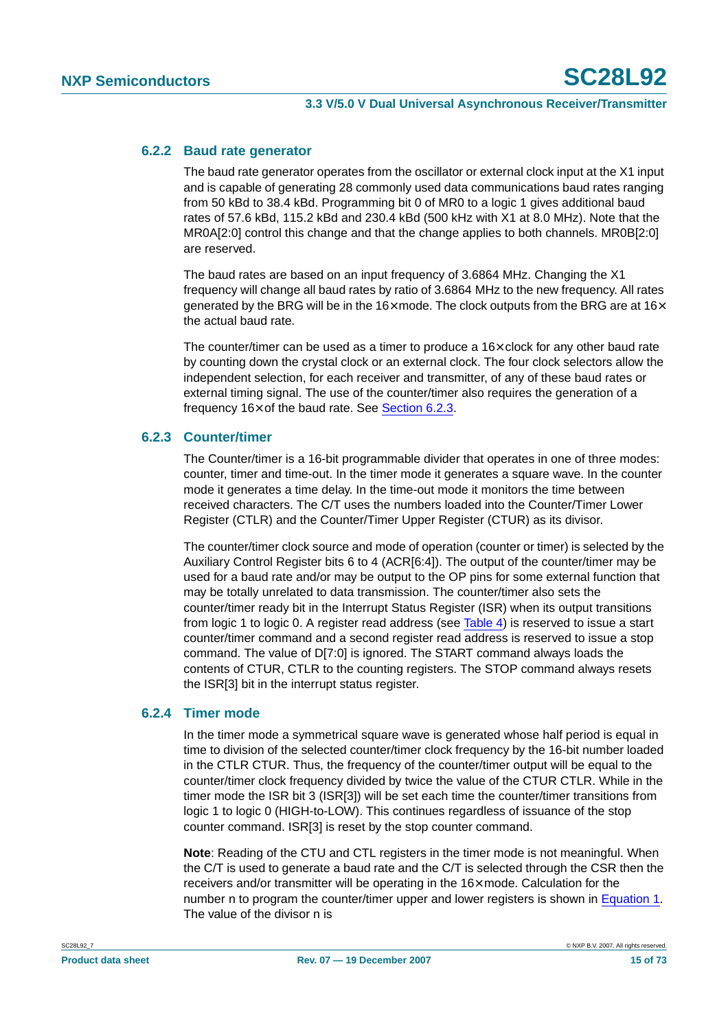### 6.2.2 Baud rate generator

The baud rate generator operates from the oscillator or external clock input at the X1 input and is capable of generating 28 commonly used data communications baud rates ranging from 50 kBd to 38.4 kBd. Programming bit 0 of MR0 to a logic 1 gives additional baud rates of 57.6 kBd, 115.2 kBd and 230.4 kBd (500 kHz with X1 at 8.0 MHz). Note that the MR0A[2:0] control this change and that the change applies to both channels. MR0B[2:0] are reserved.

The baud rates are based on an input frequency of 3.6864 MHz. Changing the X1 frequency will change all baud rates by ratio of 3.6864 MHz to the new frequency. All rates generated by the BRG will be in the 16× mode. The clock outputs from the BRG are at 16× the actual baud rate.

The counter/timer can be used as a timer to produce a 16× clock for any other baud rate by counting down the crystal clock or an external clock. The four clock selectors allow the independent selection, for each receiver and transmitter, of any of these baud rates or external timing signal. The use of the counter/timer also requires the generation of a frequency 16× of the baud rate. See Section 6.2.3.

### 6.2.3 Counter/timer

The Counter/timer is a 16-bit programmable divider that operates in one of three modes: counter, timer and time-out. In the timer mode it generates a square wave. In the counter mode it generates a time delay. In the time-out mode it monitors the time between received characters. The C/T uses the numbers loaded into the Counter/Timer Lower Register (CTLR) and the Counter/Timer Upper Register (CTUR) as its divisor.

The counter/timer clock source and mode of operation (counter or timer) is selected by the Auxiliary Control Register bits 6 to 4 (ACR[6:4]). The output of the counter/timer may be used for a baud rate and/or may be output to the OP pins for some external function that may be totally unrelated to data transmission. The counter/timer also sets the counter/timer ready bit in the Interrupt Status Register (ISR) when its output transitions from logic 1 to logic 0. A register read address (see Table 4) is reserved to issue a start counter/timer command and a second register read address is reserved to issue a stop command. The value of D[7:0] is ignored. The START command always loads the contents of CTUR, CTLR to the counting registers. The STOP command always resets the ISR[3] bit in the interrupt status register.

### 6.2.4 Timer mode

In the timer mode a symmetrical square wave is generated whose half period is equal in time to division of the selected counter/timer clock frequency by the 16-bit number loaded in the CTLR CTUR. Thus, the frequency of the counter/timer output will be equal to the counter/timer clock frequency divided by twice the value of the CTUR CTLR. While in the timer mode the ISR bit 3 (ISR[3]) will be set each time the counter/timer transitions from logic 1 to logic 0 (HIGH-to-LOW). This continues regardless of issuance of the stop counter command. ISR[3] is reset by the stop counter command.

**Note**: Reading of the CTU and CTL registers in the timer mode is not meaningful. When the C/T is used to generate a baud rate and the C/T is selected through the CSR then the receivers and/or transmitter will be operating in the 16× mode. Calculation for the number n to program the counter/timer upper and lower registers is shown in Equation 1. The value of the divisor n is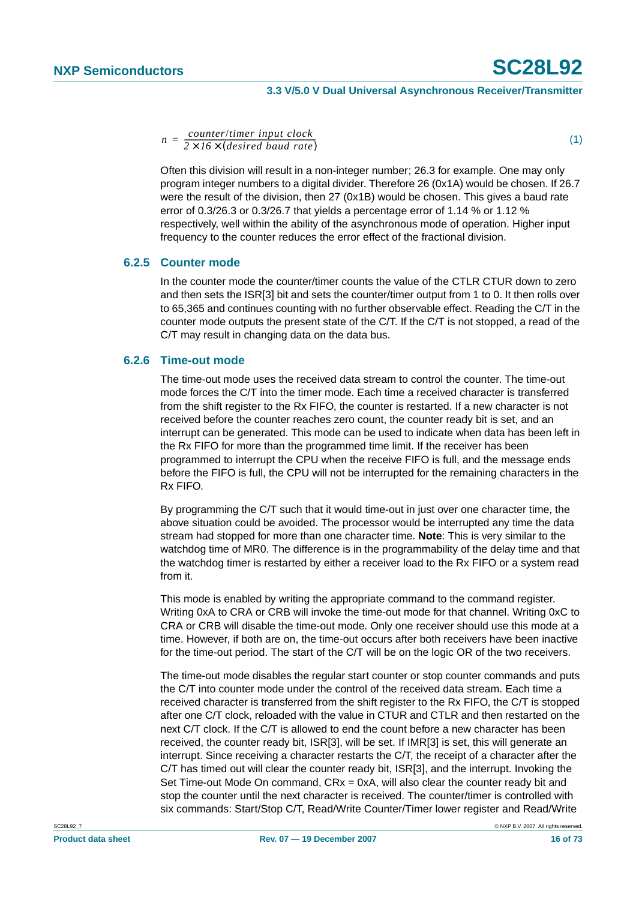$$n = \frac{counter/timer\ input\ clock}{2 \times 16 \times (desired\ baud\ rate)} \quad (1)$$

Often this division will result in a non-integer number; 26.3 for example. One may only program integer numbers to a digital divider. Therefore 26 (0x1A) would be chosen. If 26.7 were the result of the division, then 27 (0x1B) would be chosen. This gives a baud rate error of 0.3/26.3 or 0.3/26.7 that yields a percentage error of 1.14 % or 1.12 % respectively, well within the ability of the asynchronous mode of operation. Higher input frequency to the counter reduces the error effect of the fractional division.

### 6.2.5 Counter mode

In the counter mode the counter/timer counts the value of the CTLR CTUR down to zero and then sets the ISR[3] bit and sets the counter/timer output from 1 to 0. It then rolls over to 65,365 and continues counting with no further observable effect. Reading the C/T in the counter mode outputs the present state of the C/T. If the C/T is not stopped, a read of the C/T may result in changing data on the data bus.

### 6.2.6 Time-out mode

The time-out mode uses the received data stream to control the counter. The time-out mode forces the C/T into the timer mode. Each time a received character is transferred from the shift register to the Rx FIFO, the counter is restarted. If a new character is not received before the counter reaches zero count, the counter ready bit is set, and an interrupt can be generated. This mode can be used to indicate when data has been left in the Rx FIFO for more than the programmed time limit. If the receiver has been programmed to interrupt the CPU when the receive FIFO is full, and the message ends before the FIFO is full, the CPU will not be interrupted for the remaining characters in the Rx FIFO.

By programming the C/T such that it would time-out in just over one character time, the above situation could be avoided. The processor would be interrupted any time the data stream had stopped for more than one character time. **Note**: This is very similar to the watchdog time of MR0. The difference is in the programmability of the delay time and that the watchdog timer is restarted by either a receiver load to the Rx FIFO or a system read from it.

This mode is enabled by writing the appropriate command to the command register. Writing 0xA to CRA or CRB will invoke the time-out mode for that channel. Writing 0xC to CRA or CRB will disable the time-out mode. Only one receiver should use this mode at a time. However, if both are on, the time-out occurs after both receivers have been inactive for the time-out period. The start of the C/T will be on the logic OR of the two receivers.

The time-out mode disables the regular start counter or stop counter commands and puts the C/T into counter mode under the control of the received data stream. Each time a received character is transferred from the shift register to the Rx FIFO, the C/T is stopped after one C/T clock, reloaded with the value in CTUR and CTLR and then restarted on the next C/T clock. If the C/T is allowed to end the count before a new character has been received, the counter ready bit, ISR[3], will be set. If IMR[3] is set, this will generate an interrupt. Since receiving a character restarts the C/T, the receipt of a character after the C/T has timed out will clear the counter ready bit, ISR[3], and the interrupt. Invoking the Set Time-out Mode On command, CRx = 0xA, will also clear the counter ready bit and stop the counter until the next character is received. The counter/timer is controlled with six commands: Start/Stop C/T, Read/Write Counter/Timer lower register and Read/Write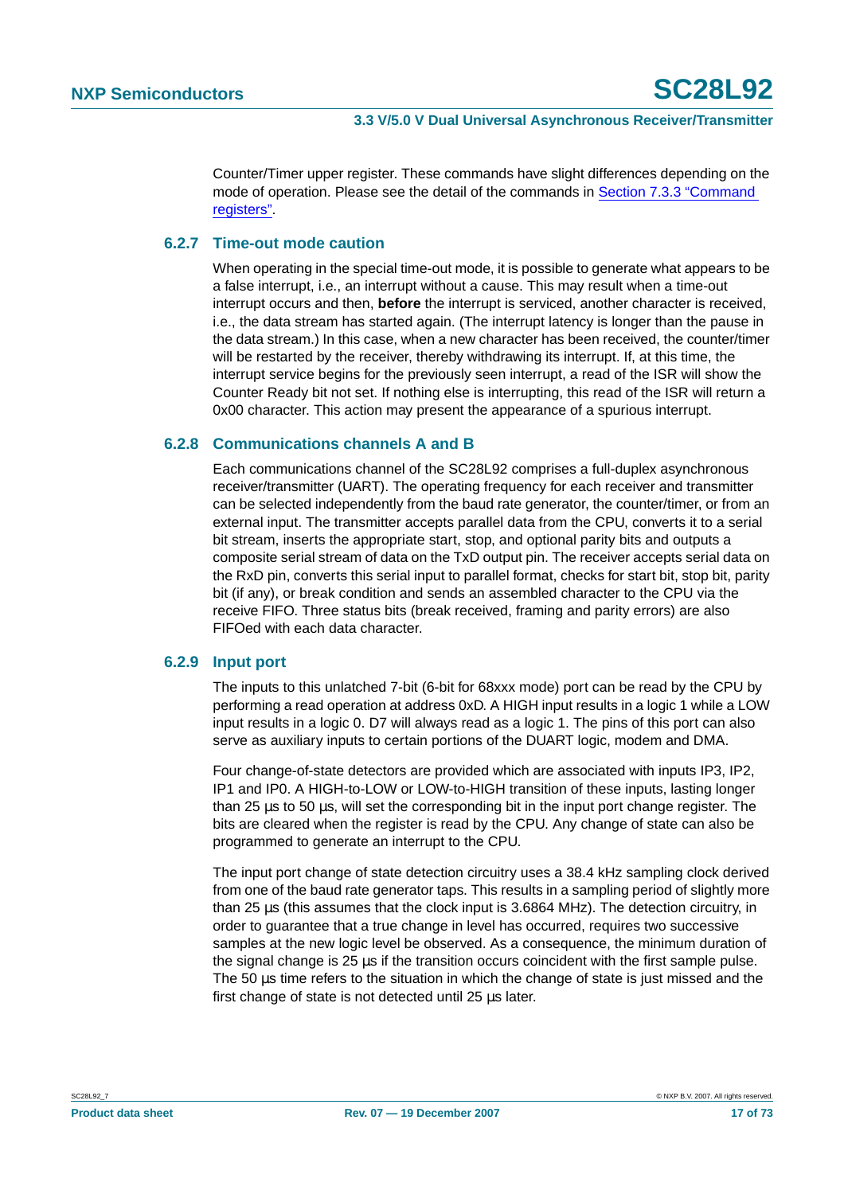Counter/Timer upper register. These commands have slight differences depending on the mode of operation. Please see the detail of the commands in Section 7.3.3 "Command registers".

### 6.2.7 Time-out mode caution

When operating in the special time-out mode, it is possible to generate what appears to be a false interrupt, i.e., an interrupt without a cause. This may result when a time-out interrupt occurs and then, **before** the interrupt is serviced, another character is received, i.e., the data stream has started again. (The interrupt latency is longer than the pause in the data stream.) In this case, when a new character has been received, the counter/timer will be restarted by the receiver, thereby withdrawing its interrupt. If, at this time, the interrupt service begins for the previously seen interrupt, a read of the ISR will show the Counter Ready bit not set. If nothing else is interrupting, this read of the ISR will return a 0x00 character. This action may present the appearance of a spurious interrupt.

### 6.2.8 Communications channels A and B

Each communications channel of the SC28L92 comprises a full-duplex asynchronous receiver/transmitter (UART). The operating frequency for each receiver and transmitter can be selected independently from the baud rate generator, the counter/timer, or from an external input. The transmitter accepts parallel data from the CPU, converts it to a serial bit stream, inserts the appropriate start, stop, and optional parity bits and outputs a composite serial stream of data on the TxD output pin. The receiver accepts serial data on the RxD pin, converts this serial input to parallel format, checks for start bit, stop bit, parity bit (if any), or break condition and sends an assembled character to the CPU via the receive FIFO. Three status bits (break received, framing and parity errors) are also FIFOed with each data character.

### 6.2.9 Input port

The inputs to this unlatched 7-bit (6-bit for 68xxx mode) port can be read by the CPU by performing a read operation at address 0xD. A HIGH input results in a logic 1 while a LOW input results in a logic 0. D7 will always read as a logic 1. The pins of this port can also serve as auxiliary inputs to certain portions of the DUART logic, modem and DMA.

Four change-of-state detectors are provided which are associated with inputs IP3, IP2, IP1 and IP0. A HIGH-to-LOW or LOW-to-HIGH transition of these inputs, lasting longer than 25 µs to 50 µs, will set the corresponding bit in the input port change register. The bits are cleared when the register is read by the CPU. Any change of state can also be programmed to generate an interrupt to the CPU.

The input port change of state detection circuitry uses a 38.4 kHz sampling clock derived from one of the baud rate generator taps. This results in a sampling period of slightly more than 25 µs (this assumes that the clock input is 3.6864 MHz). The detection circuitry, in order to guarantee that a true change in level has occurred, requires two successive samples at the new logic level be observed. As a consequence, the minimum duration of the signal change is 25 µs if the transition occurs coincident with the first sample pulse. The 50 µs time refers to the situation in which the change of state is just missed and the first change of state is not detected until 25 µs later.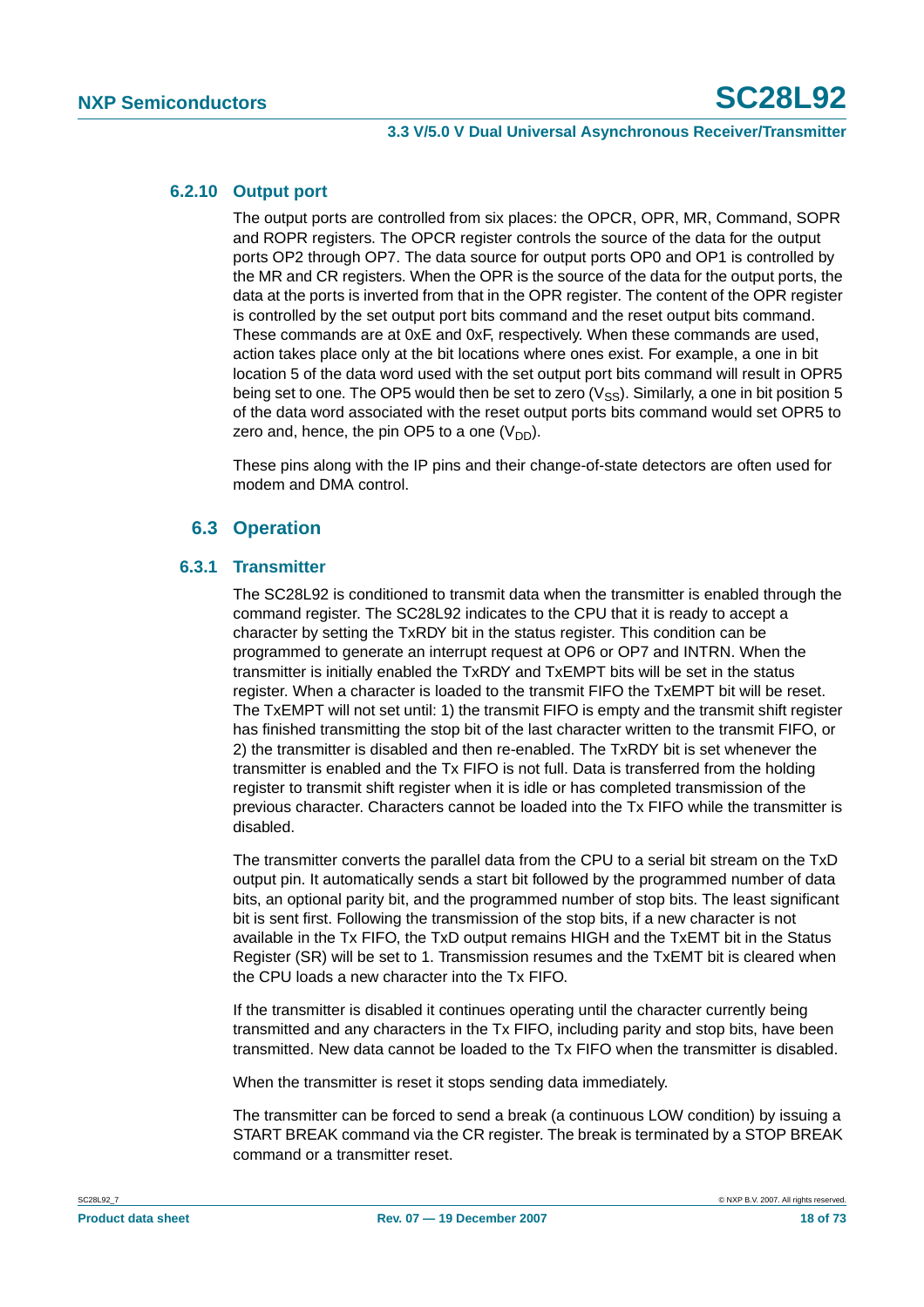### 6.2.10 Output port

The output ports are controlled from six places: the OPCR, OPR, MR, Command, SOPR and ROPR registers. The OPCR register controls the source of the data for the output ports OP2 through OP7. The data source for output ports OP0 and OP1 is controlled by the MR and CR registers. When the OPR is the source of the data for the output ports, the data at the ports is inverted from that in the OPR register. The content of the OPR register is controlled by the set output port bits command and the reset output bits command. These commands are at 0xE and 0xF, respectively. When these commands are used, action takes place only at the bit locations where ones exist. For example, a one in bit location 5 of the data word used with the set output port bits command will result in OPR5 being set to one. The OP5 would then be set to zero ($V_{SS}$). Similarly, a one in bit position 5 of the data word associated with the reset output ports bits command would set OPR5 to zero and, hence, the pin OP5 to a one ($V_{DD}$).

These pins along with the IP pins and their change-of-state detectors are often used for modem and DMA control.

## 6.3 Operation

### 6.3.1 Transmitter

The SC28L92 is conditioned to transmit data when the transmitter is enabled through the command register. The SC28L92 indicates to the CPU that it is ready to accept a character by setting the TxRDY bit in the status register. This condition can be programmed to generate an interrupt request at OP6 or OP7 and INTRN. When the transmitter is initially enabled the TxRDY and TxEMPT bits will be set in the status register. When a character is loaded to the transmit FIFO the TxEMPT bit will be reset. The TxEMPT will not set until: 1) the transmit FIFO is empty and the transmit shift register has finished transmitting the stop bit of the last character written to the transmit FIFO, or 2) the transmitter is disabled and then re-enabled. The TxRDY bit is set whenever the transmitter is enabled and the Tx FIFO is not full. Data is transferred from the holding register to transmit shift register when it is idle or has completed transmission of the previous character. Characters cannot be loaded into the Tx FIFO while the transmitter is disabled.

The transmitter converts the parallel data from the CPU to a serial bit stream on the TxD output pin. It automatically sends a start bit followed by the programmed number of data bits, an optional parity bit, and the programmed number of stop bits. The least significant bit is sent first. Following the transmission of the stop bits, if a new character is not available in the Tx FIFO, the TxD output remains HIGH and the TxEMT bit in the Status Register (SR) will be set to 1. Transmission resumes and the TxEMT bit is cleared when the CPU loads a new character into the Tx FIFO.

If the transmitter is disabled it continues operating until the character currently being transmitted and any characters in the Tx FIFO, including parity and stop bits, have been transmitted. New data cannot be loaded to the Tx FIFO when the transmitter is disabled.

When the transmitter is reset it stops sending data immediately.

The transmitter can be forced to send a break (a continuous LOW condition) by issuing a START BREAK command via the CR register. The break is terminated by a STOP BREAK command or a transmitter reset.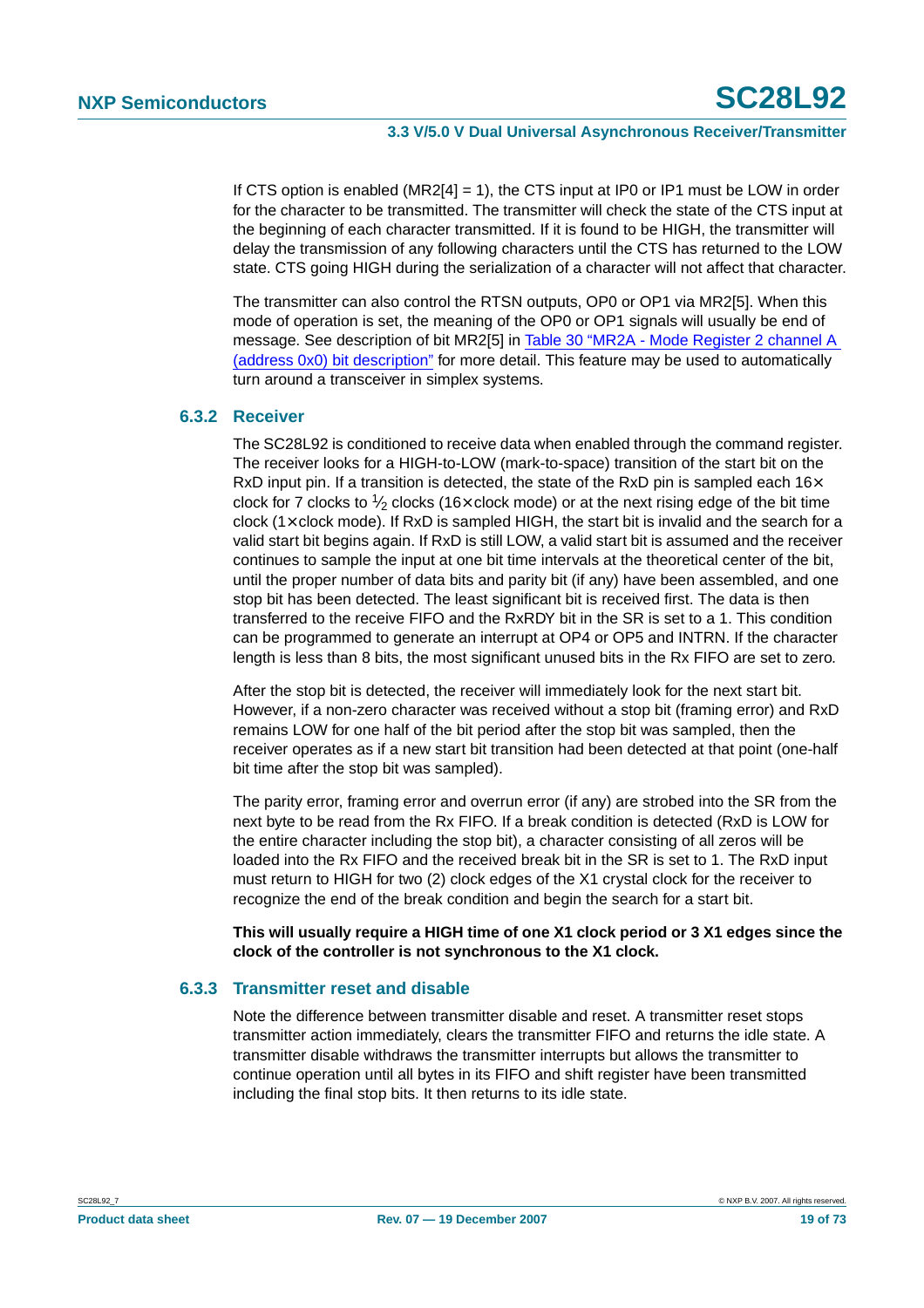If CTS option is enabled (MR2[4] = 1), the CTS input at IP0 or IP1 must be LOW in order for the character to be transmitted. The transmitter will check the state of the CTS input at the beginning of each character transmitted. If it is found to be HIGH, the transmitter will delay the transmission of any following characters until the CTS has returned to the LOW state. CTS going HIGH during the serialization of a character will not affect that character.

The transmitter can also control the RTSN outputs, OP0 or OP1 via MR2[5]. When this mode of operation is set, the meaning of the OP0 or OP1 signals will usually be end of message. See description of bit MR2[5] in Table 30 "MR2A - Mode Register 2 channel A (address 0x0) bit description" for more detail. This feature may be used to automatically turn around a transceiver in simplex systems.

### 6.3.2 Receiver

The SC28L92 is conditioned to receive data when enabled through the command register. The receiver looks for a HIGH-to-LOW (mark-to-space) transition of the start bit on the RxD input pin. If a transition is detected, the state of the RxD pin is sampled each 16× clock for 7 clocks to $\frac{1}{2}$ clocks (16× clock mode) or at the next rising edge of the bit time clock (1× clock mode). If RxD is sampled HIGH, the start bit is invalid and the search for a valid start bit begins again. If RxD is still LOW, a valid start bit is assumed and the receiver continues to sample the input at one bit time intervals at the theoretical center of the bit, until the proper number of data bits and parity bit (if any) have been assembled, and one stop bit has been detected. The least significant bit is received first. The data is then transferred to the receive FIFO and the RxRDY bit in the SR is set to a 1. This condition can be programmed to generate an interrupt at OP4 or OP5 and INTRN. If the character length is less than 8 bits, the most significant unused bits in the Rx FIFO are set to zero.

After the stop bit is detected, the receiver will immediately look for the next start bit. However, if a non-zero character was received without a stop bit (framing error) and RxD remains LOW for one half of the bit period after the stop bit was sampled, then the receiver operates as if a new start bit transition had been detected at that point (one-half bit time after the stop bit was sampled).

The parity error, framing error and overrun error (if any) are strobed into the SR from the next byte to be read from the Rx FIFO. If a break condition is detected (RxD is LOW for the entire character including the stop bit), a character consisting of all zeros will be loaded into the Rx FIFO and the received break bit in the SR is set to 1. The RxD input must return to HIGH for two (2) clock edges of the X1 crystal clock for the receiver to recognize the end of the break condition and begin the search for a start bit.

**This will usually require a HIGH time of one X1 clock period or 3 X1 edges since the clock of the controller is not synchronous to the X1 clock.**

### 6.3.3 Transmitter reset and disable

Note the difference between transmitter disable and reset. A transmitter reset stops transmitter action immediately, clears the transmitter FIFO and returns the idle state. A transmitter disable withdraws the transmitter interrupts but allows the transmitter to continue operation until all bytes in its FIFO and shift register have been transmitted including the final stop bits. It then returns to its idle state.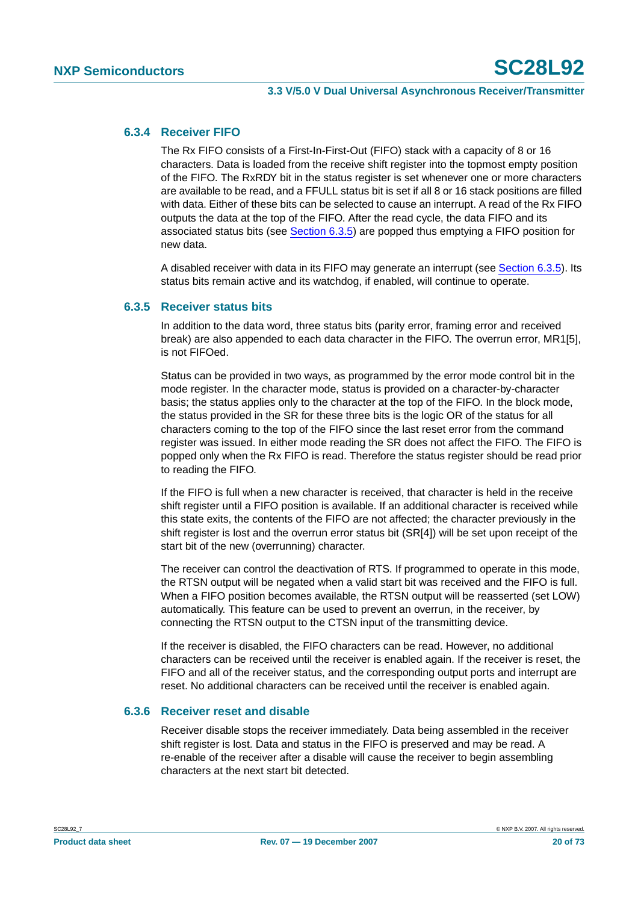### 6.3.4 Receiver FIFO

The Rx FIFO consists of a First-In-First-Out (FIFO) stack with a capacity of 8 or 16 characters. Data is loaded from the receive shift register into the topmost empty position of the FIFO. The RxRDY bit in the status register is set whenever one or more characters are available to be read, and a FFULL status bit is set if all 8 or 16 stack positions are filled with data. Either of these bits can be selected to cause an interrupt. A read of the Rx FIFO outputs the data at the top of the FIFO. After the read cycle, the data FIFO and its associated status bits (see Section 6.3.5) are popped thus emptying a FIFO position for new data.

A disabled receiver with data in its FIFO may generate an interrupt (see Section 6.3.5). Its status bits remain active and its watchdog, if enabled, will continue to operate.

### 6.3.5 Receiver status bits

In addition to the data word, three status bits (parity error, framing error and received break) are also appended to each data character in the FIFO. The overrun error, MR1[5], is not FIFOed.

Status can be provided in two ways, as programmed by the error mode control bit in the mode register. In the character mode, status is provided on a character-by-character basis; the status applies only to the character at the top of the FIFO. In the block mode, the status provided in the SR for these three bits is the logic OR of the status for all characters coming to the top of the FIFO since the last reset error from the command register was issued. In either mode reading the SR does not affect the FIFO. The FIFO is popped only when the Rx FIFO is read. Therefore the status register should be read prior to reading the FIFO.

If the FIFO is full when a new character is received, that character is held in the receive shift register until a FIFO position is available. If an additional character is received while this state exits, the contents of the FIFO are not affected; the character previously in the shift register is lost and the overrun error status bit (SR[4]) will be set upon receipt of the start bit of the new (overrunning) character.

The receiver can control the deactivation of RTS. If programmed to operate in this mode, the RTSN output will be negated when a valid start bit was received and the FIFO is full. When a FIFO position becomes available, the RTSN output will be reasserted (set LOW) automatically. This feature can be used to prevent an overrun, in the receiver, by connecting the RTSN output to the CTSN input of the transmitting device.

If the receiver is disabled, the FIFO characters can be read. However, no additional characters can be received until the receiver is enabled again. If the receiver is reset, the FIFO and all of the receiver status, and the corresponding output ports and interrupt are reset. No additional characters can be received until the receiver is enabled again.

### 6.3.6 Receiver reset and disable

Receiver disable stops the receiver immediately. Data being assembled in the receiver shift register is lost. Data and status in the FIFO is preserved and may be read. A re-enable of the receiver after a disable will cause the receiver to begin assembling characters at the next start bit detected.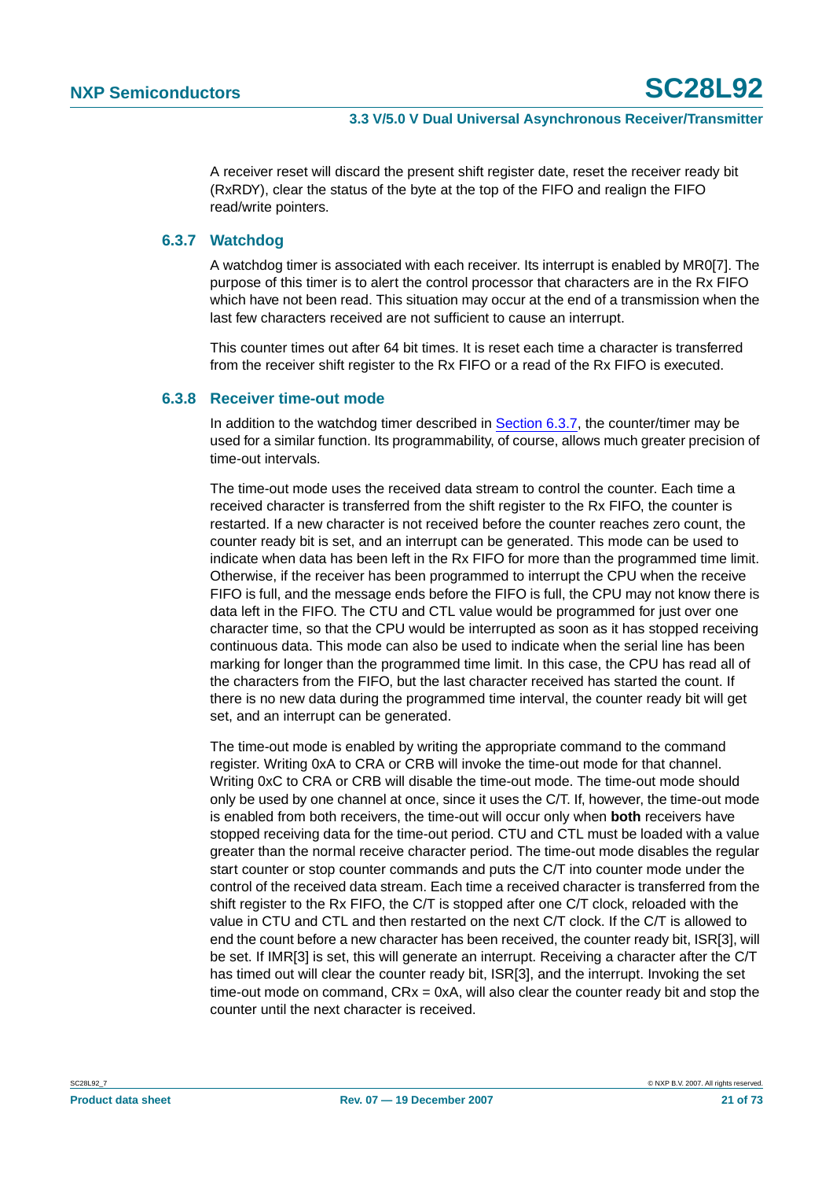A receiver reset will discard the present shift register date, reset the receiver ready bit (RxRDY), clear the status of the byte at the top of the FIFO and realign the FIFO read/write pointers.

### 6.3.7 Watchdog

A watchdog timer is associated with each receiver. Its interrupt is enabled by MR0[7]. The purpose of this timer is to alert the control processor that characters are in the Rx FIFO which have not been read. This situation may occur at the end of a transmission when the last few characters received are not sufficient to cause an interrupt.

This counter times out after 64 bit times. It is reset each time a character is transferred from the receiver shift register to the Rx FIFO or a read of the Rx FIFO is executed.

### 6.3.8 Receiver time-out mode

In addition to the watchdog timer described in Section 6.3.7, the counter/timer may be used for a similar function. Its programmability, of course, allows much greater precision of time-out intervals.

The time-out mode uses the received data stream to control the counter. Each time a received character is transferred from the shift register to the Rx FIFO, the counter is restarted. If a new character is not received before the counter reaches zero count, the counter ready bit is set, and an interrupt can be generated. This mode can be used to indicate when data has been left in the Rx FIFO for more than the programmed time limit. Otherwise, if the receiver has been programmed to interrupt the CPU when the receive FIFO is full, and the message ends before the FIFO is full, the CPU may not know there is data left in the FIFO. The CTU and CTL value would be programmed for just over one character time, so that the CPU would be interrupted as soon as it has stopped receiving continuous data. This mode can also be used to indicate when the serial line has been marking for longer than the programmed time limit. In this case, the CPU has read all of the characters from the FIFO, but the last character received has started the count. If there is no new data during the programmed time interval, the counter ready bit will get set, and an interrupt can be generated.

The time-out mode is enabled by writing the appropriate command to the command register. Writing 0xA to CRA or CRB will invoke the time-out mode for that channel. Writing 0xC to CRA or CRB will disable the time-out mode. The time-out mode should only be used by one channel at once, since it uses the C/T. If, however, the time-out mode is enabled from both receivers, the time-out will occur only when **both** receivers have stopped receiving data for the time-out period. CTU and CTL must be loaded with a value greater than the normal receive character period. The time-out mode disables the regular start counter or stop counter commands and puts the C/T into counter mode under the control of the received data stream. Each time a received character is transferred from the shift register to the Rx FIFO, the C/T is stopped after one C/T clock, reloaded with the value in CTU and CTL and then restarted on the next C/T clock. If the C/T is allowed to end the count before a new character has been received, the counter ready bit, ISR[3], will be set. If IMR[3] is set, this will generate an interrupt. Receiving a character after the C/T has timed out will clear the counter ready bit, ISR[3], and the interrupt. Invoking the set time-out mode on command, CRx = 0xA, will also clear the counter ready bit and stop the counter until the next character is received.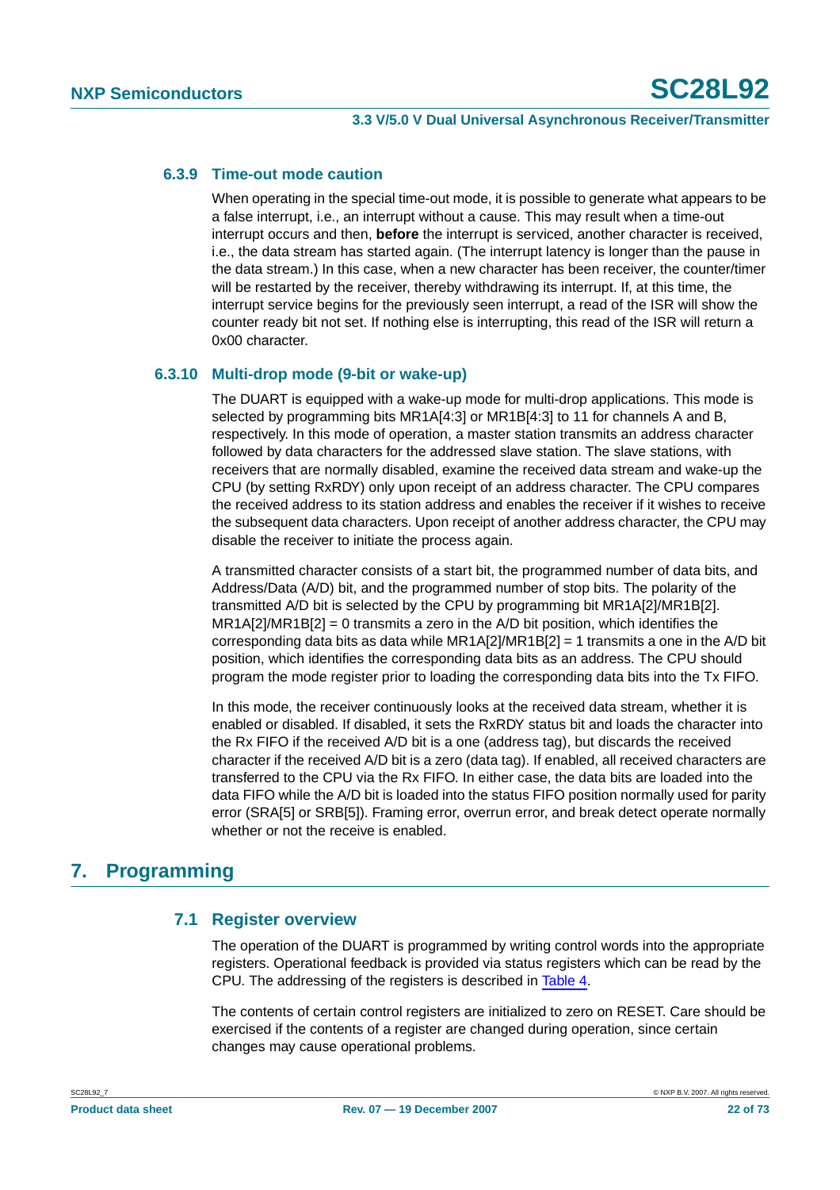### 6.3.9 Time-out mode caution

When operating in the special time-out mode, it is possible to generate what appears to be a false interrupt, i.e., an interrupt without a cause. This may result when a time-out interrupt occurs and then, **before** the interrupt is serviced, another character is received, i.e., the data stream has started again. (The interrupt latency is longer than the pause in the data stream.) In this case, when a new character has been receiver, the counter/timer will be restarted by the receiver, thereby withdrawing its interrupt. If, at this time, the interrupt service begins for the previously seen interrupt, a read of the ISR will show the counter ready bit not set. If nothing else is interrupting, this read of the ISR will return a 0x00 character.

### 6.3.10 Multi-drop mode (9-bit or wake-up)

The DUART is equipped with a wake-up mode for multi-drop applications. This mode is selected by programming bits MR1A[4:3] or MR1B[4:3] to 11 for channels A and B, respectively. In this mode of operation, a master station transmits an address character followed by data characters for the addressed slave station. The slave stations, with receivers that are normally disabled, examine the received data stream and wake-up the CPU (by setting RxRDY) only upon receipt of an address character. The CPU compares the received address to its station address and enables the receiver if it wishes to receive the subsequent data characters. Upon receipt of another address character, the CPU may disable the receiver to initiate the process again.

A transmitted character consists of a start bit, the programmed number of data bits, and Address/Data (A/D) bit, and the programmed number of stop bits. The polarity of the transmitted A/D bit is selected by the CPU by programming bit MR1A[2]/MR1B[2]. MR1A[2]/MR1B[2] = 0 transmits a zero in the A/D bit position, which identifies the corresponding data bits as data while MR1A[2]/MR1B[2] = 1 transmits a one in the A/D bit position, which identifies the corresponding data bits as an address. The CPU should program the mode register prior to loading the corresponding data bits into the Tx FIFO.

In this mode, the receiver continuously looks at the received data stream, whether it is enabled or disabled. If disabled, it sets the RxRDY status bit and loads the character into the Rx FIFO if the received A/D bit is a one (address tag), but discards the received character if the received A/D bit is a zero (data tag). If enabled, all received characters are transferred to the CPU via the Rx FIFO. In either case, the data bits are loaded into the data FIFO while the A/D bit is loaded into the status FIFO position normally used for parity error (SRA[5] or SRB[5]). Framing error, overrun error, and break detect operate normally whether or not the receive is enabled.

# 7. Programming

## 7.1 Register overview

The operation of the DUART is programmed by writing control words into the appropriate registers. Operational feedback is provided via status registers which can be read by the CPU. The addressing of the registers is described in Table 4.

The contents of certain control registers are initialized to zero on RESET. Care should be exercised if the contents of a register are changed during operation, since certain changes may cause operational problems.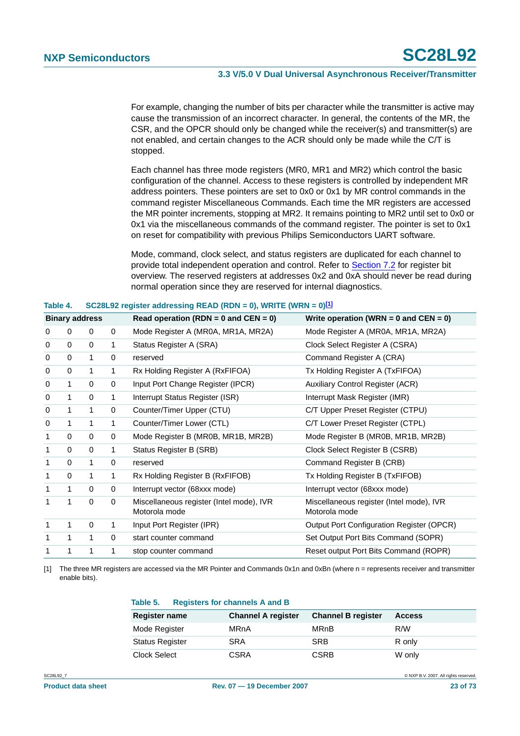For example, changing the number of bits per character while the transmitter is active may cause the transmission of an incorrect character. In general, the contents of the MR, the CSR, and the OPCR should only be changed while the receiver(s) and transmitter(s) are not enabled, and certain changes to the ACR should only be made while the C/T is stopped.

Each channel has three mode registers (MR0, MR1 and MR2) which control the basic configuration of the channel. Access to these registers is controlled by independent MR address pointers. These pointers are set to 0x0 or 0x1 by MR control commands in the command register Miscellaneous Commands. Each time the MR registers are accessed the MR pointer increments, stopping at MR2. It remains pointing to MR2 until set to 0x0 or 0x1 via the miscellaneous commands of the command register. The pointer is set to 0x1 on reset for compatibility with previous Philips Semiconductors UART software.

Mode, command, clock select, and status registers are duplicated for each channel to provide total independent operation and control. Refer to Section 7.2 for register bit overview. The reserved registers at addresses 0x2 and 0xA should never be read during normal operation since they are reserved for internal diagnostics.

**Table 4. SC28L92 register addressing READ (RDN = 0), WRITE (WRN = 0)[1]**

| Binary address | | | | Read operation (RDN = 0 and CEN = 0) | Write operation (WRN = 0 and CEN = 0) |
|---|---|---|---|---|---|
| 0 | 0 | 0 | 0 | Mode Register A (MR0A, MR1A, MR2A) | Mode Register A (MR0A, MR1A, MR2A) |
| 0 | 0 | 0 | 1 | Status Register A (SRA) | Clock Select Register A (CSRA) |
| 0 | 0 | 1 | 0 | reserved | Command Register A (CRA) |
| 0 | 0 | 1 | 1 | Rx Holding Register A (RxFIFOA) | Tx Holding Register A (TxFIFOA) |
| 0 | 1 | 0 | 0 | Input Port Change Register (IPCR) | Auxiliary Control Register (ACR) |
| 0 | 1 | 0 | 1 | Interrupt Status Register (ISR) | Interrupt Mask Register (IMR) |
| 0 | 1 | 1 | 0 | Counter/Timer Upper (CTU) | C/T Upper Preset Register (CTPU) |
| 0 | 1 | 1 | 1 | Counter/Timer Lower (CTL) | C/T Lower Preset Register (CTPL) |
| 1 | 0 | 0 | 0 | Mode Register B (MR0B, MR1B, MR2B) | Mode Register B (MR0B, MR1B, MR2B) |
| 1 | 0 | 0 | 1 | Status Register B (SRB) | Clock Select Register B (CSRB) |
| 1 | 0 | 1 | 0 | reserved | Command Register B (CRB) |
| 1 | 0 | 1 | 1 | Rx Holding Register B (RxFIFOB) | Tx Holding Register B (TxFIFOB) |
| 1 | 1 | 0 | 0 | Interrupt vector (68xxx mode) | Interrupt vector (68xxx mode) |
| 1 | 1 | 0 | 0 | Miscellaneous register (Intel mode), IVR Motorola mode | Miscellaneous register (Intel mode), IVR Motorola mode |
| 1 | 1 | 0 | 1 | Input Port Register (IPR) | Output Port Configuration Register (OPCR) |
| 1 | 1 | 1 | 0 | start counter command | Set Output Port Bits Command (SOPR) |
| 1 | 1 | 1 | 1 | stop counter command | Reset output Port Bits Command (ROPR) |

[1] The three MR registers are accessed via the MR Pointer and Commands 0x1n and 0xBn (where n = represents receiver and transmitter enable bits).

**Table 5. Registers for channels A and B**

| Register name | Channel A register | Channel B register | Access |
|---|---|---|---|
| Mode Register | MRnA | MRnB | R/W |
| Status Register | SRA | SRB | R only |
| Clock Select | CSRA | CSRB | W only |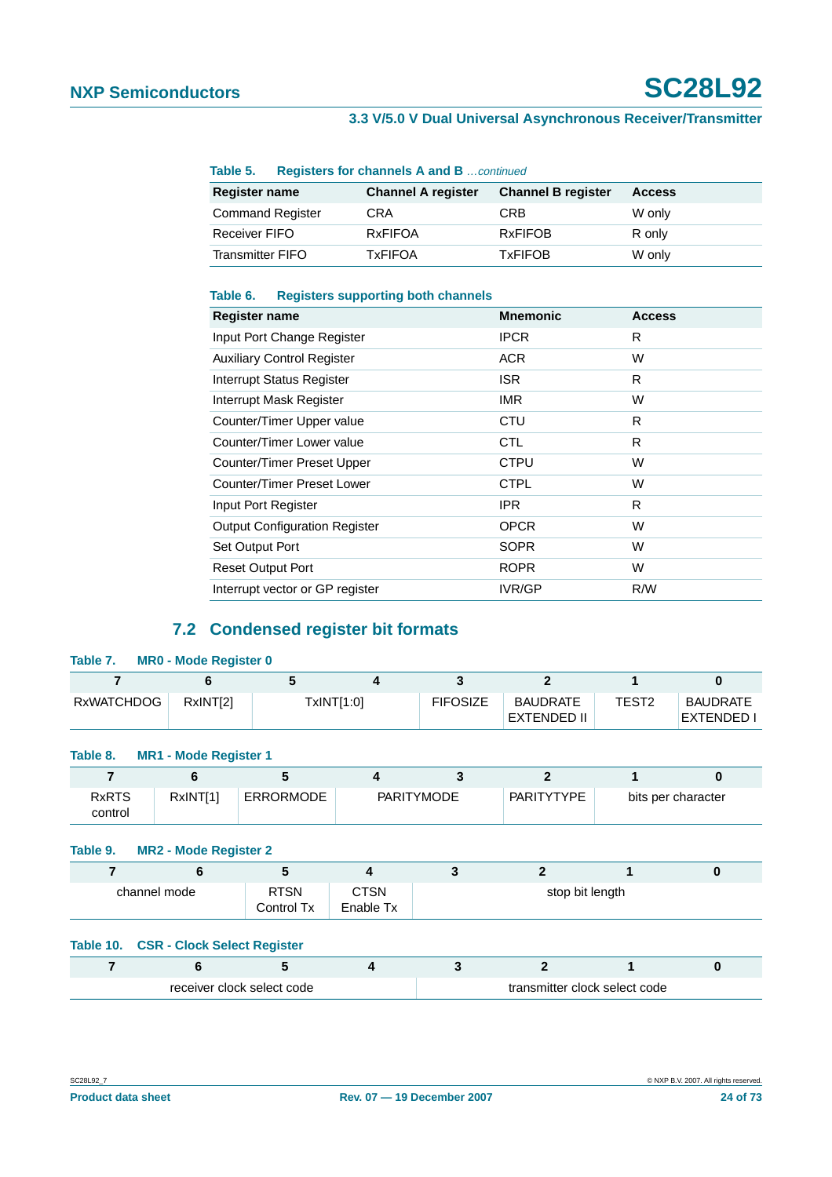**Table 5. Registers for channels A and B** *...continued*

| Register name | Channel A register | Channel B register | Access |
|---|---|---|---|
| Command Register | CRA | CRB | W only |
| Receiver FIFO | RxFIFOA | RxFIFOB | R only |
| Transmitter FIFO | TxFIFOA | TxFIFOB | W only |

**Table 6. Registers supporting both channels**

| Register name | Mnemonic | Access |
|---|---|---|
| Input Port Change Register | IPCR | R |
| Auxiliary Control Register | ACR | W |
| Interrupt Status Register | ISR | R |
| Interrupt Mask Register | IMR | W |
| Counter/Timer Upper value | CTU | R |
| Counter/Timer Lower value | CTL | R |
| Counter/Timer Preset Upper | CTPU | W |
| Counter/Timer Preset Lower | CTPL | W |
| Input Port Register | IPR | R |
| Output Configuration Register | OPCR | W |
| Set Output Port | SOPR | W |
| Reset Output Port | ROPR | W |
| Interrupt vector or GP register | IVR/GP | R/W |

## 7.2 Condensed register bit formats

**Table 7. MR0 - Mode Register 0**

| 7 | 6 | 5 | 4 | 3 | 2 | 1 | 0 |
|---|---|---|---|---|---|---|---|
| RxWATCHDOG | RxINT[2] | TxINT[1:0] | | FIFOSIZE | BAUDRATE EXTENDED II | TEST2 | BAUDRATE EXTENDED I |

**Table 8. MR1 - Mode Register 1**

| 7 | 6 | 5 | 4 | 3 | 2 | 1 | 0 |
|---|---|---|---|---|---|---|---|
| RxRTS control | RxINT[1] | ERRORMODE | PARITYMODE | | PARITYTYPE | bits per character | |

**Table 9. MR2 - Mode Register 2**

| 7 | 6 | 5 | 4 | 3 | 2 | 1 | 0 |
|---|---|---|---|---|---|---|---|
| channel mode | | RTSN Control Tx | CTSN Enable Tx | stop bit length | | | |

**Table 10. CSR - Clock Select Register**

| 7 | 6 | 5 | 4 | 3 | 2 | 1 | 0 |
|---|---|---|---|---|---|---|---|
| receiver clock select code | | | | transmitter clock select code | | | |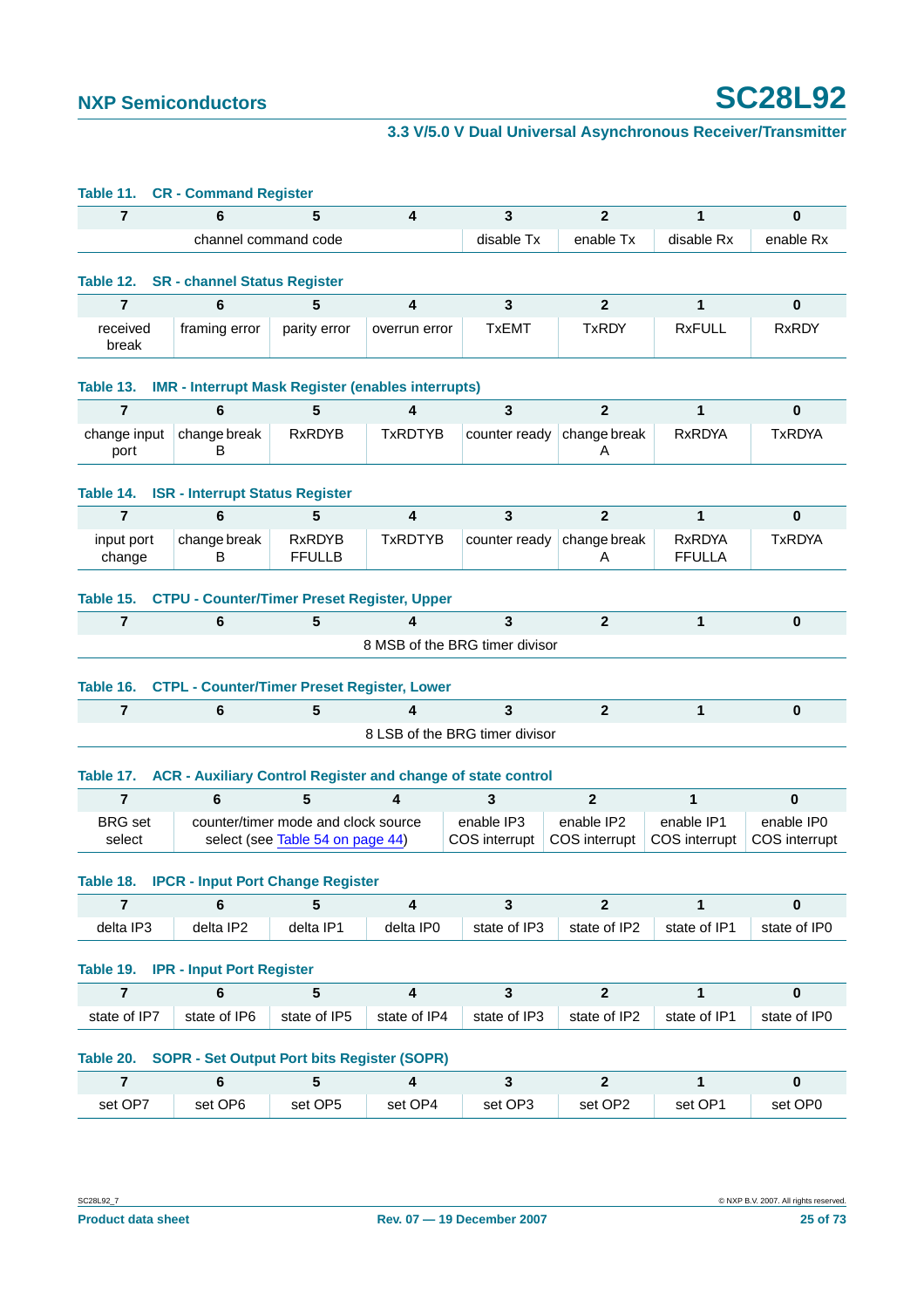**Table 11. CR - Command Register**

| 7 | 6 | 5 | 4 | 3 | 2 | 1 | 0 |
|---|---|---|---|---|---|---|---|
| channel command code | | | | disable Tx | enable Tx | disable Rx | enable Rx |

**Table 12. SR - channel Status Register**

| 7 | 6 | 5 | 4 | 3 | 2 | 1 | 0 |
|---|---|---|---|---|---|---|---|
| received break | framing error | parity error | overrun error | TxEMT | TxRDY | RxFULL | RxRDY |

**Table 13. IMR - Interrupt Mask Register (enables interrupts)**

| 7 | 6 | 5 | 4 | 3 | 2 | 1 | 0 |
|---|---|---|---|---|---|---|---|
| change input port | change break B | RxRDYB | TxRDTYB | counter ready | change break A | RxRDYA | TxRDYA |

**Table 14. ISR - Interrupt Status Register**

| 7 | 6 | 5 | 4 | 3 | 2 | 1 | 0 |
|---|---|---|---|---|---|---|---|
| input port change | change break B | RxRDYB FFULLB | TxRDTYB | counter ready | change break A | RxRDYA FFULLA | TxRDYA |

**Table 15. CTPU - Counter/Timer Preset Register, Upper**

| 7 | 6 | 5 | 4 | 3 | 2 | 1 | 0 |
|---|---|---|---|---|---|---|---|
| 8 MSB of the BRG timer divisor | | | | | | | |

**Table 16. CTPL - Counter/Timer Preset Register, Lower**

| 7 | 6 | 5 | 4 | 3 | 2 | 1 | 0 |
|---|---|---|---|---|---|---|---|
| 8 LSB of the BRG timer divisor | | | | | | | |

**Table 17. ACR - Auxiliary Control Register and change of state control**

| 7 | 6 | 5 | 4 | 3 | 2 | 1 | 0 |
|---|---|---|---|---|---|---|---|
| BRG set select | counter/timer mode and clock source select (see Table 54 on page 44) | | | enable IP3 COS interrupt | enable IP2 COS interrupt | enable IP1 COS interrupt | enable IP0 COS interrupt |

**Table 18. IPCR - Input Port Change Register**

| 7 | 6 | 5 | 4 | 3 | 2 | 1 | 0 |
|---|---|---|---|---|---|---|---|
| delta IP3 | delta IP2 | delta IP1 | delta IP0 | state of IP3 | state of IP2 | state of IP1 | state of IP0 |

**Table 19. IPR - Input Port Register**

| 7 | 6 | 5 | 4 | 3 | 2 | 1 | 0 |
|---|---|---|---|---|---|---|---|
| state of IP7 | state of IP6 | state of IP5 | state of IP4 | state of IP3 | state of IP2 | state of IP1 | state of IP0 |

**Table 20. SOPR - Set Output Port bits Register (SOPR)**

| 7 | 6 | 5 | 4 | 3 | 2 | 1 | 0 |
|---|---|---|---|---|---|---|---|
| set OP7 | set OP6 | set OP5 | set OP4 | set OP3 | set OP2 | set OP1 | set OP0 |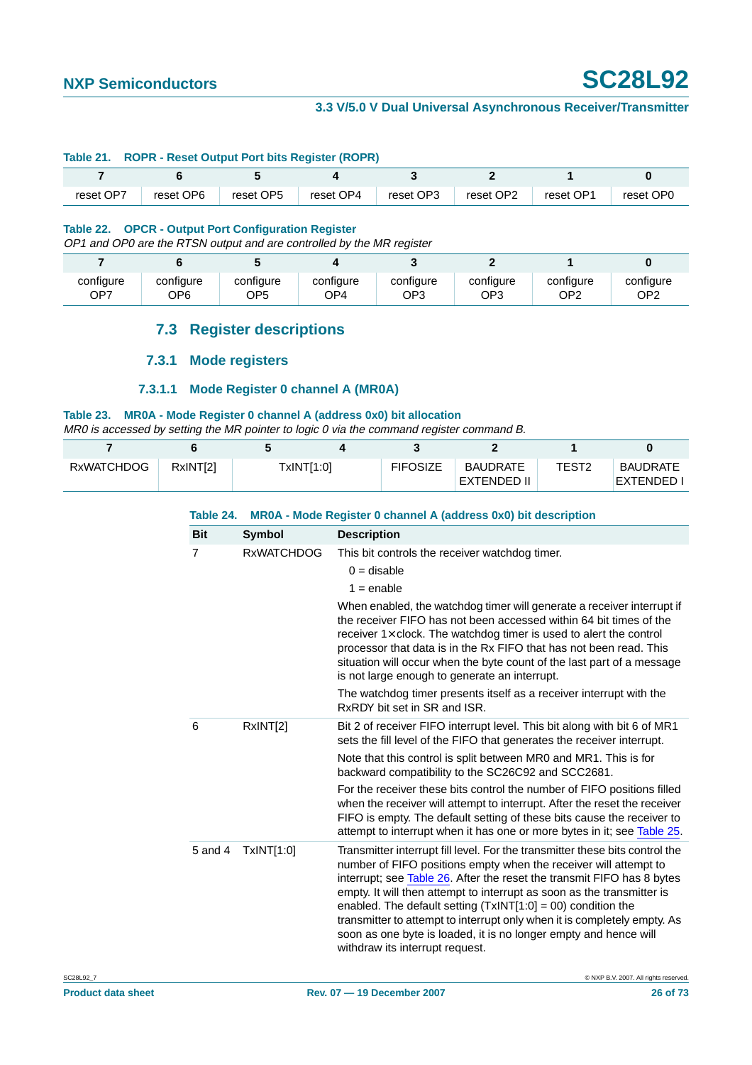**Table 21. ROPR - Reset Output Port bits Register (ROPR)**

| 7 | 6 | 5 | 4 | 3 | 2 | 1 | 0 |
|---|---|---|---|---|---|---|---|
| reset OP7 | reset OP6 | reset OP5 | reset OP4 | reset OP3 | reset OP2 | reset OP1 | reset OP0 |

**Table 22. OPCR - Output Port Configuration Register**

*OP1 and OP0 are the RTSN output and are controlled by the MR register*

| 7 | 6 | 5 | 4 | 3 | 2 | 1 | 0 |
|---|---|---|---|---|---|---|---|
| configure OP7 | configure OP6 | configure OP5 | configure OP4 | configure OP3 | configure OP3 | configure OP2 | configure OP2 |

## 7.3 Register descriptions

### 7.3.1 Mode registers

#### 7.3.1.1 Mode Register 0 channel A (MR0A)

**Table 23. MR0A - Mode Register 0 channel A (address 0x0) bit allocation**

*MR0 is accessed by setting the MR pointer to logic 0 via the command register command B.*

| 7 | 6 | 5 | 4 | 3 | 2 | 1 | 0 |
|---|---|---|---|---|---|---|---|
| RxWATCHDOG | RxINT[2] | TxINT[1:0] | | FIFOSIZE | BAUDRATE EXTENDED II | TEST2 | BAUDRATE EXTENDED I |

**Table 24. MR0A - Mode Register 0 channel A (address 0x0) bit description**

| Bit | Symbol | Description |
|---|---|---|
| 7 | RxWATCHDOG | This bit controls the receiver watchdog timer.<br>0 = disable<br>1 = enable<br>When enabled, the watchdog timer will generate a receiver interrupt if the receiver FIFO has not been accessed within 64 bit times of the receiver 1 × clock. The watchdog timer is used to alert the control processor that data is in the Rx FIFO that has not been read. This situation will occur when the byte count of the last part of a message is not large enough to generate an interrupt.<br>The watchdog timer presents itself as a receiver interrupt with the RxRDY bit set in SR and ISR. |
| 6 | RxINT[2] | Bit 2 of receiver FIFO interrupt level. This bit along with bit 6 of MR1 sets the fill level of the FIFO that generates the receiver interrupt.<br>Note that this control is split between MR0 and MR1. This is for backward compatibility to the SC26C92 and SCC2681.<br>For the receiver these bits control the number of FIFO positions filled when the receiver will attempt to interrupt. After the reset the receiver FIFO is empty. The default setting of these bits cause the receiver to attempt to interrupt when it has one or more bytes in it; see Table 25. |
| 5 and 4 | TxINT[1:0] | Transmitter interrupt fill level. For the transmitter these bits control the number of FIFO positions empty when the receiver will attempt to interrupt; see Table 26. After the reset the transmit FIFO has 8 bytes empty. It will then attempt to interrupt as soon as the transmitter is enabled. The default setting (TxINT[1:0] = 00) condition the transmitter to attempt to interrupt only when it is completely empty. As soon as one byte is loaded, it is no longer empty and hence will withdraw its interrupt request. |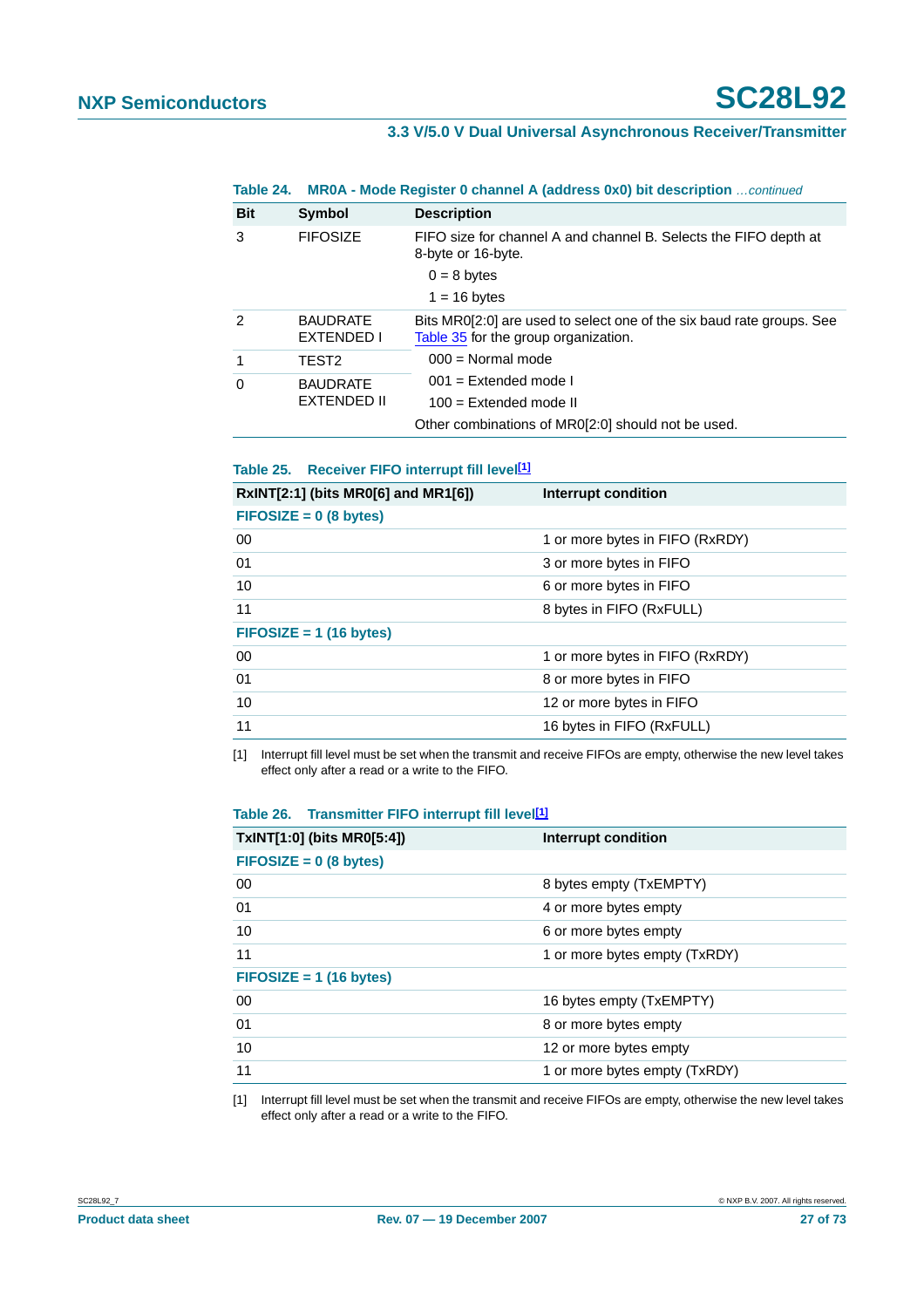**Table 24. MR0A - Mode Register 0 channel A (address 0x0) bit description** *…continued*

| Bit | Symbol | Description |
|---|---|---|
| 3 | FIFOSIZE | FIFO size for channel A and channel B. Selects the FIFO depth at 8-byte or 16-byte.<br>0 = 8 bytes<br>1 = 16 bytes |
| 2 | BAUDRATE EXTENDED I | Bits MR0[2:0] are used to select one of the six baud rate groups. See Table 35 for the group organization.<br>000 = Normal mode<br>001 = Extended mode I<br>100 = Extended mode II<br>Other combinations of MR0[2:0] should not be used. |
| 1 | TEST2 | |
| 0 | BAUDRATE EXTENDED II | |

**Table 25. Receiver FIFO interrupt fill level[1]**

| RxINT[2:1] (bits MR0[6] and MR1[6]) | Interrupt condition |
|---|---|
| **FIFOSIZE = 0 (8 bytes)** | |
| 00 | 1 or more bytes in FIFO (RxRDY) |
| 01 | 3 or more bytes in FIFO |
| 10 | 6 or more bytes in FIFO |
| 11 | 8 bytes in FIFO (RxFULL) |
| **FIFOSIZE = 1 (16 bytes)** | |
| 00 | 1 or more bytes in FIFO (RxRDY) |
| 01 | 8 or more bytes in FIFO |
| 10 | 12 or more bytes in FIFO |
| 11 | 16 bytes in FIFO (RxFULL) |

[1] Interrupt fill level must be set when the transmit and receive FIFOs are empty, otherwise the new level takes effect only after a read or a write to the FIFO.

**Table 26. Transmitter FIFO interrupt fill level[1]**

| TxINT[1:0] (bits MR0[5:4]) | Interrupt condition |
|---|---|
| **FIFOSIZE = 0 (8 bytes)** | |
| 00 | 8 bytes empty (TxEMPTY) |
| 01 | 4 or more bytes empty |
| 10 | 6 or more bytes empty |
| 11 | 1 or more bytes empty (TxRDY) |
| **FIFOSIZE = 1 (16 bytes)** | |
| 00 | 16 bytes empty (TxEMPTY) |
| 01 | 8 or more bytes empty |
| 10 | 12 or more bytes empty |
| 11 | 1 or more bytes empty (TxRDY) |

[1] Interrupt fill level must be set when the transmit and receive FIFOs are empty, otherwise the new level takes effect only after a read or a write to the FIFO.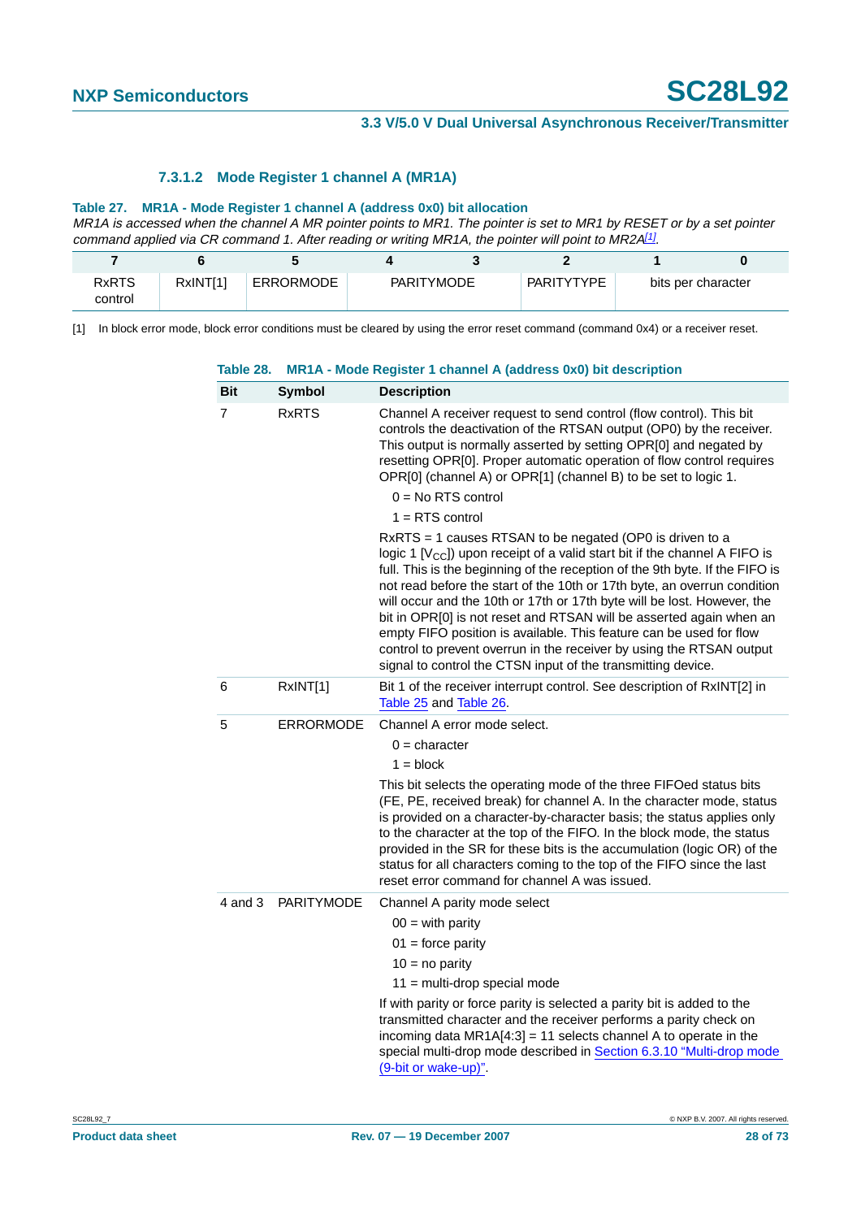#### 7.3.1.2 Mode Register 1 channel A (MR1A)

**Table 27. MR1A - Mode Register 1 channel A (address 0x0) bit allocation**

*MR1A is accessed when the channel A MR pointer points to MR1. The pointer is set to MR1 by RESET or by a set pointer command applied via CR command 1. After reading or writing MR1A, the pointer will point to MR2A*[1].

| 7 | 6 | 5 | 4 | 3 | 2 | 1 | 0 |
|---|---|---|---|---|---|---|---|
| RxRTS control | RxINT[1] | ERRORMODE | PARITYMODE | | PARITYTYPE | bits per character | |

[1] In block error mode, block error conditions must be cleared by using the error reset command (command 0x4) or a receiver reset.

**Table 28. MR1A - Mode Register 1 channel A (address 0x0) bit description**

| Bit | Symbol | Description |
|---|---|---|
| 7 | RxRTS | Channel A receiver request to send control (flow control). This bit controls the deactivation of the RTSAN output (OP0) by the receiver. This output is normally asserted by setting OPR[0] and negated by resetting OPR[0]. Proper automatic operation of flow control requires OPR[0] (channel A) or OPR[1] (channel B) to be set to logic 1.<br>0 = No RTS control<br>1 = RTS control<br>RxRTS = 1 causes RTSAN to be negated (OP0 is driven to a logic 1 [$V_{CC}$]) upon receipt of a valid start bit if the channel A FIFO is full. This is the beginning of the reception of the 9th byte. If the FIFO is not read before the start of the 10th or 17th byte, an overrun condition will occur and the 10th or 17th or 17th byte will be lost. However, the bit in OPR[0] is not reset and RTSAN will be asserted again when an empty FIFO position is available. This feature can be used for flow control to prevent overrun in the receiver by using the RTSAN output signal to control the CTSN input of the transmitting device. |
| 6 | RxINT[1] | Bit 1 of the receiver interrupt control. See description of RxINT[2] in Table 25 and Table 26. |
| 5 | ERRORMODE | Channel A error mode select.<br>0 = character<br>1 = block<br>This bit selects the operating mode of the three FIFOed status bits (FE, PE, received break) for channel A. In the character mode, status is provided on a character-by-character basis; the status applies only to the character at the top of the FIFO. In the block mode, the status provided in the SR for these bits is the accumulation (logic OR) of the status for all characters coming to the top of the FIFO since the last reset error command for channel A was issued. |
| 4 and 3 | PARITYMODE | Channel A parity mode select<br>00 = with parity<br>01 = force parity<br>10 = no parity<br>11 = multi-drop special mode<br>If with parity or force parity is selected a parity bit is added to the transmitted character and the receiver performs a parity check on incoming data MR1A[4:3] = 11 selects channel A to operate in the special multi-drop mode described in Section 6.3.10 “Multi-drop mode (9-bit or wake-up)”. |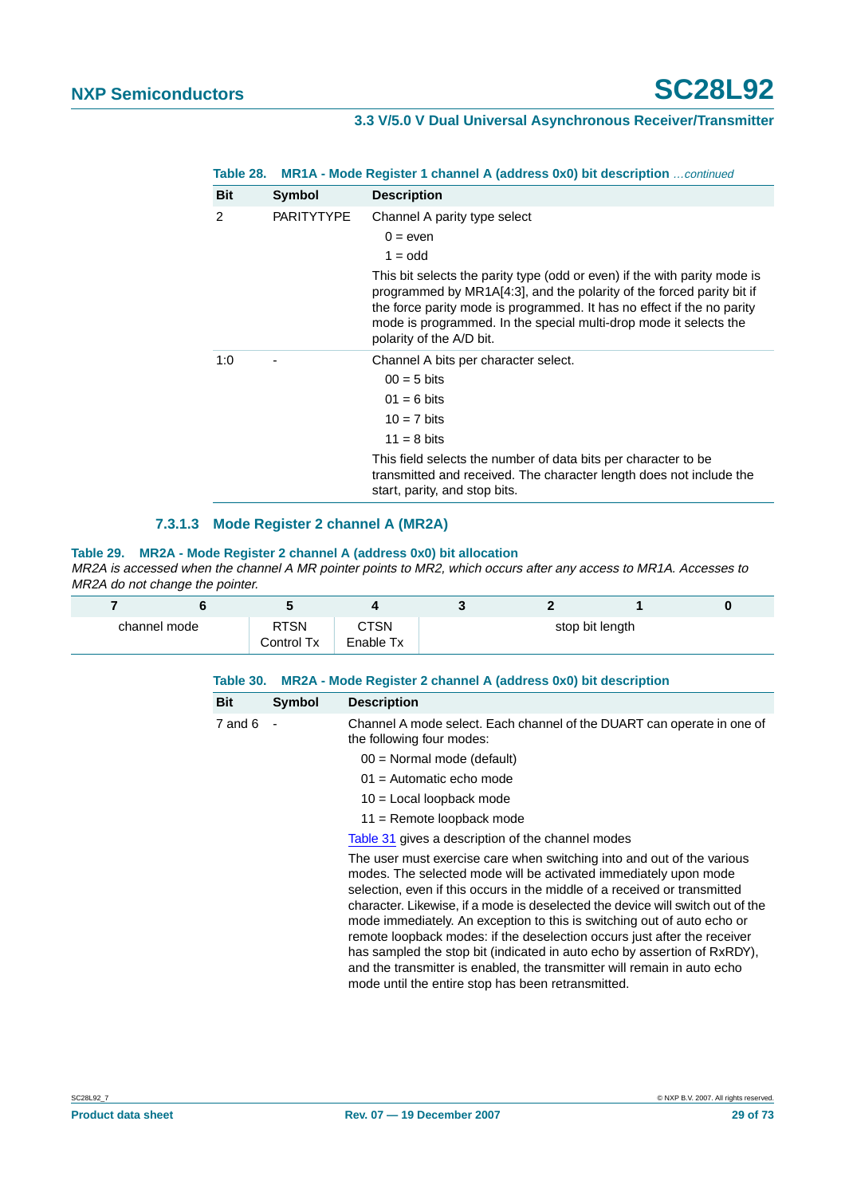**Table 28. MR1A - Mode Register 1 channel A (address 0x0) bit description** *…continued*

| Bit | Symbol | Description |
|---|---|---|
| 2 | PARITYTYPE | Channel A parity type select<br>0 = even<br>1 = odd<br>This bit selects the parity type (odd or even) if the with parity mode is programmed by MR1A[4:3], and the polarity of the forced parity bit if the force parity mode is programmed. It has no effect if the no parity mode is programmed. In the special multi-drop mode it selects the polarity of the A/D bit. |
| 1:0 | - | Channel A bits per character select.<br>00 = 5 bits<br>01 = 6 bits<br>10 = 7 bits<br>11 = 8 bits<br>This field selects the number of data bits per character to be transmitted and received. The character length does not include the start, parity, and stop bits. |

### 7.3.1.3 Mode Register 2 channel A (MR2A)

**Table 29. MR2A - Mode Register 2 channel A (address 0x0) bit allocation**

*MR2A is accessed when the channel A MR pointer points to MR2, which occurs after any access to MR1A. Accesses to MR2A do not change the pointer.*

| 7 | 6 | 5 | 4 | 3 | 2 | 1 | 0 |
|---|---|---|---|---|---|---|---|
| channel mode | | RTSN Control Tx | CTSN Enable Tx | stop bit length | | | |

**Table 30. MR2A - Mode Register 2 channel A (address 0x0) bit description**

| Bit | Symbol | Description |
|---|---|---|
| 7 and 6 | - | Channel A mode select. Each channel of the DUART can operate in one of the following four modes:<br>00 = Normal mode (default)<br>01 = Automatic echo mode<br>10 = Local loopback mode<br>11 = Remote loopback mode<br>Table 31 gives a description of the channel modes<br>The user must exercise care when switching into and out of the various modes. The selected mode will be activated immediately upon mode selection, even if this occurs in the middle of a received or transmitted character. Likewise, if a mode is deselected the device will switch out of the mode immediately. An exception to this is switching out of auto echo or remote loopback modes: if the deselection occurs just after the receiver has sampled the stop bit (indicated in auto echo by assertion of RxRDY), and the transmitter is enabled, the transmitter will remain in auto echo mode until the entire stop has been retransmitted. |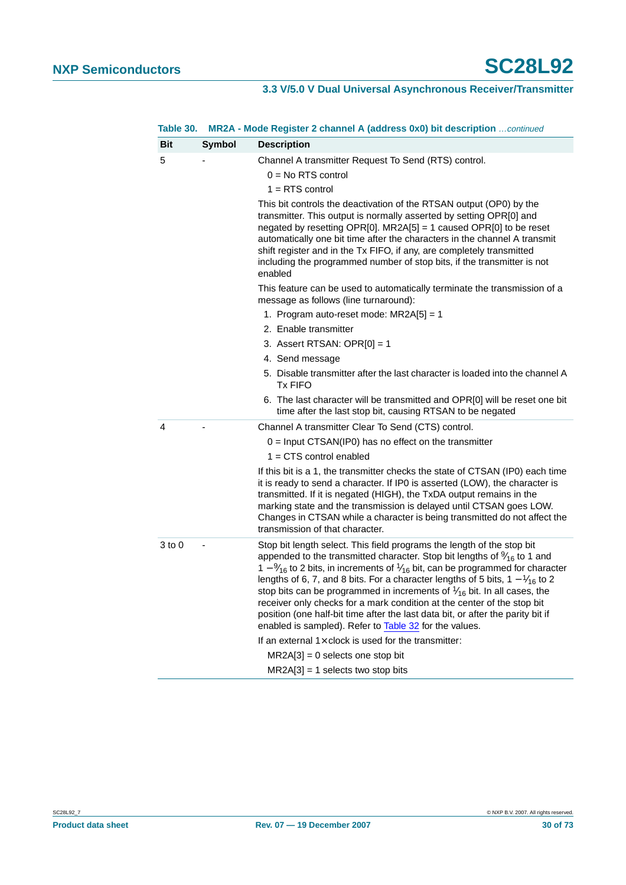**Table 30. MR2A - Mode Register 2 channel A (address 0x0) bit description** *…continued*

| Bit | Symbol | Description |
|---|---|---|
| 5 | - | Channel A transmitter Request To Send (RTS) control.<br>0 = No RTS control<br>1 = RTS control<br>This bit controls the deactivation of the RTSAN output (OP0) by the transmitter. This output is normally asserted by setting OPR[0] and negated by resetting OPR[0]. MR2A[5] = 1 caused OPR[0] to be reset automatically one bit time after the characters in the channel A transmit shift register and in the Tx FIFO, if any, are completely transmitted including the programmed number of stop bits, if the transmitter is not enabled<br>This feature can be used to automatically terminate the transmission of a message as follows (line turnaround):<br>1. Program auto-reset mode: MR2A[5] = 1<br>2. Enable transmitter<br>3. Assert RTSAN: OPR[0] = 1<br>4. Send message<br>5. Disable transmitter after the last character is loaded into the channel A Tx FIFO<br>6. The last character will be transmitted and OPR[0] will be reset one bit time after the last stop bit, causing RTSAN to be negated |
| 4 | - | Channel A transmitter Clear To Send (CTS) control.<br>0 = Input CTSAN(IP0) has no effect on the transmitter<br>1 = CTS control enabled<br>If this bit is a 1, the transmitter checks the state of CTSAN (IP0) each time it is ready to send a character. If IP0 is asserted (LOW), the character is transmitted. If it is negated (HIGH), the TxDA output remains in the marking state and the transmission is delayed until CTSAN goes LOW. Changes in CTSAN while a character is being transmitted do not affect the transmission of that character. |
| 3 to 0 | - | Stop bit length select. This field programs the length of the stop bit appended to the transmitted character. Stop bit lengths of $\frac{9}{16}$ to 1 and 1 $-\frac{9}{16}$ to 2 bits, in increments of $\frac{1}{16}$ bit, can be programmed for character lengths of 6, 7, and 8 bits. For a character lengths of 5 bits, 1 $-\frac{1}{16}$ to 2 stop bits can be programmed in increments of $\frac{1}{16}$ bit. In all cases, the receiver only checks for a mark condition at the center of the stop bit position (one half-bit time after the last data bit, or after the parity bit if enabled is sampled). Refer to Table 32 for the values.<br>If an external 1 × clock is used for the transmitter:<br>MR2A[3] = 0 selects one stop bit<br>MR2A[3] = 1 selects two stop bits |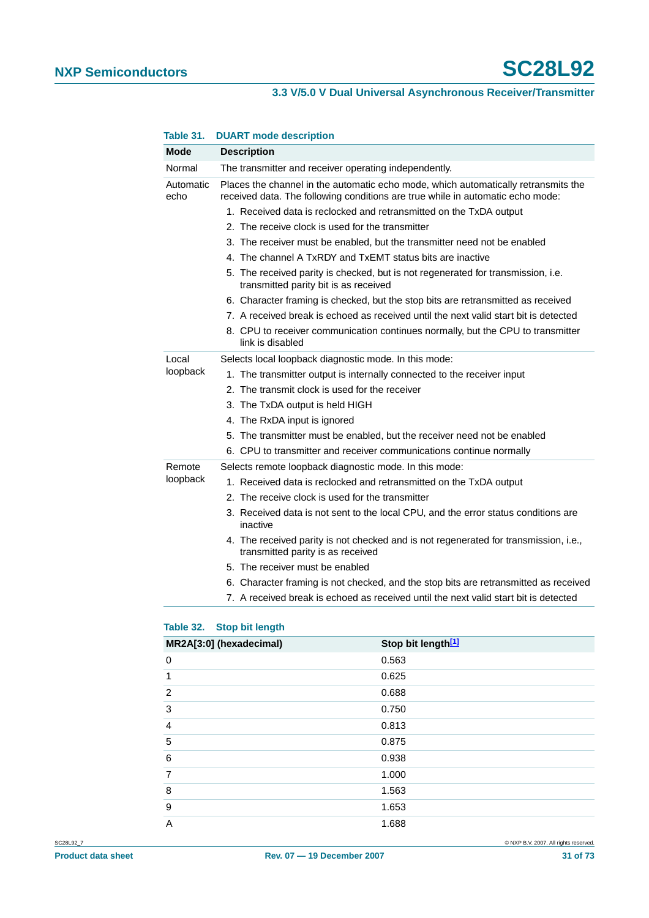**Table 31. DUART mode description**

| Mode | Description |
|---|---|
| Normal | The transmitter and receiver operating independently. |
| Automatic echo | Places the channel in the automatic echo mode, which automatically retransmits the received data. The following conditions are true while in automatic echo mode:<br>1. Received data is reclocked and retransmitted on the TxDA output<br>2. The receive clock is used for the transmitter<br>3. The receiver must be enabled, but the transmitter need not be enabled<br>4. The channel A TxRDY and TxEMT status bits are inactive<br>5. The received parity is checked, but is not regenerated for transmission, i.e. transmitted parity bit is as received<br>6. Character framing is checked, but the stop bits are retransmitted as received<br>7. A received break is echoed as received until the next valid start bit is detected<br>8. CPU to receiver communication continues normally, but the CPU to transmitter link is disabled |
| Local loopback | Selects local loopback diagnostic mode. In this mode:<br>1. The transmitter output is internally connected to the receiver input<br>2. The transmit clock is used for the receiver<br>3. The TxDA output is held HIGH<br>4. The RxDA input is ignored<br>5. The transmitter must be enabled, but the receiver need not be enabled<br>6. CPU to transmitter and receiver communications continue normally |
| Remote loopback | Selects remote loopback diagnostic mode. In this mode:<br>1. Received data is reclocked and retransmitted on the TxDA output<br>2. The receive clock is used for the transmitter<br>3. Received data is not sent to the local CPU, and the error status conditions are inactive<br>4. The received parity is not checked and is not regenerated for transmission, i.e., transmitted parity is as received<br>5. The receiver must be enabled<br>6. Character framing is not checked, and the stop bits are retransmitted as received<br>7. A received break is echoed as received until the next valid start bit is detected |

**Table 32. Stop bit length**

| MR2A[3:0] (hexadecimal) | Stop bit length[1] |
|---|---|
| 0 | 0.563 |
| 1 | 0.625 |
| 2 | 0.688 |
| 3 | 0.750 |
| 4 | 0.813 |
| 5 | 0.875 |
| 6 | 0.938 |
| 7 | 1.000 |
| 8 | 1.563 |
| 9 | 1.653 |
| A | 1.688 |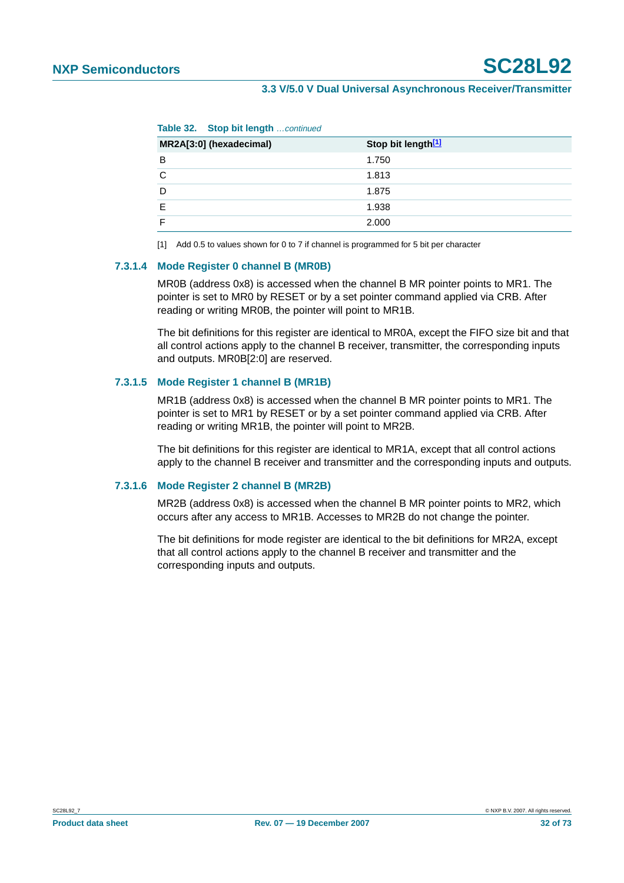**Table 32. Stop bit length** *…continued*

| MR2A[3:0] (hexadecimal) | Stop bit length[1] |
|---|---|
| B | 1.750 |
| C | 1.813 |
| D | 1.875 |
| E | 1.938 |
| F | 2.000 |

[1] Add 0.5 to values shown for 0 to 7 if channel is programmed for 5 bit per character

#### 7.3.1.4 Mode Register 0 channel B (MR0B)

MR0B (address 0x8) is accessed when the channel B MR pointer points to MR1. The pointer is set to MR0 by RESET or by a set pointer command applied via CRB. After reading or writing MR0B, the pointer will point to MR1B.

The bit definitions for this register are identical to MR0A, except the FIFO size bit and that all control actions apply to the channel B receiver, transmitter, the corresponding inputs and outputs. MR0B[2:0] are reserved.

#### 7.3.1.5 Mode Register 1 channel B (MR1B)

MR1B (address 0x8) is accessed when the channel B MR pointer points to MR1. The pointer is set to MR1 by RESET or by a set pointer command applied via CRB. After reading or writing MR1B, the pointer will point to MR2B.

The bit definitions for this register are identical to MR1A, except that all control actions apply to the channel B receiver and transmitter and the corresponding inputs and outputs.

#### 7.3.1.6 Mode Register 2 channel B (MR2B)

MR2B (address 0x8) is accessed when the channel B MR pointer points to MR2, which occurs after any access to MR1B. Accesses to MR2B do not change the pointer.

The bit definitions for mode register are identical to the bit definitions for MR2A, except that all control actions apply to the channel B receiver and transmitter and the corresponding inputs and outputs.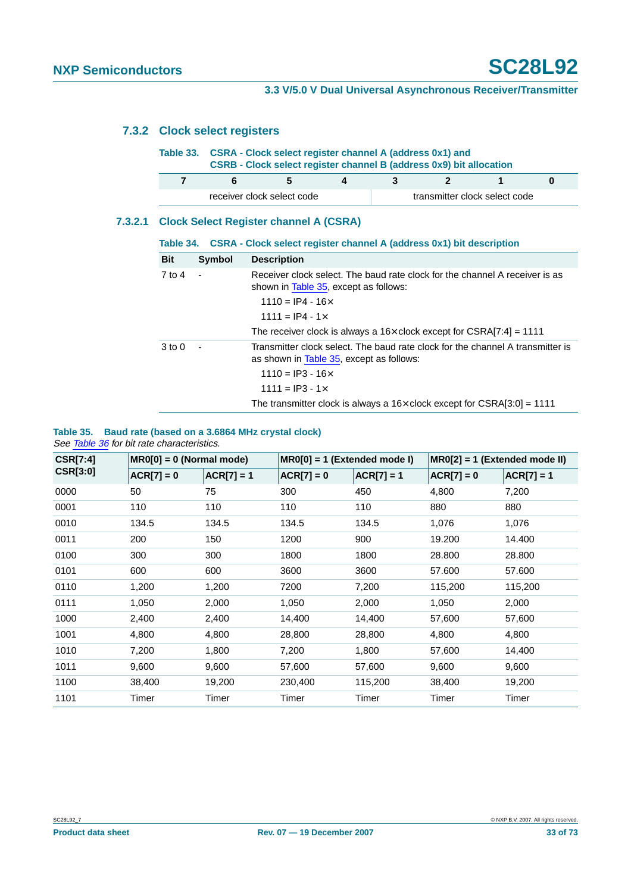### 7.3.2 Clock select registers

**Table 33. CSRA - Clock select register channel A (address 0x1) and CSRB - Clock select register channel B (address 0x9) bit allocation**

| 7 | 6 | 5 | 4 | 3 | 2 | 1 | 0 |
|---|---|---|---|---|---|---|---|
| receiver clock select code | | | | transmitter clock select code | | | |

#### 7.3.2.1 Clock Select Register channel A (CSRA)

**Table 34. CSRA - Clock select register channel A (address 0x1) bit description**

| Bit | Symbol | Description |
|---|---|---|
| 7 to 4 | - | Receiver clock select. The baud rate clock for the channel A receiver is as shown in Table 35, except as follows:<br>1110 = IP4 - 16×<br>1111 = IP4 - 1×<br>The receiver clock is always a 16× clock except for CSRA[7:4] = 1111 |
| 3 to 0 | - | Transmitter clock select. The baud rate clock for the channel A transmitter is as shown in Table 35, except as follows:<br>1110 = IP3 - 16×<br>1111 = IP3 - 1×<br>The transmitter clock is always a 16× clock except for CSRA[3:0] = 1111 |

**Table 35. Baud rate (based on a 3.6864 MHz crystal clock)**

*See Table 36 for bit rate characteristics.*

| CSR[7:4] CSR[3:0] | MR0[0] = 0 (Normal mode) | | MR0[0] = 1 (Extended mode I) | | MR0[2] = 1 (Extended mode II) | |
|---|---|---|---|---|---|---|
| | ACR[7] = 0 | ACR[7] = 1 | ACR[7] = 0 | ACR[7] = 1 | ACR[7] = 0 | ACR[7] = 1 |
| 0000 | 50 | 75 | 300 | 450 | 4,800 | 7,200 |
| 0001 | 110 | 110 | 110 | 110 | 880 | 880 |
| 0010 | 134.5 | 134.5 | 134.5 | 134.5 | 1,076 | 1,076 |
| 0011 | 200 | 150 | 1200 | 900 | 19.200 | 14.400 |
| 0100 | 300 | 300 | 1800 | 1800 | 28.800 | 28.800 |
| 0101 | 600 | 600 | 3600 | 3600 | 57.600 | 57.600 |
| 0110 | 1,200 | 1,200 | 7200 | 7,200 | 115,200 | 115,200 |
| 0111 | 1,050 | 2,000 | 1,050 | 2,000 | 1,050 | 2,000 |
| 1000 | 2,400 | 2,400 | 14,400 | 14,400 | 57,600 | 57,600 |
| 1001 | 4,800 | 4,800 | 28,800 | 28,800 | 4,800 | 4,800 |
| 1010 | 7,200 | 1,800 | 7,200 | 1,800 | 57,600 | 14,400 |
| 1011 | 9,600 | 9,600 | 57,600 | 57,600 | 9,600 | 9,600 |
| 1100 | 38,400 | 19,200 | 230,400 | 115,200 | 38,400 | 19,200 |
| 1101 | Timer | Timer | Timer | Timer | Timer | Timer |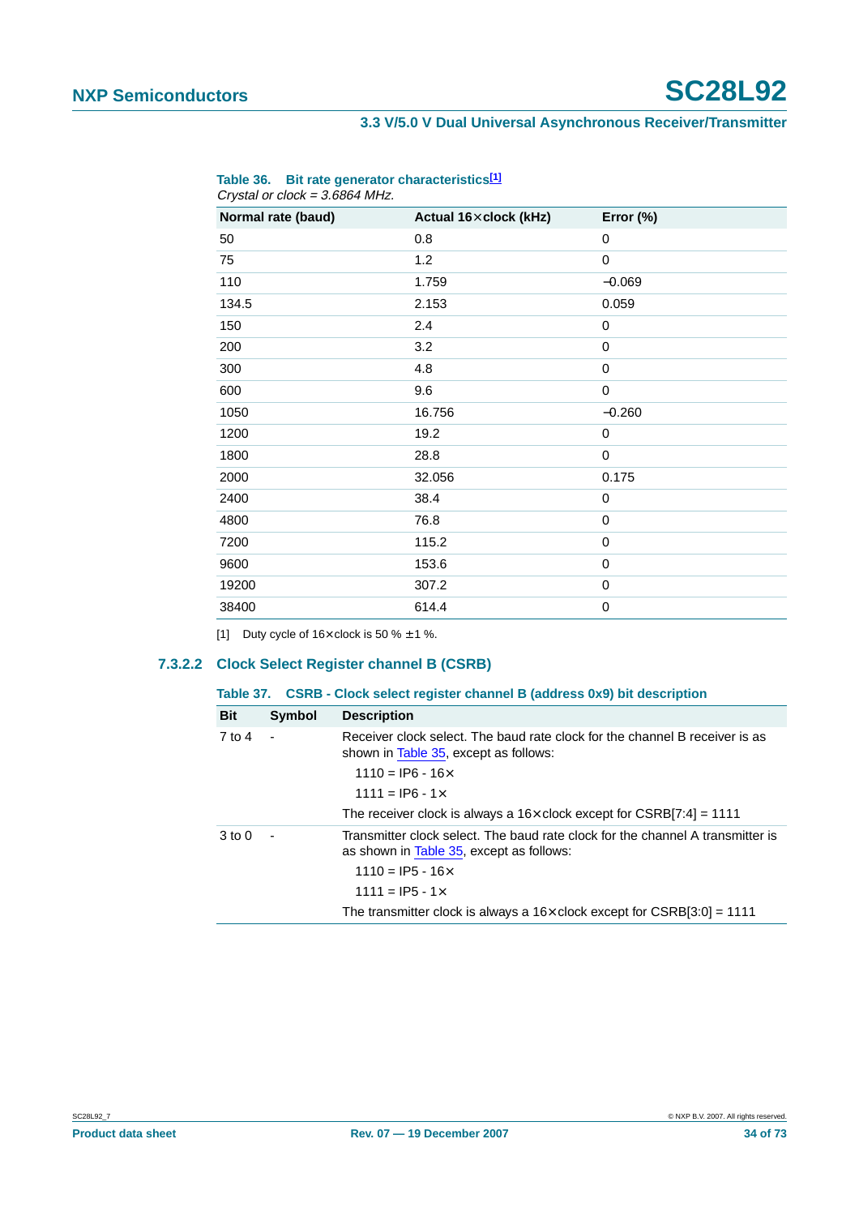**Table 36. Bit rate generator characteristics[1]**

*Crystal or clock = 3.6864 MHz.*

| Normal rate (baud) | Actual 16×clock (kHz) | Error (%) |
|---|---|---|
| 50 | 0.8 | 0 |
| 75 | 1.2 | 0 |
| 110 | 1.759 | −0.069 |
| 134.5 | 2.153 | 0.059 |
| 150 | 2.4 | 0 |
| 200 | 3.2 | 0 |
| 300 | 4.8 | 0 |
| 600 | 9.6 | 0 |
| 1050 | 16.756 | −0.260 |
| 1200 | 19.2 | 0 |
| 1800 | 28.8 | 0 |
| 2000 | 32.056 | 0.175 |
| 2400 | 38.4 | 0 |
| 4800 | 76.8 | 0 |
| 7200 | 115.2 | 0 |
| 9600 | 153.6 | 0 |
| 19200 | 307.2 | 0 |
| 38400 | 614.4 | 0 |

[1] Duty cycle of 16×clock is 50 % ±1 %.

### 7.3.2.2 Clock Select Register channel B (CSRB)

**Table 37. CSRB - Clock select register channel B (address 0x9) bit description**

| Bit | Symbol | Description |
|---|---|---|
| 7 to 4 | - | Receiver clock select. The baud rate clock for the channel B receiver is as shown in Table 35, except as follows:<br>1110 = IP6 - 16×<br>1111 = IP6 - 1×<br>The receiver clock is always a 16×clock except for CSRB[7:4] = 1111 |
| 3 to 0 | - | Transmitter clock select. The baud rate clock for the channel A transmitter is as shown in Table 35, except as follows:<br>1110 = IP5 - 16×<br>1111 = IP5 - 1×<br>The transmitter clock is always a 16×clock except for CSRB[3:0] = 1111 |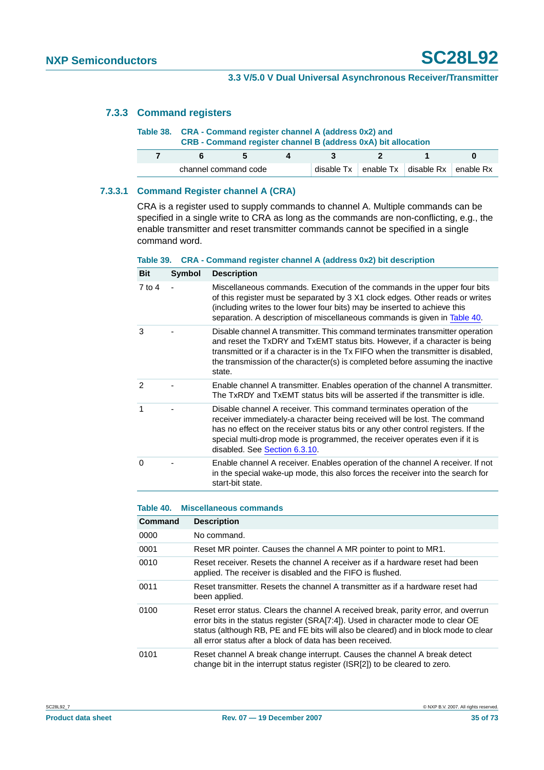### 7.3.3 Command registers

Table 38. CRA - Command register channel A (address 0x2) and CRB - Command register channel B (address 0xA) bit allocation

| 7 | 6 | 5 | 4 | 3 | 2 | 1 | 0 |
|---|---|---|---|---|---|---|---|
| channel command code | | | | disable Tx | enable Tx | disable Rx | enable Rx |

#### 7.3.3.1 Command Register channel A (CRA)

CRA is a register used to supply commands to channel A. Multiple commands can be specified in a single write to CRA as long as the commands are non-conflicting, e.g., the enable transmitter and reset transmitter commands cannot be specified in a single command word.

Table 39. CRA - Command register channel A (address 0x2) bit description

| Bit | Symbol | Description |
|---|---|---|
| 7 to 4 | - | Miscellaneous commands. Execution of the commands in the upper four bits of this register must be separated by 3 X1 clock edges. Other reads or writes (including writes to the lower four bits) may be inserted to achieve this separation. A description of miscellaneous commands is given in Table 40. |
| 3 | - | Disable channel A transmitter. This command terminates transmitter operation and reset the TxDRY and TxEMT status bits. However, if a character is being transmitted or if a character is in the Tx FIFO when the transmitter is disabled, the transmission of the character(s) is completed before assuming the inactive state. |
| 2 | - | Enable channel A transmitter. Enables operation of the channel A transmitter. The TxRDY and TxEMT status bits will be asserted if the transmitter is idle. |
| 1 | - | Disable channel A receiver. This command terminates operation of the receiver immediately-a character being received will be lost. The command has no effect on the receiver status bits or any other control registers. If the special multi-drop mode is programmed, the receiver operates even if it is disabled. See Section 6.3.10. |
| 0 | - | Enable channel A receiver. Enables operation of the channel A receiver. If not in the special wake-up mode, this also forces the receiver into the search for start-bit state. |

Table 40. Miscellaneous commands

| Command | Description |
|---|---|
| 0000 | No command. |
| 0001 | Reset MR pointer. Causes the channel A MR pointer to point to MR1. |
| 0010 | Reset receiver. Resets the channel A receiver as if a hardware reset had been applied. The receiver is disabled and the FIFO is flushed. |
| 0011 | Reset transmitter. Resets the channel A transmitter as if a hardware reset had been applied. |
| 0100 | Reset error status. Clears the channel A received break, parity error, and overrun error bits in the status register (SRA[7:4]). Used in character mode to clear OE status (although RB, PE and FE bits will also be cleared) and in block mode to clear all error status after a block of data has been received. |
| 0101 | Reset channel A break change interrupt. Causes the channel A break detect change bit in the interrupt status register (ISR[2]) to be cleared to zero. |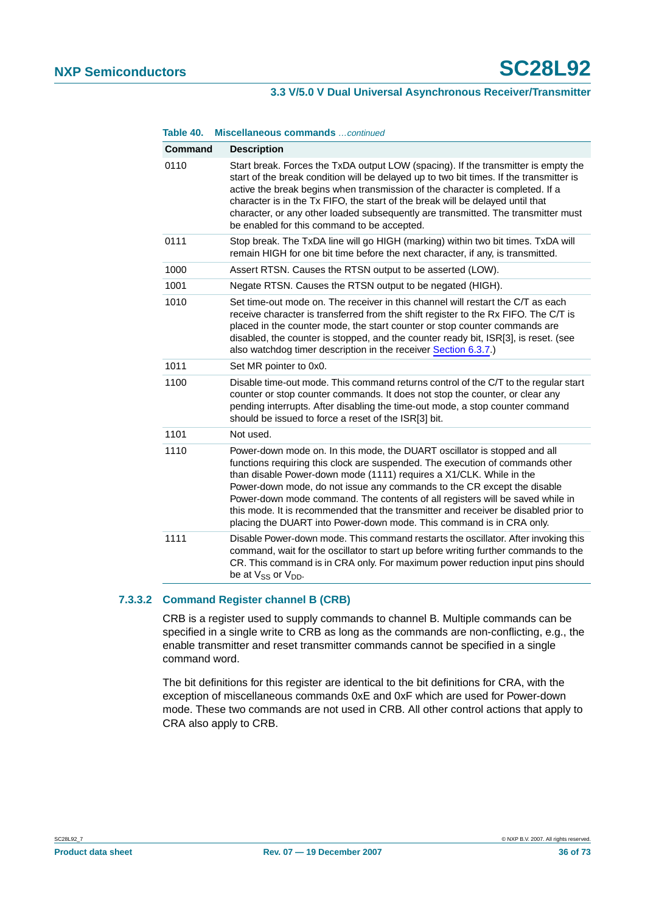**Table 40. Miscellaneous commands** *…continued*

| Command | Description |
|---|---|
| 0110 | Start break. Forces the TxDA output LOW (spacing). If the transmitter is empty the start of the break condition will be delayed up to two bit times. If the transmitter is active the break begins when transmission of the character is completed. If a character is in the Tx FIFO, the start of the break will be delayed until that character, or any other loaded subsequently are transmitted. The transmitter must be enabled for this command to be accepted. |
| 0111 | Stop break. The TxDA line will go HIGH (marking) within two bit times. TxDA will remain HIGH for one bit time before the next character, if any, is transmitted. |
| 1000 | Assert RTSN. Causes the RTSN output to be asserted (LOW). |
| 1001 | Negate RTSN. Causes the RTSN output to be negated (HIGH). |
| 1010 | Set time-out mode on. The receiver in this channel will restart the C/T as each receive character is transferred from the shift register to the Rx FIFO. The C/T is placed in the counter mode, the start counter or stop counter commands are disabled, the counter is stopped, and the counter ready bit, ISR[3], is reset. (see also watchdog timer description in the receiver Section 6.3.7.) |
| 1011 | Set MR pointer to 0x0. |
| 1100 | Disable time-out mode. This command returns control of the C/T to the regular start counter or stop counter commands. It does not stop the counter, or clear any pending interrupts. After disabling the time-out mode, a stop counter command should be issued to force a reset of the ISR[3] bit. |
| 1101 | Not used. |
| 1110 | Power-down mode on. In this mode, the DUART oscillator is stopped and all functions requiring this clock are suspended. The execution of commands other than disable Power-down mode (1111) requires a X1/CLK. While in the Power-down mode, do not issue any commands to the CR except the disable Power-down mode command. The contents of all registers will be saved while in this mode. It is recommended that the transmitter and receiver be disabled prior to placing the DUART into Power-down mode. This command is in CRA only. |
| 1111 | Disable Power-down mode. This command restarts the oscillator. After invoking this command, wait for the oscillator to start up before writing further commands to the CR. This command is in CRA only. For maximum power reduction input pins should be at $V_{SS}$ or $V_{DD}$. |

#### 7.3.3.2 Command Register channel B (CRB)

CRB is a register used to supply commands to channel B. Multiple commands can be specified in a single write to CRB as long as the commands are non-conflicting, e.g., the enable transmitter and reset transmitter commands cannot be specified in a single command word.

The bit definitions for this register are identical to the bit definitions for CRA, with the exception of miscellaneous commands 0xE and 0xF which are used for Power-down mode. These two commands are not used in CRB. All other control actions that apply to CRA also apply to CRB.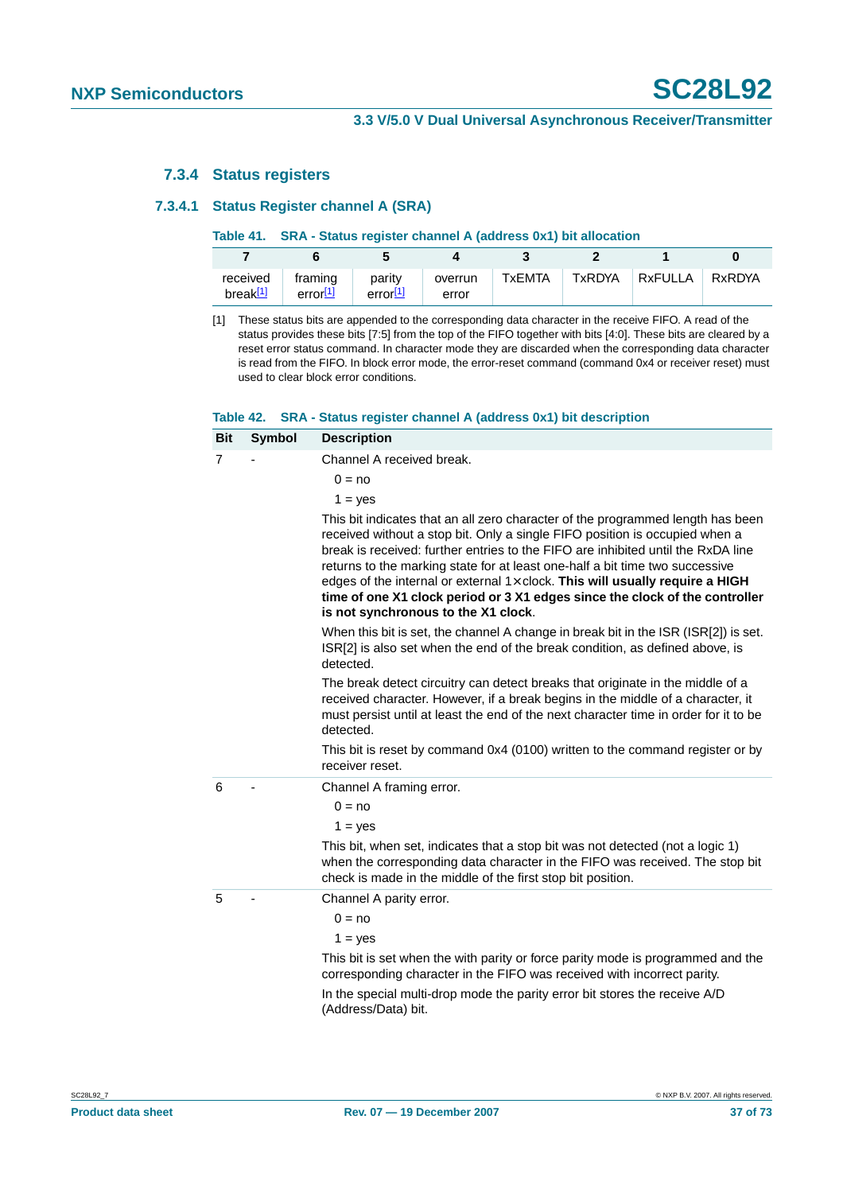### 7.3.4 Status registers

#### 7.3.4.1 Status Register channel A (SRA)

**Table 41. SRA - Status register channel A (address 0x1) bit allocation**

| 7 | 6 | 5 | 4 | 3 | 2 | 1 | 0 |
|---|---|---|---|---|---|---|---|
| received break[1] | framing error[1] | parity error[1] | overrun error | TxEMTA | TxRDYA | RxFULLA | RxRDYA |

[1] These status bits are appended to the corresponding data character in the receive FIFO. A read of the status provides these bits [7:5] from the top of the FIFO together with bits [4:0]. These bits are cleared by a reset error status command. In character mode they are discarded when the corresponding data character is read from the FIFO. In block error mode, the error-reset command (command 0x4 or receiver reset) must used to clear block error conditions.

**Table 42. SRA - Status register channel A (address 0x1) bit description**

| Bit | Symbol | Description |
|---|---|---|
| 7 | - | Channel A received break.<br>0 = no<br>1 = yes<br>This bit indicates that an all zero character of the programmed length has been received without a stop bit. Only a single FIFO position is occupied when a break is received: further entries to the FIFO are inhibited until the RxDA line returns to the marking state for at least one-half a bit time two successive edges of the internal or external 1× clock. **This will usually require a HIGH time of one X1 clock period or 3 X1 edges since the clock of the controller is not synchronous to the X1 clock**.<br>When this bit is set, the channel A change in break bit in the ISR (ISR[2]) is set. ISR[2] is also set when the end of the break condition, as defined above, is detected.<br>The break detect circuitry can detect breaks that originate in the middle of a received character. However, if a break begins in the middle of a character, it must persist until at least the end of the next character time in order for it to be detected.<br>This bit is reset by command 0x4 (0100) written to the command register or by receiver reset. |
| 6 | - | Channel A framing error.<br>0 = no<br>1 = yes<br>This bit, when set, indicates that a stop bit was not detected (not a logic 1) when the corresponding data character in the FIFO was received. The stop bit check is made in the middle of the first stop bit position. |
| 5 | - | Channel A parity error.<br>0 = no<br>1 = yes<br>This bit is set when the with parity or force parity mode is programmed and the corresponding character in the FIFO was received with incorrect parity.<br>In the special multi-drop mode the parity error bit stores the receive A/D (Address/Data) bit. |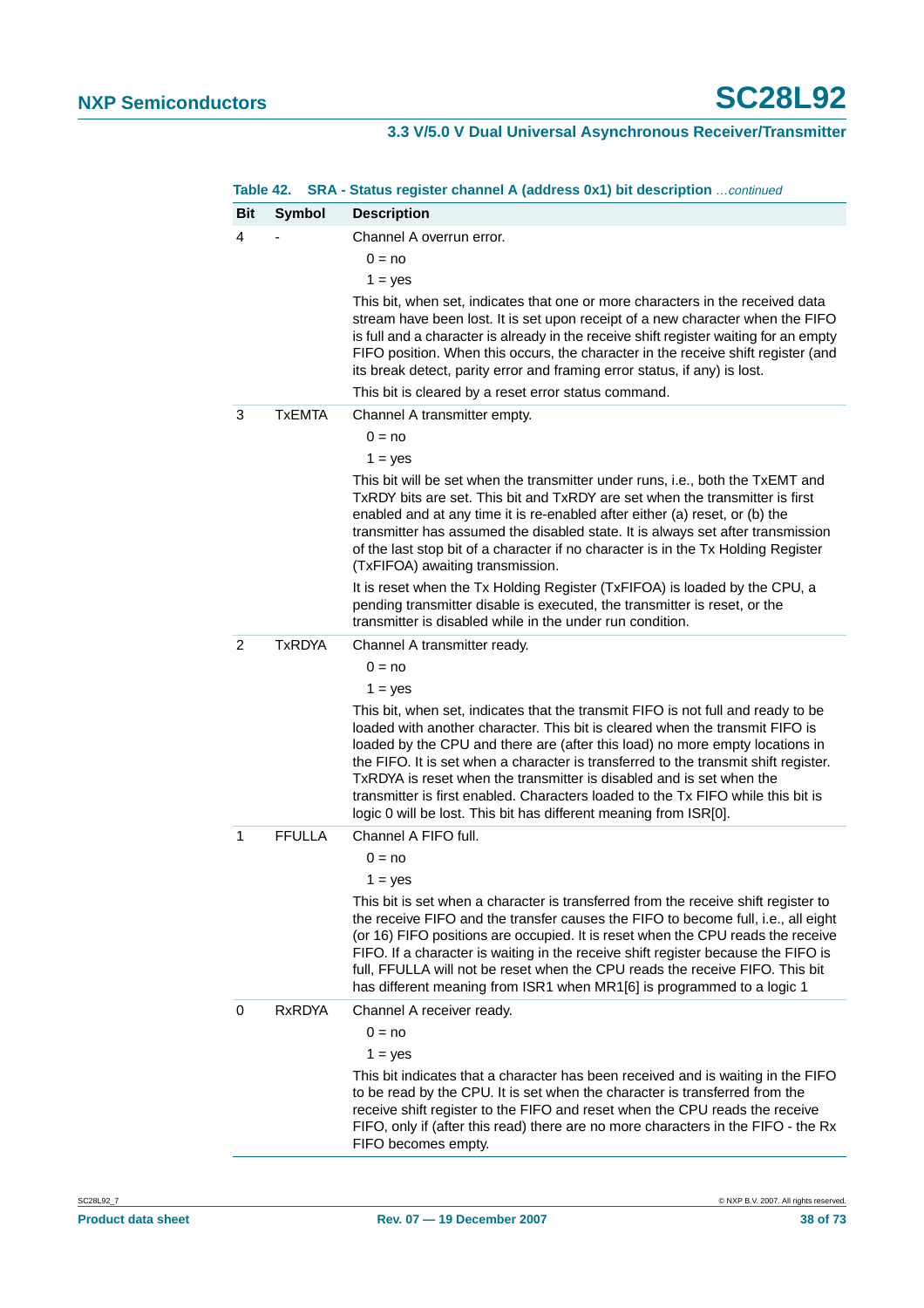**Table 42. SRA - Status register channel A (address 0x1) bit description** *…continued*

| Bit | Symbol | Description |
|---|---|---|
| 4 | - | Channel A overrun error.<br>0 = no<br>1 = yes<br>This bit, when set, indicates that one or more characters in the received data stream have been lost. It is set upon receipt of a new character when the FIFO is full and a character is already in the receive shift register waiting for an empty FIFO position. When this occurs, the character in the receive shift register (and its break detect, parity error and framing error status, if any) is lost.<br>This bit is cleared by a reset error status command. |
| 3 | TxEMTA | Channel A transmitter empty.<br>0 = no<br>1 = yes<br>This bit will be set when the transmitter under runs, i.e., both the TxEMT and TxRDY bits are set. This bit and TxRDY are set when the transmitter is first enabled and at any time it is re-enabled after either (a) reset, or (b) the transmitter has assumed the disabled state. It is always set after transmission of the last stop bit of a character if no character is in the Tx Holding Register (TxFIFOA) awaiting transmission.<br>It is reset when the Tx Holding Register (TxFIFOA) is loaded by the CPU, a pending transmitter disable is executed, the transmitter is reset, or the transmitter is disabled while in the under run condition. |
| 2 | TxRDYA | Channel A transmitter ready.<br>0 = no<br>1 = yes<br>This bit, when set, indicates that the transmit FIFO is not full and ready to be loaded with another character. This bit is cleared when the transmit FIFO is loaded by the CPU and there are (after this load) no more empty locations in the FIFO. It is set when a character is transferred to the transmit shift register. TxRDYA is reset when the transmitter is disabled and is set when the transmitter is first enabled. Characters loaded to the Tx FIFO while this bit is logic 0 will be lost. This bit has different meaning from ISR[0]. |
| 1 | FFULLA | Channel A FIFO full.<br>0 = no<br>1 = yes<br>This bit is set when a character is transferred from the receive shift register to the receive FIFO and the transfer causes the FIFO to become full, i.e., all eight (or 16) FIFO positions are occupied. It is reset when the CPU reads the receive FIFO. If a character is waiting in the receive shift register because the FIFO is full, FFULLA will not be reset when the CPU reads the receive FIFO. This bit has different meaning from ISR1 when MR1[6] is programmed to a logic 1 |
| 0 | RxRDYA | Channel A receiver ready.<br>0 = no<br>1 = yes<br>This bit indicates that a character has been received and is waiting in the FIFO to be read by the CPU. It is set when the character is transferred from the receive shift register to the FIFO and reset when the CPU reads the receive FIFO, only if (after this read) there are no more characters in the FIFO - the Rx FIFO becomes empty. |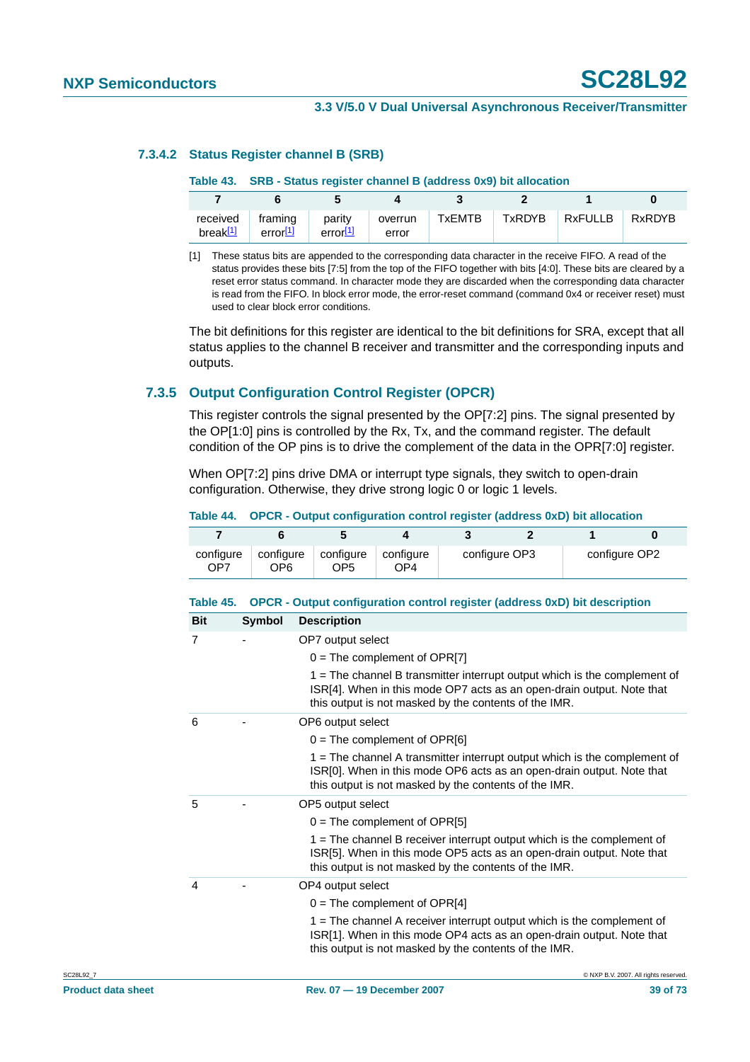#### 7.3.4.2 Status Register channel B (SRB)

Table 43. SRB - Status register channel B (address 0x9) bit allocation

| 7 | 6 | 5 | 4 | 3 | 2 | 1 | 0 |
|---|---|---|---|---|---|---|---|
| received break[1] | framing error[1] | parity error[1] | overrun error | TxEMTB | TxRDYB | RxFULLB | RxRDYB |

[1] These status bits are appended to the corresponding data character in the receive FIFO. A read of the status provides these bits [7:5] from the top of the FIFO together with bits [4:0]. These bits are cleared by a reset error status command. In character mode they are discarded when the corresponding data character is read from the FIFO. In block error mode, the error-reset command (command 0x4 or receiver reset) must used to clear block error conditions.

The bit definitions for this register are identical to the bit definitions for SRA, except that all status applies to the channel B receiver and transmitter and the corresponding inputs and outputs.

### 7.3.5 Output Configuration Control Register (OPCR)

This register controls the signal presented by the OP[7:2] pins. The signal presented by the OP[1:0] pins is controlled by the Rx, Tx, and the command register. The default condition of the OP pins is to drive the complement of the data in the OPR[7:0] register.

When OP[7:2] pins drive DMA or interrupt type signals, they switch to open-drain configuration. Otherwise, they drive strong logic 0 or logic 1 levels.

Table 44. OPCR - Output configuration control register (address 0xD) bit allocation

| 7 | 6 | 5 | 4 | 3 | 2 | 1 | 0 |
|---|---|---|---|---|---|---|---|
| configure OP7 | configure OP6 | configure OP5 | configure OP4 | configure OP3 | | configure OP2 | |

Table 45. OPCR - Output configuration control register (address 0xD) bit description

| Bit | Symbol | Description |
|---|---|---|
| 7 | - | OP7 output select<br>0 = The complement of OPR[7]<br>1 = The channel B transmitter interrupt output which is the complement of ISR[4]. When in this mode OP7 acts as an open-drain output. Note that this output is not masked by the contents of the IMR. |
| 6 | - | OP6 output select<br>0 = The complement of OPR[6]<br>1 = The channel A transmitter interrupt output which is the complement of ISR[0]. When in this mode OP6 acts as an open-drain output. Note that this output is not masked by the contents of the IMR. |
| 5 | - | OP5 output select<br>0 = The complement of OPR[5]<br>1 = The channel B receiver interrupt output which is the complement of ISR[5]. When in this mode OP5 acts as an open-drain output. Note that this output is not masked by the contents of the IMR. |
| 4 | - | OP4 output select<br>0 = The complement of OPR[4]<br>1 = The channel A receiver interrupt output which is the complement of ISR[1]. When in this mode OP4 acts as an open-drain output. Note that this output is not masked by the contents of the IMR. |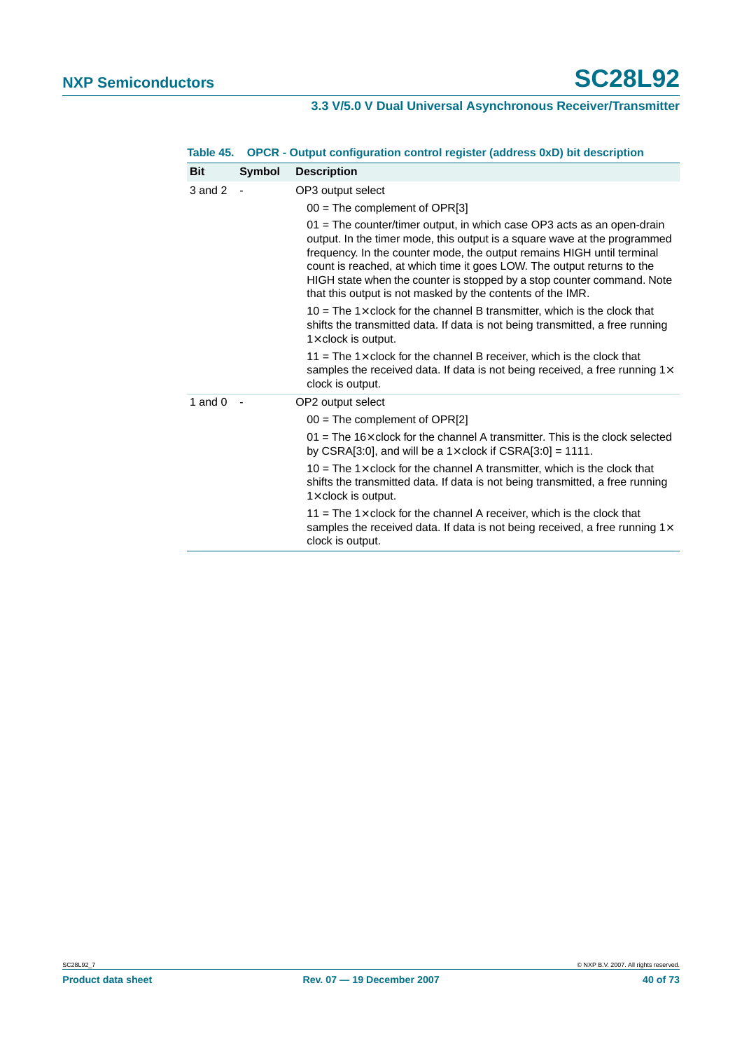**Table 45. OPCR - Output configuration control register (address 0xD) bit description**

| Bit | Symbol | Description |
|---|---|---|
| 3 and 2 | - | OP3 output select |
| | | 00 = The complement of OPR[3] |
| | | 01 = The counter/timer output, in which case OP3 acts as an open-drain output. In the timer mode, this output is a square wave at the programmed frequency. In the counter mode, the output remains HIGH until terminal count is reached, at which time it goes LOW. The output returns to the HIGH state when the counter is stopped by a stop counter command. Note that this output is not masked by the contents of the IMR. |
| | | 10 = The 1× clock for the channel B transmitter, which is the clock that shifts the transmitted data. If data is not being transmitted, a free running 1× clock is output. |
| | | 11 = The 1× clock for the channel B receiver, which is the clock that samples the received data. If data is not being received, a free running 1× clock is output. |
| 1 and 0 | - | OP2 output select |
| | | 00 = The complement of OPR[2] |
| | | 01 = The 16× clock for the channel A transmitter. This is the clock selected by CSRA[3:0], and will be a 1× clock if CSRA[3:0] = 1111. |
| | | 10 = The 1× clock for the channel A transmitter, which is the clock that shifts the transmitted data. If data is not being transmitted, a free running 1× clock is output. |
| | | 11 = The 1× clock for the channel A receiver, which is the clock that samples the received data. If data is not being received, a free running 1× clock is output. |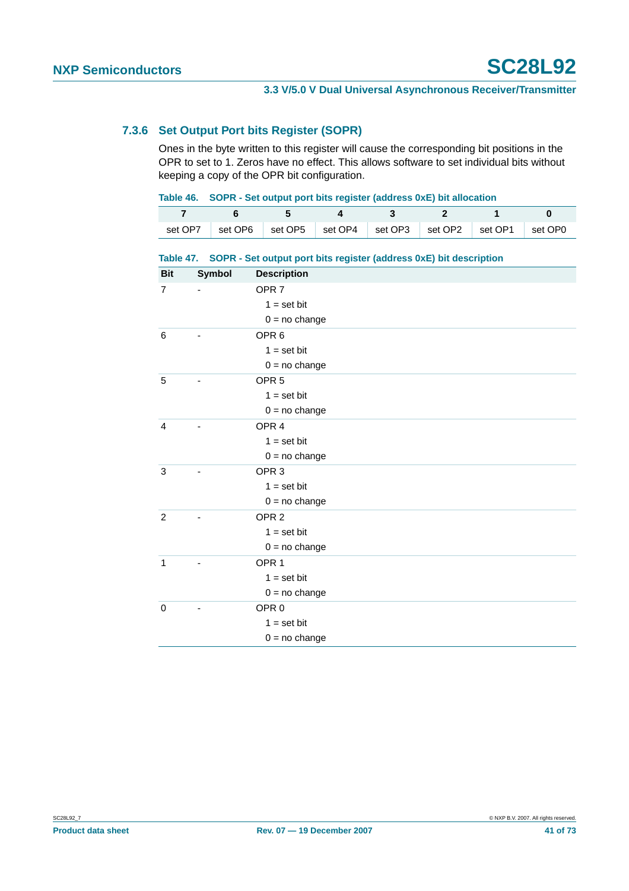### 7.3.6 Set Output Port bits Register (SOPR)

Ones in the byte written to this register will cause the corresponding bit positions in the OPR to set to 1. Zeros have no effect. This allows software to set individual bits without keeping a copy of the OPR bit configuration.

**Table 46. SOPR - Set output port bits register (address 0xE) bit allocation**

| 7 | 6 | 5 | 4 | 3 | 2 | 1 | 0 |
|---|---|---|---|---|---|---|---|
| set OP7 | set OP6 | set OP5 | set OP4 | set OP3 | set OP2 | set OP1 | set OP0 |

**Table 47. SOPR - Set output port bits register (address 0xE) bit description**

| Bit | Symbol | Description |
|---|---|---|
| 7 | - | OPR 7<br>1 = set bit<br>0 = no change |
| 6 | - | OPR 6<br>1 = set bit<br>0 = no change |
| 5 | - | OPR 5<br>1 = set bit<br>0 = no change |
| 4 | - | OPR 4<br>1 = set bit<br>0 = no change |
| 3 | - | OPR 3<br>1 = set bit<br>0 = no change |
| 2 | - | OPR 2<br>1 = set bit<br>0 = no change |
| 1 | - | OPR 1<br>1 = set bit<br>0 = no change |
| 0 | - | OPR 0<br>1 = set bit<br>0 = no change |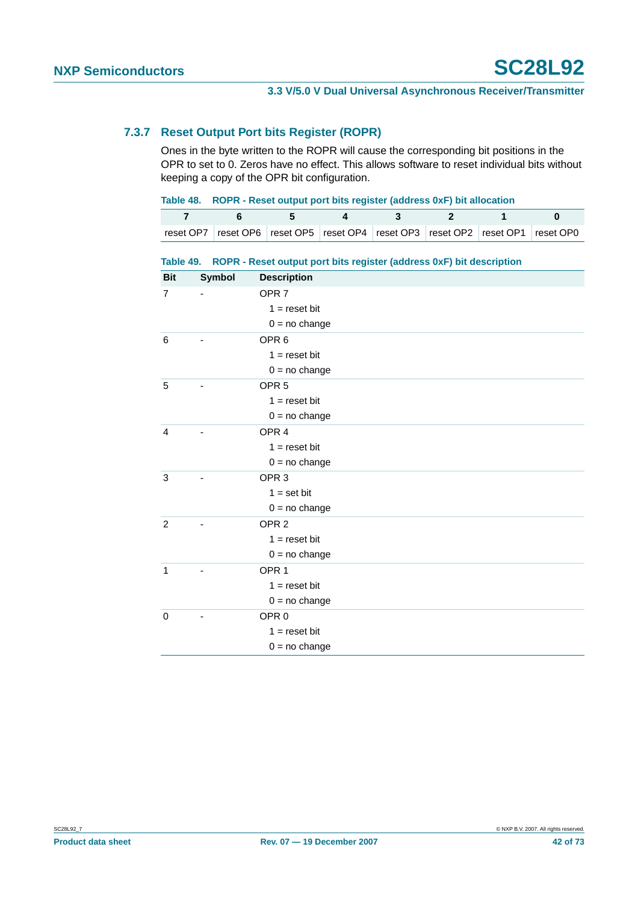### 7.3.7 Reset Output Port bits Register (ROPR)

Ones in the byte written to the ROPR will cause the corresponding bit positions in the OPR to set to 0. Zeros have no effect. This allows software to reset individual bits without keeping a copy of the OPR bit configuration.

**Table 48. ROPR - Reset output port bits register (address 0xF) bit allocation**

| 7 | 6 | 5 | 4 | 3 | 2 | 1 | 0 |
|---|---|---|---|---|---|---|---|
| reset OP7 | reset OP6 | reset OP5 | reset OP4 | reset OP3 | reset OP2 | reset OP1 | reset OP0 |

**Table 49. ROPR - Reset output port bits register (address 0xF) bit description**

| Bit | Symbol | Description |
|---|---|---|
| 7 | - | OPR 7<br>1 = reset bit<br>0 = no change |
| 6 | - | OPR 6<br>1 = reset bit<br>0 = no change |
| 5 | - | OPR 5<br>1 = reset bit<br>0 = no change |
| 4 | - | OPR 4<br>1 = reset bit<br>0 = no change |
| 3 | - | OPR 3<br>1 = set bit<br>0 = no change |
| 2 | - | OPR 2<br>1 = reset bit<br>0 = no change |
| 1 | - | OPR 1<br>1 = reset bit<br>0 = no change |
| 0 | - | OPR 0<br>1 = reset bit<br>0 = no change |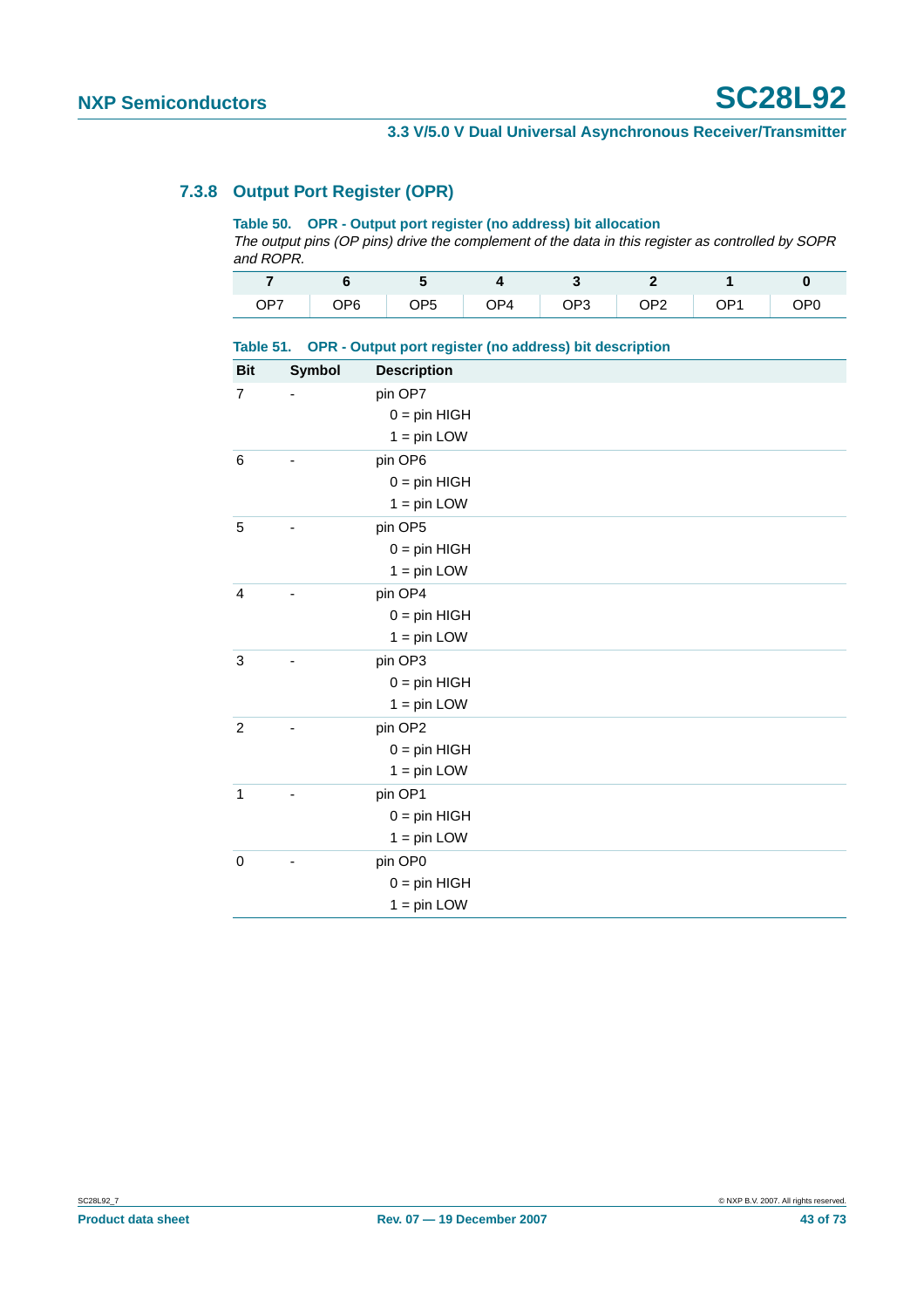### 7.3.8 Output Port Register (OPR)

**Table 50. OPR - Output port register (no address) bit allocation**

*The output pins (OP pins) drive the complement of the data in this register as controlled by SOPR and ROPR.*

| 7 | 6 | 5 | 4 | 3 | 2 | 1 | 0 |
|---|---|---|---|---|---|---|---|
| OP7 | OP6 | OP5 | OP4 | OP3 | OP2 | OP1 | OP0 |

**Table 51. OPR - Output port register (no address) bit description**

| Bit | Symbol | Description |
|---|---|---|
| 7 | - | pin OP7<br>0 = pin HIGH<br>1 = pin LOW |
| 6 | - | pin OP6<br>0 = pin HIGH<br>1 = pin LOW |
| 5 | - | pin OP5<br>0 = pin HIGH<br>1 = pin LOW |
| 4 | - | pin OP4<br>0 = pin HIGH<br>1 = pin LOW |
| 3 | - | pin OP3<br>0 = pin HIGH<br>1 = pin LOW |
| 2 | - | pin OP2<br>0 = pin HIGH<br>1 = pin LOW |
| 1 | - | pin OP1<br>0 = pin HIGH<br>1 = pin LOW |
| 0 | - | pin OP0<br>0 = pin HIGH<br>1 = pin LOW |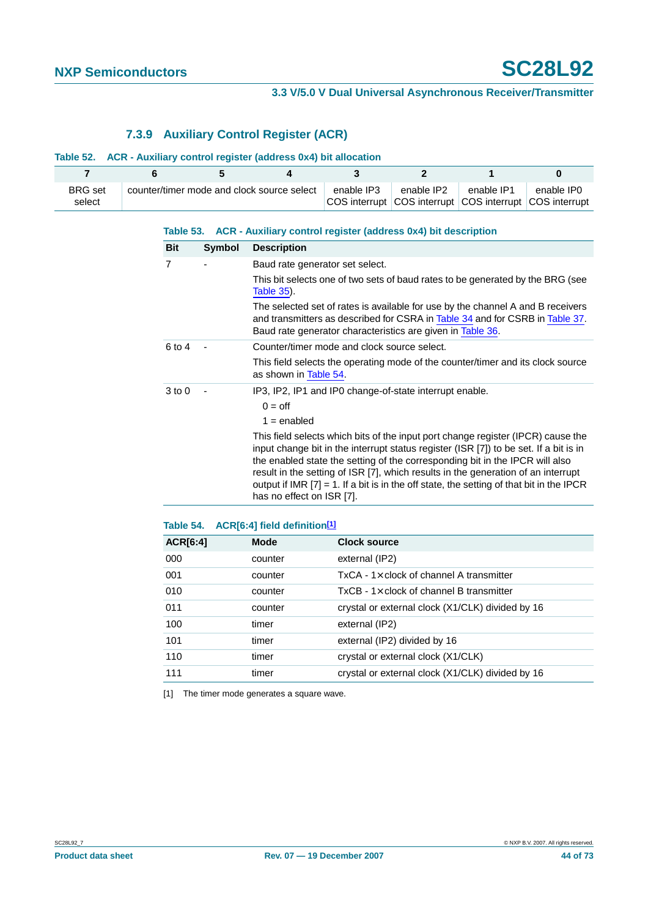### 7.3.9 Auxiliary Control Register (ACR)

**Table 52. ACR - Auxiliary control register (address 0x4) bit allocation**

| 7 | 6 | 5 | 4 | 3 | 2 | 1 | 0 |
|---|---|---|---|---|---|---|---|
| BRG set select | counter/timer mode and clock source select | | | enable IP3 COS interrupt | enable IP2 COS interrupt | enable IP1 COS interrupt | enable IP0 COS interrupt |

**Table 53. ACR - Auxiliary control register (address 0x4) bit description**

| Bit | Symbol | Description |
|---|---|---|
| 7 | - | Baud rate generator set select. |
| | | This bit selects one of two sets of baud rates to be generated by the BRG (see Table 35). |
| | | The selected set of rates is available for use by the channel A and B receivers and transmitters as described for CSRA in Table 34 and for CSRB in Table 37. Baud rate generator characteristics are given in Table 36. |
| 6 to 4 | - | Counter/timer mode and clock source select. |
| | | This field selects the operating mode of the counter/timer and its clock source as shown in Table 54. |
| 3 to 0 | - | IP3, IP2, IP1 and IP0 change-of-state interrupt enable. |
| | | 0 = off |
| | | 1 = enabled |
| | | This field selects which bits of the input port change register (IPCR) cause the input change bit in the interrupt status register (ISR [7]) to be set. If a bit is in the enabled state the setting of the corresponding bit in the IPCR will also result in the setting of ISR [7], which results in the generation of an interrupt output if IMR [7] = 1. If a bit is in the off state, the setting of that bit in the IPCR has no effect on ISR [7]. |

**Table 54. ACR[6:4] field definition[1]**

| ACR[6:4] | Mode | Clock source |
|---|---|---|
| 000 | counter | external (IP2) |
| 001 | counter | TxCA - 1× clock of channel A transmitter |
| 010 | counter | TxCB - 1× clock of channel B transmitter |
| 011 | counter | crystal or external clock (X1/CLK) divided by 16 |
| 100 | timer | external (IP2) |
| 101 | timer | external (IP2) divided by 16 |
| 110 | timer | crystal or external clock (X1/CLK) |
| 111 | timer | crystal or external clock (X1/CLK) divided by 16 |

[1] The timer mode generates a square wave.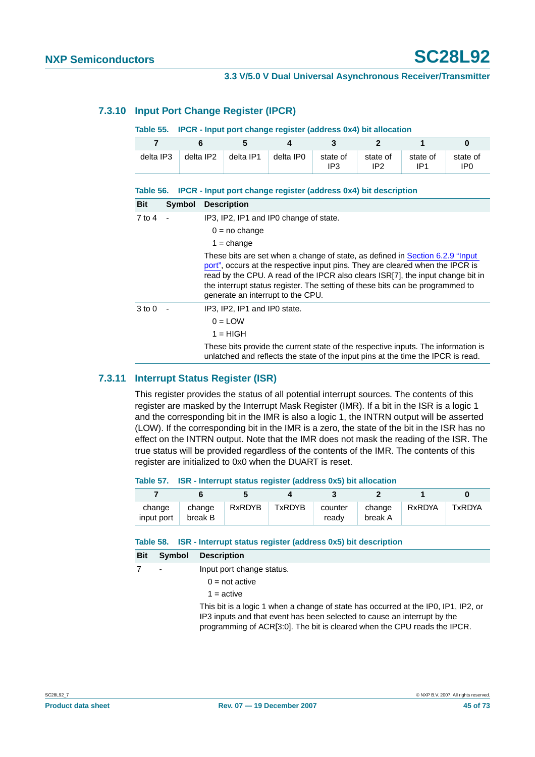### 7.3.10 Input Port Change Register (IPCR)

**Table 55. IPCR - Input port change register (address 0x4) bit allocation**

| 7 | 6 | 5 | 4 | 3 | 2 | 1 | 0 |
|---|---|---|---|---|---|---|---|
| delta IP3 | delta IP2 | delta IP1 | delta IP0 | state of IP3 | state of IP2 | state of IP1 | state of IP0 |

**Table 56. IPCR - Input port change register (address 0x4) bit description**

| Bit | Symbol | Description |
|---|---|---|
| 7 to 4 | - | IP3, IP2, IP1 and IP0 change of state.<br>0 = no change<br>1 = change<br>These bits are set when a change of state, as defined in Section 6.2.9 "Input port", occurs at the respective input pins. They are cleared when the IPCR is read by the CPU. A read of the IPCR also clears ISR[7], the input change bit in the interrupt status register. The setting of these bits can be programmed to generate an interrupt to the CPU. |
| 3 to 0 | - | IP3, IP2, IP1 and IP0 state.<br>0 = LOW<br>1 = HIGH<br>These bits provide the current state of the respective inputs. The information is unlatched and reflects the state of the input pins at the time the IPCR is read. |

### 7.3.11 Interrupt Status Register (ISR)

This register provides the status of all potential interrupt sources. The contents of this register are masked by the Interrupt Mask Register (IMR). If a bit in the ISR is a logic 1 and the corresponding bit in the IMR is also a logic 1, the INTRN output will be asserted (LOW). If the corresponding bit in the IMR is a zero, the state of the bit in the ISR has no effect on the INTRN output. Note that the IMR does not mask the reading of the ISR. The true status will be provided regardless of the contents of the IMR. The contents of this register are initialized to 0x0 when the DUART is reset.

**Table 57. ISR - Interrupt status register (address 0x5) bit allocation**

| 7 | 6 | 5 | 4 | 3 | 2 | 1 | 0 |
|---|---|---|---|---|---|---|---|
| change input port | change break B | RxRDYB | TxRDYB | counter ready | change break A | RxRDYA | TxRDYA |

**Table 58. ISR - Interrupt status register (address 0x5) bit description**

| Bit | Symbol | Description |
|---|---|---|
| 7 | - | Input port change status.<br>0 = not active<br>1 = active<br>This bit is a logic 1 when a change of state has occurred at the IP0, IP1, IP2, or IP3 inputs and that event has been selected to cause an interrupt by the programming of ACR[3:0]. The bit is cleared when the CPU reads the IPCR. |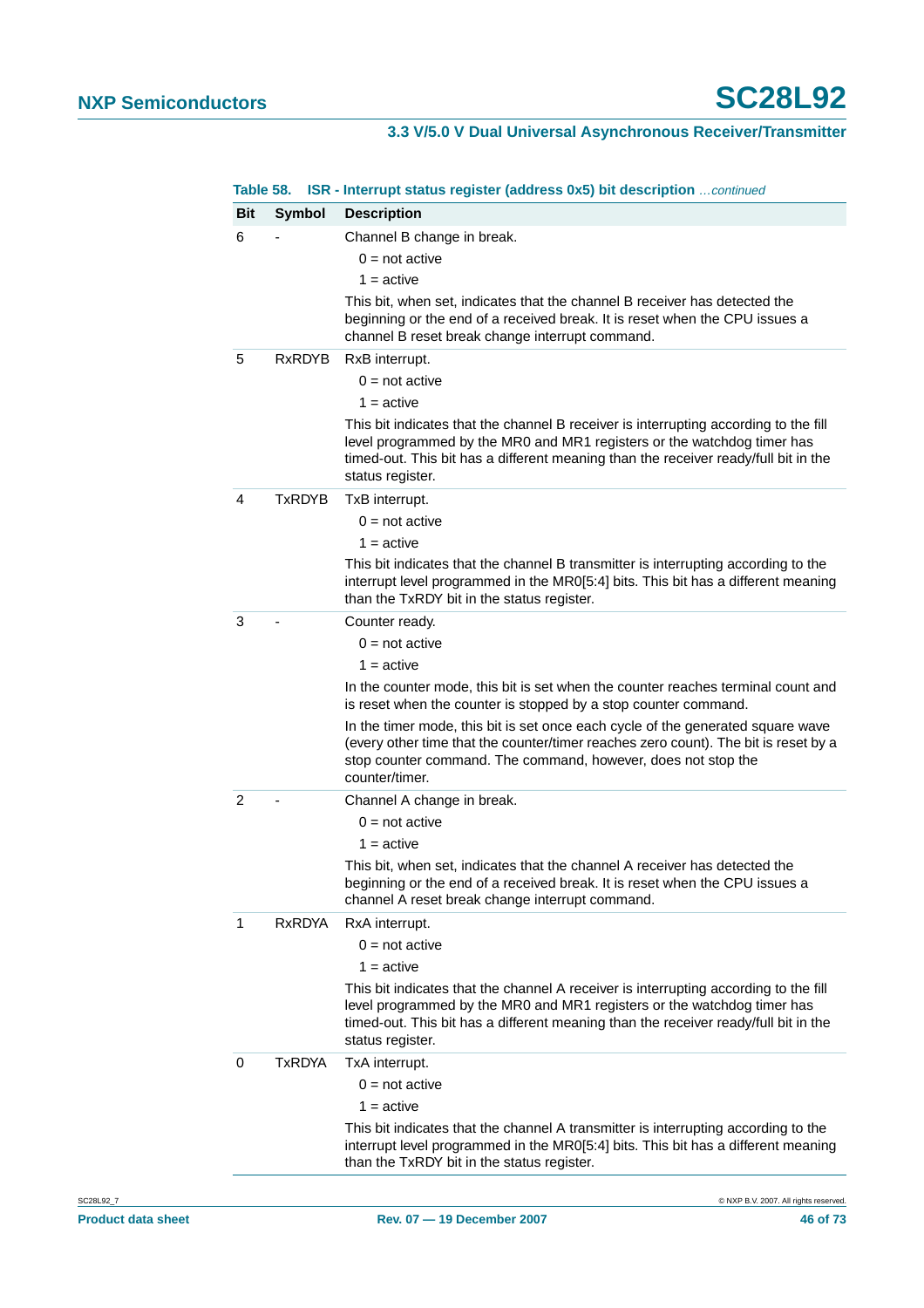**Table 58. ISR - Interrupt status register (address 0x5) bit description** *…continued*

| Bit | Symbol | Description |
|---|---|---|
| 6 | - | Channel B change in break.<br>0 = not active<br>1 = active<br>This bit, when set, indicates that the channel B receiver has detected the beginning or the end of a received break. It is reset when the CPU issues a channel B reset break change interrupt command. |
| 5 | RxRDYB | RxB interrupt.<br>0 = not active<br>1 = active<br>This bit indicates that the channel B receiver is interrupting according to the fill level programmed by the MR0 and MR1 registers or the watchdog timer has timed-out. This bit has a different meaning than the receiver ready/full bit in the status register. |
| 4 | TxRDYB | TxB interrupt.<br>0 = not active<br>1 = active<br>This bit indicates that the channel B transmitter is interrupting according to the interrupt level programmed in the MR0[5:4] bits. This bit has a different meaning than the TxRDY bit in the status register. |
| 3 | - | Counter ready.<br>0 = not active<br>1 = active<br>In the counter mode, this bit is set when the counter reaches terminal count and is reset when the counter is stopped by a stop counter command.<br>In the timer mode, this bit is set once each cycle of the generated square wave (every other time that the counter/timer reaches zero count). The bit is reset by a stop counter command. The command, however, does not stop the counter/timer. |
| 2 | - | Channel A change in break.<br>0 = not active<br>1 = active<br>This bit, when set, indicates that the channel A receiver has detected the beginning or the end of a received break. It is reset when the CPU issues a channel A reset break change interrupt command. |
| 1 | RxRDYA | RxA interrupt.<br>0 = not active<br>1 = active<br>This bit indicates that the channel A receiver is interrupting according to the fill level programmed by the MR0 and MR1 registers or the watchdog timer has timed-out. This bit has a different meaning than the receiver ready/full bit in the status register. |
| 0 | TxRDYA | TxA interrupt.<br>0 = not active<br>1 = active<br>This bit indicates that the channel A transmitter is interrupting according to the interrupt level programmed in the MR0[5:4] bits. This bit has a different meaning than the TxRDY bit in the status register. |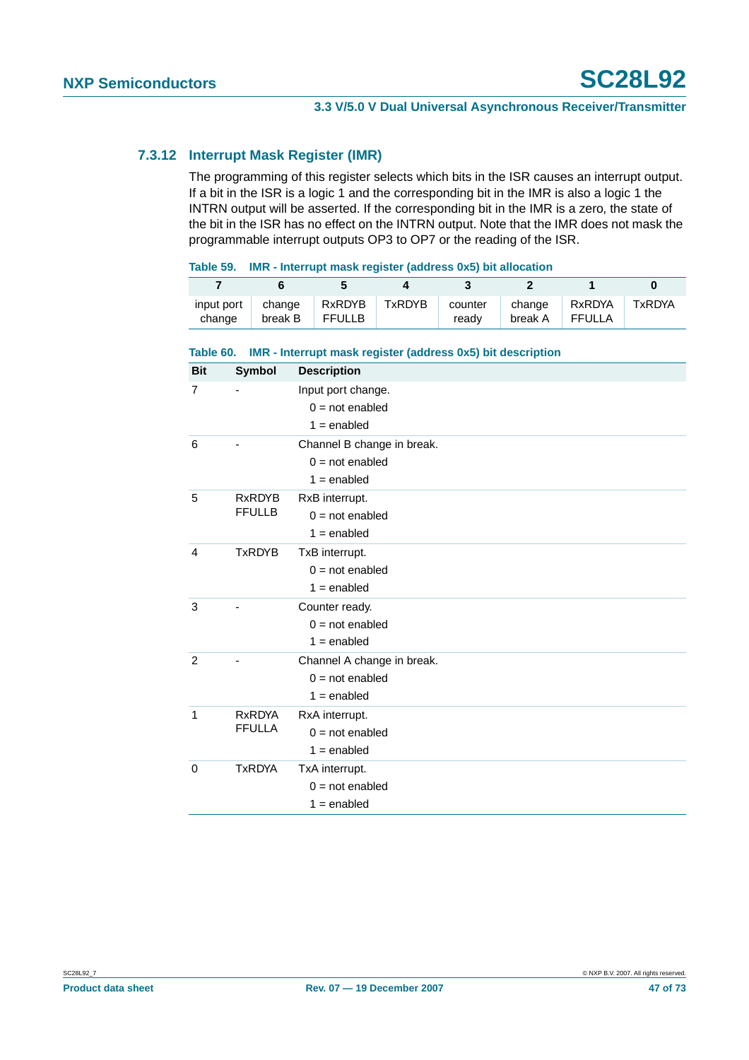### 7.3.12 Interrupt Mask Register (IMR)

The programming of this register selects which bits in the ISR causes an interrupt output. If a bit in the ISR is a logic 1 and the corresponding bit in the IMR is also a logic 1 the INTRN output will be asserted. If the corresponding bit in the IMR is a zero, the state of the bit in the ISR has no effect on the INTRN output. Note that the IMR does not mask the programmable interrupt outputs OP3 to OP7 or the reading of the ISR.

**Table 59. IMR - Interrupt mask register (address 0x5) bit allocation**

| 7 | 6 | 5 | 4 | 3 | 2 | 1 | 0 |
|---|---|---|---|---|---|---|---|
| input port change | change break B | RxRDYB FFULLB | TxRDYB | counter ready | change break A | RxRDYA FFULLA | TxRDYA |

**Table 60. IMR - Interrupt mask register (address 0x5) bit description**

| Bit | Symbol | Description |
|---|---|---|
| 7 | - | Input port change.<br>0 = not enabled<br>1 = enabled |
| 6 | - | Channel B change in break.<br>0 = not enabled<br>1 = enabled |
| 5 | RxRDYB FFULLB | RxB interrupt.<br>0 = not enabled<br>1 = enabled |
| 4 | TxRDYB | TxB interrupt.<br>0 = not enabled<br>1 = enabled |
| 3 | - | Counter ready.<br>0 = not enabled<br>1 = enabled |
| 2 | - | Channel A change in break.<br>0 = not enabled<br>1 = enabled |
| 1 | RxRDYA FFULLA | RxA interrupt.<br>0 = not enabled<br>1 = enabled |
| 0 | TxRDYA | TxA interrupt.<br>0 = not enabled<br>1 = enabled |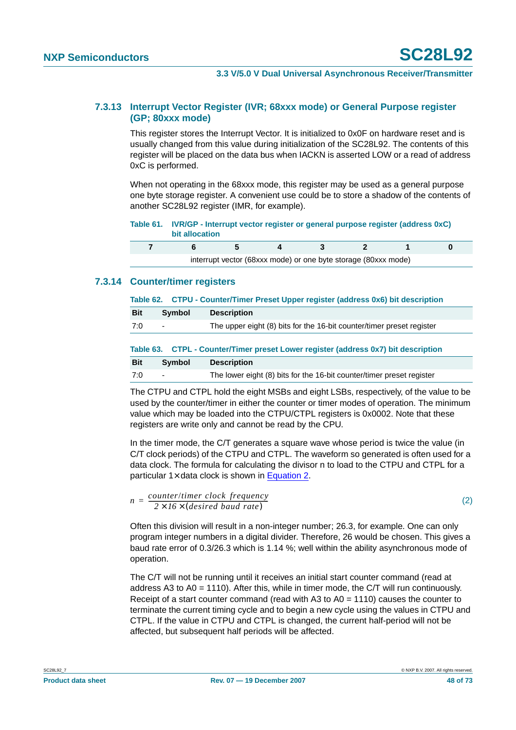### 7.3.13 Interrupt Vector Register (IVR; 68xxx mode) or General Purpose register (GP; 80xxx mode)

This register stores the Interrupt Vector. It is initialized to 0x0F on hardware reset and is usually changed from this value during initialization of the SC28L92. The contents of this register will be placed on the data bus when IACKN is asserted LOW or a read of address 0xC is performed.

When not operating in the 68xxx mode, this register may be used as a general purpose one byte storage register. A convenient use could be to store a shadow of the contents of another SC28L92 register (IMR, for example).

**Table 61. IVR/GP - Interrupt vector register or general purpose register (address 0xC) bit allocation**

| 7 | 6 | 5 | 4 | 3 | 2 | 1 | 0 |
|---|---|---|---|---|---|---|---|
| interrupt vector (68xxx mode) or one byte storage (80xxx mode) | | | | | | | |

### 7.3.14 Counter/timer registers

**Table 62. CTPU - Counter/Timer Preset Upper register (address 0x6) bit description**

| Bit | Symbol | Description |
|---|---|---|
| 7:0 | - | The upper eight (8) bits for the 16-bit counter/timer preset register |

**Table 63. CTPL - Counter/Timer preset Lower register (address 0x7) bit description**

| Bit | Symbol | Description |
|---|---|---|
| 7:0 | - | The lower eight (8) bits for the 16-bit counter/timer preset register |

The CTPU and CTPL hold the eight MSBs and eight LSBs, respectively, of the value to be used by the counter/timer in either the counter or timer modes of operation. The minimum value which may be loaded into the CTPU/CTPL registers is 0x0002. Note that these registers are write only and cannot be read by the CPU.

In the timer mode, the C/T generates a square wave whose period is twice the value (in C/T clock periods) of the CTPU and CTPL. The waveform so generated is often used for a data clock. The formula for calculating the divisor n to load to the CTPU and CTPL for a particular 1× data clock is shown in Equation 2.

$$n = \frac{counter/timer\ clock\ frequency}{2 \times 16 \times (desired\ baud\ rate)} \quad (2)$$

Often this division will result in a non-integer number; 26.3, for example. One can only program integer numbers in a digital divider. Therefore, 26 would be chosen. This gives a baud rate error of 0.3/26.3 which is 1.14 %; well within the ability asynchronous mode of operation.

The C/T will not be running until it receives an initial start counter command (read at address A3 to A0 = 1110). After this, while in timer mode, the C/T will run continuously. Receipt of a start counter command (read with A3 to A0 = 1110) causes the counter to terminate the current timing cycle and to begin a new cycle using the values in CTPU and CTPL. If the value in CTPU and CTPL is changed, the current half-period will not be affected, but subsequent half periods will be affected.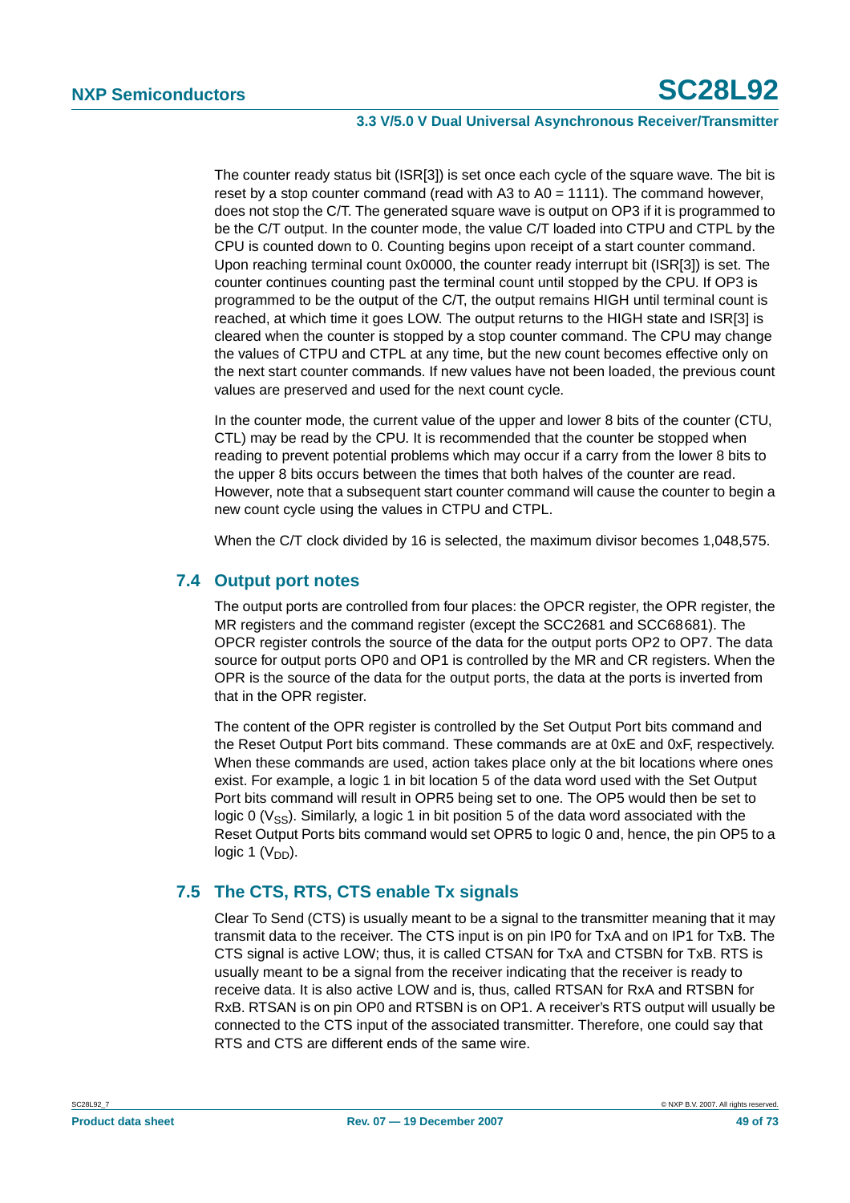The counter ready status bit (ISR[3]) is set once each cycle of the square wave. The bit is reset by a stop counter command (read with A3 to A0 = 1111). The command however, does not stop the C/T. The generated square wave is output on OP3 if it is programmed to be the C/T output. In the counter mode, the value C/T loaded into CTPU and CTPL by the CPU is counted down to 0. Counting begins upon receipt of a start counter command. Upon reaching terminal count 0x0000, the counter ready interrupt bit (ISR[3]) is set. The counter continues counting past the terminal count until stopped by the CPU. If OP3 is programmed to be the output of the C/T, the output remains HIGH until terminal count is reached, at which time it goes LOW. The output returns to the HIGH state and ISR[3] is cleared when the counter is stopped by a stop counter command. The CPU may change the values of CTPU and CTPL at any time, but the new count becomes effective only on the next start counter commands. If new values have not been loaded, the previous count values are preserved and used for the next count cycle.

In the counter mode, the current value of the upper and lower 8 bits of the counter (CTU, CTL) may be read by the CPU. It is recommended that the counter be stopped when reading to prevent potential problems which may occur if a carry from the lower 8 bits to the upper 8 bits occurs between the times that both halves of the counter are read. However, note that a subsequent start counter command will cause the counter to begin a new count cycle using the values in CTPU and CTPL.

When the C/T clock divided by 16 is selected, the maximum divisor becomes 1,048,575.

## 7.4 Output port notes

The output ports are controlled from four places: the OPCR register, the OPR register, the MR registers and the command register (except the SCC2681 and SCC68681). The OPCR register controls the source of the data for the output ports OP2 to OP7. The data source for output ports OP0 and OP1 is controlled by the MR and CR registers. When the OPR is the source of the data for the output ports, the data at the ports is inverted from that in the OPR register.

The content of the OPR register is controlled by the Set Output Port bits command and the Reset Output Port bits command. These commands are at 0xE and 0xF, respectively. When these commands are used, action takes place only at the bit locations where ones exist. For example, a logic 1 in bit location 5 of the data word used with the Set Output Port bits command will result in OPR5 being set to one. The OP5 would then be set to logic 0 ($V_{SS}$). Similarly, a logic 1 in bit position 5 of the data word associated with the Reset Output Ports bits command would set OPR5 to logic 0 and, hence, the pin OP5 to a logic 1 ($V_{DD}$).

## 7.5 The CTS, RTS, CTS enable Tx signals

Clear To Send (CTS) is usually meant to be a signal to the transmitter meaning that it may transmit data to the receiver. The CTS input is on pin IP0 for TxA and on IP1 for TxB. The CTS signal is active LOW; thus, it is called CTSAN for TxA and CTSBN for TxB. RTS is usually meant to be a signal from the receiver indicating that the receiver is ready to receive data. It is also active LOW and is, thus, called RTSAN for RxA and RTSBN for RxB. RTSAN is on pin OP0 and RTSBN is on OP1. A receiver's RTS output will usually be connected to the CTS input of the associated transmitter. Therefore, one could say that RTS and CTS are different ends of the same wire.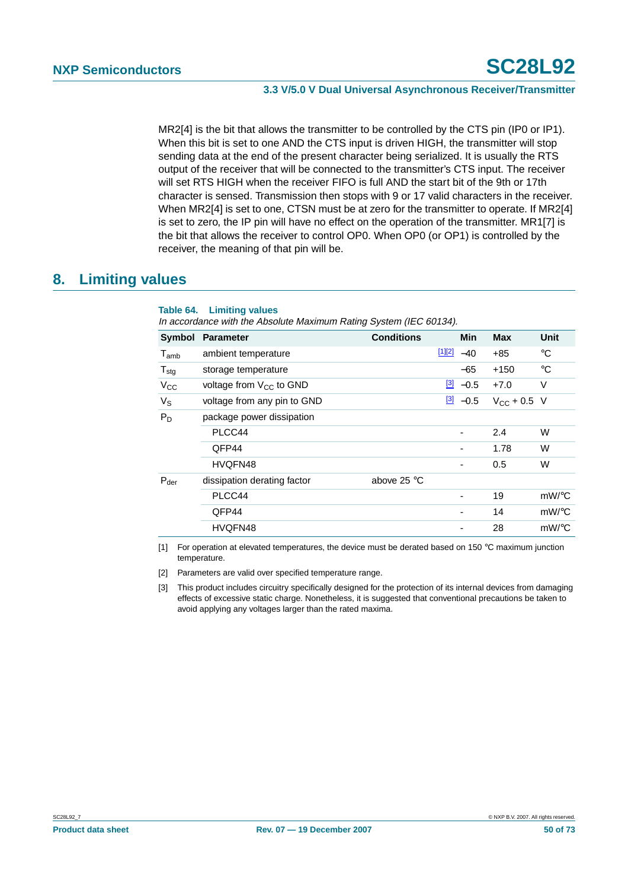MR2[4] is the bit that allows the transmitter to be controlled by the CTS pin (IP0 or IP1). When this bit is set to one AND the CTS input is driven HIGH, the transmitter will stop sending data at the end of the present character being serialized. It is usually the RTS output of the receiver that will be connected to the transmitter's CTS input. The receiver will set RTS HIGH when the receiver FIFO is full AND the start bit of the 9th or 17th character is sensed. Transmission then stops with 9 or 17 valid characters in the receiver. When MR2[4] is set to one, CTSN must be at zero for the transmitter to operate. If MR2[4] is set to zero, the IP pin will have no effect on the operation of the transmitter. MR1[7] is the bit that allows the receiver to control OP0. When OP0 (or OP1) is controlled by the receiver, the meaning of that pin will be.

# 8. Limiting values

**Table 64. Limiting values**

*In accordance with the Absolute Maximum Rating System (IEC 60134).*

| Symbol | Parameter | Conditions | | Min | Max | Unit |
|---|---|---|---|---|---|---|
| $T_{amb}$ | ambient temperature | | [1][2] | −40 | +85 | °C |
| $T_{stg}$ | storage temperature | | | −65 | +150 | °C |
| $V_{CC}$ | voltage from $V_{CC}$ to GND | | [3] | −0.5 | +7.0 | V |
| $V_S$ | voltage from any pin to GND | | [3] | −0.5 | $V_{CC}$ + 0.5 | V |
| $P_D$ | package power dissipation | | | | | |
| | PLCC44 | | | - | 2.4 | W |
| | QFP44 | | | - | 1.78 | W |
| | HVQFN48 | | | - | 0.5 | W |
| $P_{der}$ | dissipation derating factor | above 25 °C | | | | |
| | PLCC44 | | | - | 19 | mW/°C |
| | QFP44 | | | - | 14 | mW/°C |
| | HVQFN48 | | | - | 28 | mW/°C |

[1] For operation at elevated temperatures, the device must be derated based on 150 °C maximum junction temperature.

[2] Parameters are valid over specified temperature range.

[3] This product includes circuitry specifically designed for the protection of its internal devices from damaging effects of excessive static charge. Nonetheless, it is suggested that conventional precautions be taken to avoid applying any voltages larger than the rated maxima.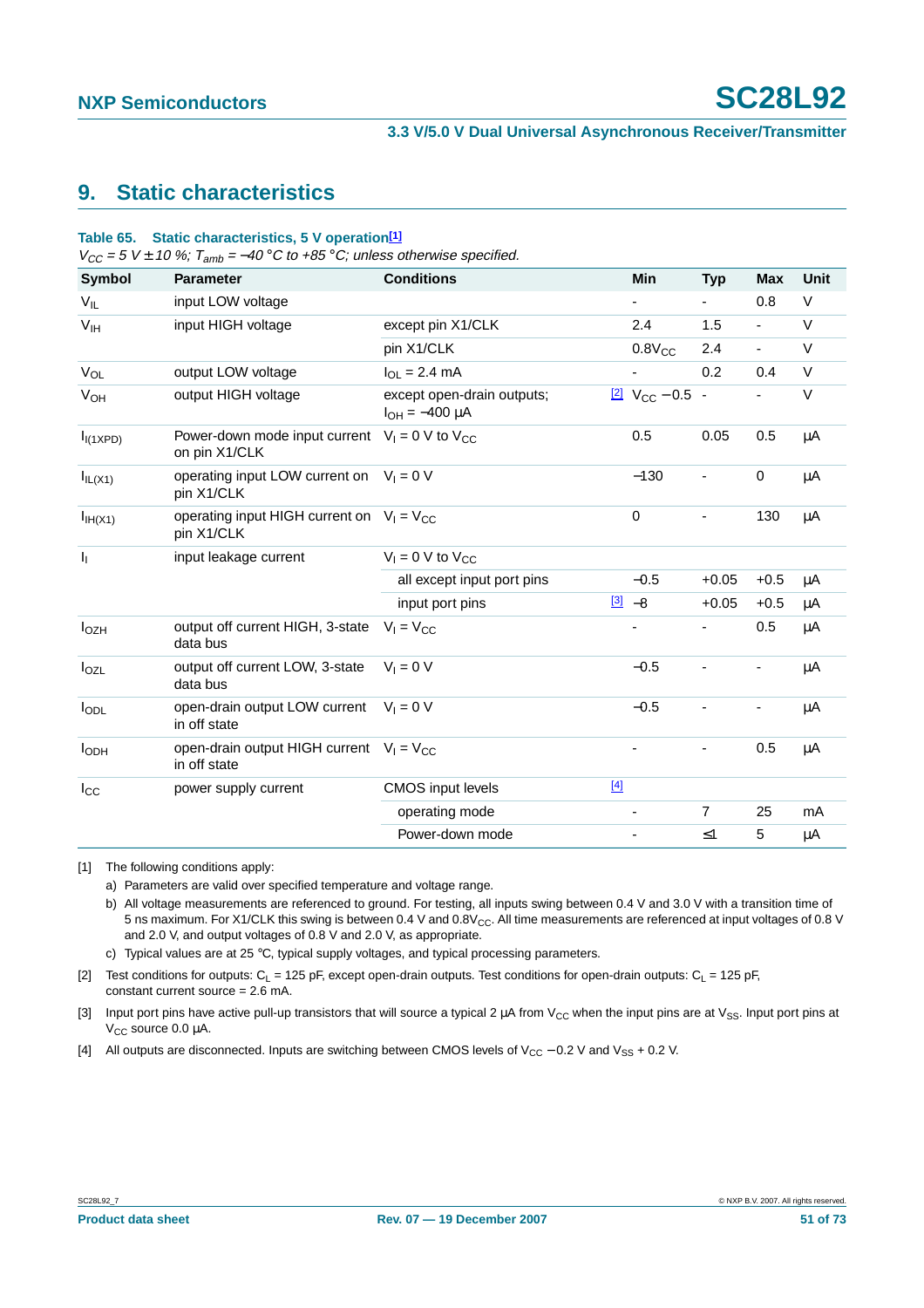## 9. Static characteristics

**Table 65. Static characteristics, 5 V operation[1]**

*$V_{CC}$ = 5 V ± 10 %; $T_{amb}$ = −40 °C to +85 °C; unless otherwise specified.*

| Symbol | Parameter | Conditions | | Min | Typ | Max | Unit |
|---|---|---|---|---|---|---|---|
| $V_{IL}$ | input LOW voltage | | | - | - | 0.8 | V |
| $V_{IH}$ | input HIGH voltage | except pin X1/CLK | | 2.4 | 1.5 | - | V |
| | | pin X1/CLK | | $0.8V_{CC}$ | 2.4 | - | V |
| $V_{OL}$ | output LOW voltage | $I_{OL}$ = 2.4 mA | | - | 0.2 | 0.4 | V |
| $V_{OH}$ | output HIGH voltage | except open-drain outputs; $I_{OH}$ = −400 µA | [2] | $V_{CC}$ − 0.5 | - | - | V |
| $I_{I(1XPD)}$ | Power-down mode input current on pin X1/CLK | $V_I$ = 0 V to $V_{CC}$ | | 0.5 | 0.05 | 0.5 | µA |
| $I_{IL(X1)}$ | operating input LOW current on pin X1/CLK | $V_I$ = 0 V | | −130 | - | 0 | µA |
| $I_{IH(X1)}$ | operating input HIGH current on pin X1/CLK | $V_I$ = $V_{CC}$ | | 0 | - | 130 | µA |
| $I_I$ | input leakage current | $V_I$ = 0 V to $V_{CC}$ | | | | | |
| | | all except input port pins | | −0.5 | +0.05 | +0.5 | µA |
| | | input port pins | [3] | −8 | +0.05 | +0.5 | µA |
| $I_{OZH}$ | output off current HIGH, 3-state data bus | $V_I$ = $V_{CC}$ | | - | - | 0.5 | µA |
| $I_{OZL}$ | output off current LOW, 3-state data bus | $V_I$ = 0 V | | −0.5 | - | - | µA |
| $I_{ODL}$ | open-drain output LOW current in off state | $V_I$ = 0 V | | −0.5 | - | - | µA |
| $I_{ODH}$ | open-drain output HIGH current in off state | $V_I$ = $V_{CC}$ | | - | - | 0.5 | µA |
| $I_{CC}$ | power supply current | CMOS input levels | [4] | | | | |
| | | operating mode | | - | 7 | 25 | mA |
| | | Power-down mode | | - | ≤1 | 5 | µA |

[1] The following conditions apply:

a) Parameters are valid over specified temperature and voltage range.

b) All voltage measurements are referenced to ground. For testing, all inputs swing between 0.4 V and 3.0 V with a transition time of 5 ns maximum. For X1/CLK this swing is between 0.4 V and $0.8V_{CC}$. All time measurements are referenced at input voltages of 0.8 V and 2.0 V, and output voltages of 0.8 V and 2.0 V, as appropriate.

c) Typical values are at 25 °C, typical supply voltages, and typical processing parameters.

[2] Test conditions for outputs: $C_L$ = 125 pF, except open-drain outputs. Test conditions for open-drain outputs: $C_L$ = 125 pF, constant current source = 2.6 mA.

[3] Input port pins have active pull-up transistors that will source a typical 2 µA from $V_{CC}$ when the input pins are at $V_{SS}$. Input port pins at $V_{CC}$ source 0.0 µA.

[4] All outputs are disconnected. Inputs are switching between CMOS levels of $V_{CC}$ − 0.2 V and $V_{SS}$ + 0.2 V.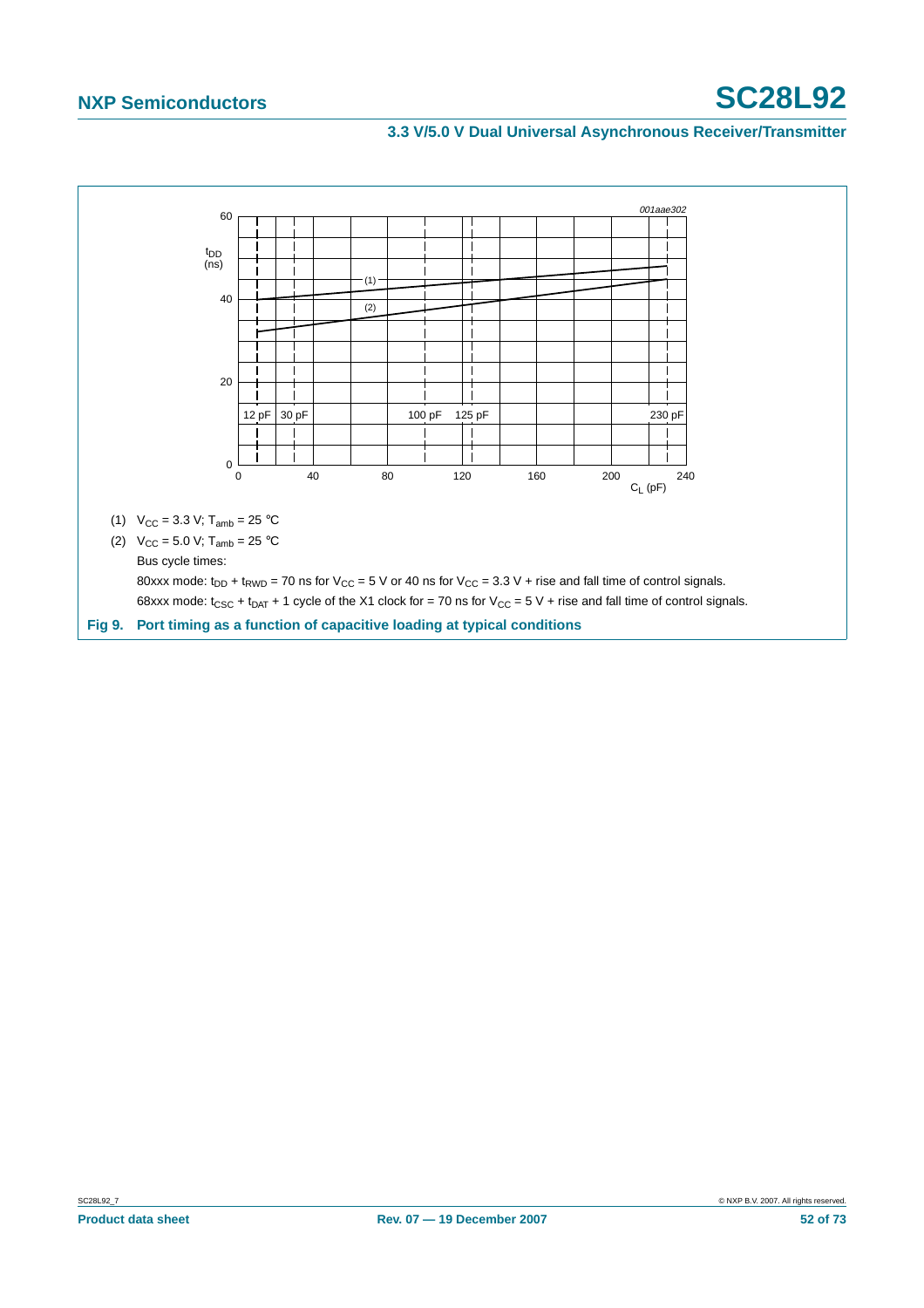(1) $V_{CC}$ = 3.3 V; $T_{amb}$ = 25 °C

(2) $V_{CC}$ = 5.0 V; $T_{amb}$ = 25 °C

Bus cycle times:

80xxx mode: $t_{DD}$ + $t_{RWD}$ = 70 ns for $V_{CC}$ = 5 V or 40 ns for $V_{CC}$ = 3.3 V + rise and fall time of control signals.

68xxx mode: $t_{CSC}$ + $t_{DAT}$ + 1 cycle of the X1 clock for = 70 ns for $V_{CC}$ = 5 V + rise and fall time of control signals.

**Fig 9. Port timing as a function of capacitive loading at typical conditions**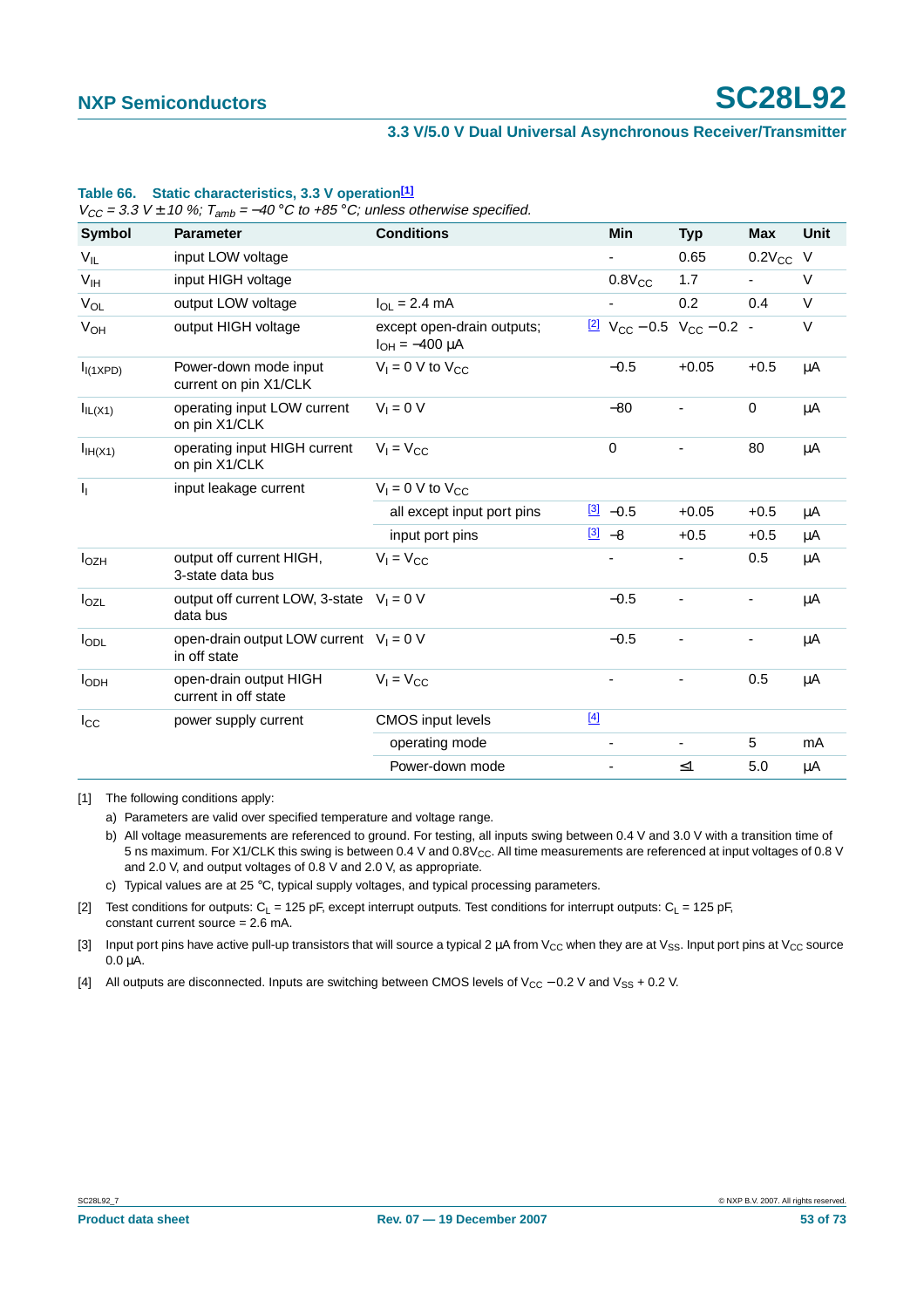**Table 66. Static characteristics, 3.3 V operation[1]**

*$V_{CC}$ = 3.3 V ± 10 %; $T_{amb}$ = −40 °C to +85 °C; unless otherwise specified.*

| Symbol | Parameter | Conditions | | Min | Typ | Max | Unit |
|---|---|---|---|---|---|---|---|
| $V_{IL}$ | input LOW voltage | | | - | 0.65 | $0.2V_{CC}$ | V |
| $V_{IH}$ | input HIGH voltage | | | $0.8V_{CC}$ | 1.7 | - | V |
| $V_{OL}$ | output LOW voltage | $I_{OL}$ = 2.4 mA | | - | 0.2 | 0.4 | V |
| $V_{OH}$ | output HIGH voltage | except open-drain outputs; $I_{OH}$ = −400 μA | [2] | $V_{CC}$ −0.5 | $V_{CC}$ −0.2 | - | V |
| $I_{I(1XPD)}$ | Power-down mode input current on pin X1/CLK | $V_I$ = 0 V to $V_{CC}$ | | −0.5 | +0.05 | +0.5 | μA |
| $I_{IL(X1)}$ | operating input LOW current on pin X1/CLK | $V_I$ = 0 V | | −80 | - | 0 | μA |
| $I_{IH(X1)}$ | operating input HIGH current on pin X1/CLK | $V_I$ = $V_{CC}$ | | 0 | - | 80 | μA |
| $I_I$ | input leakage current | $V_I$ = 0 V to $V_{CC}$ | | | | | |
| | | all except input port pins | [3] | −0.5 | +0.05 | +0.5 | μA |
| | | input port pins | [3] | −8 | +0.5 | +0.5 | μA |
| $I_{OZH}$ | output off current HIGH, 3-state data bus | $V_I$ = $V_{CC}$ | | - | - | 0.5 | μA |
| $I_{OZL}$ | output off current LOW, 3-state data bus | $V_I$ = 0 V | | −0.5 | - | - | μA |
| $I_{ODL}$ | open-drain output LOW current in off state | $V_I$ = 0 V | | −0.5 | - | - | μA |
| $I_{ODH}$ | open-drain output HIGH current in off state | $V_I$ = $V_{CC}$ | | - | - | 0.5 | μA |
| $I_{CC}$ | power supply current | CMOS input levels | [4] | | | | |
| | | operating mode | | - | - | 5 | mA |
| | | Power-down mode | | - | ≤1 | 5.0 | μA |

[1] The following conditions apply:

a) Parameters are valid over specified temperature and voltage range.

b) All voltage measurements are referenced to ground. For testing, all inputs swing between 0.4 V and 3.0 V with a transition time of 5 ns maximum. For X1/CLK this swing is between 0.4 V and $0.8V_{CC}$. All time measurements are referenced at input voltages of 0.8 V and 2.0 V, and output voltages of 0.8 V and 2.0 V, as appropriate.

c) Typical values are at 25 °C, typical supply voltages, and typical processing parameters.

[2] Test conditions for outputs: $C_L$ = 125 pF, except interrupt outputs. Test conditions for interrupt outputs: $C_L$ = 125 pF, constant current source = 2.6 mA.

[3] Input port pins have active pull-up transistors that will source a typical 2 μA from $V_{CC}$ when they are at $V_{SS}$. Input port pins at $V_{CC}$ source 0.0 μA.

[4] All outputs are disconnected. Inputs are switching between CMOS levels of $V_{CC}$ −0.2 V and $V_{SS}$ + 0.2 V.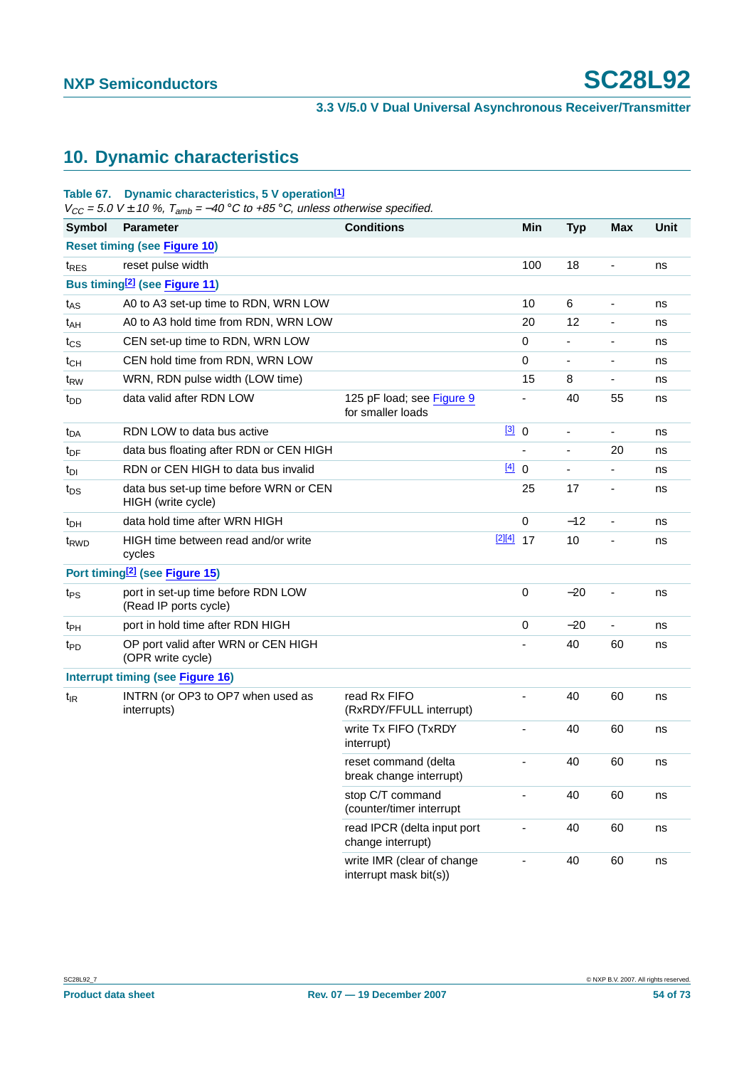## 10. Dynamic characteristics

**Table 67. Dynamic characteristics, 5 V operation[1]**

*$V_{CC}$ = 5.0 V ± 10 %, $T_{amb}$ = −40 °C to +85 °C, unless otherwise specified.*

| Symbol | Parameter | Conditions | | Min | Typ | Max | Unit |
|---|---|---|---|---|---|---|---|
| **Reset timing (see Figure 10)** | | | | | | | |
| $t_{RES}$ | reset pulse width | | | 100 | 18 | - | ns |
| **Bus timing[2] (see Figure 11)** | | | | | | | |
| $t_{AS}$ | A0 to A3 set-up time to RDN, WRN LOW | | | 10 | 6 | - | ns |
| $t_{AH}$ | A0 to A3 hold time from RDN, WRN LOW | | | 20 | 12 | - | ns |
| $t_{CS}$ | CEN set-up time to RDN, WRN LOW | | | 0 | - | - | ns |
| $t_{CH}$ | CEN hold time from RDN, WRN LOW | | | 0 | - | - | ns |
| $t_{RW}$ | WRN, RDN pulse width (LOW time) | | | 15 | 8 | - | ns |
| $t_{DD}$ | data valid after RDN LOW | 125 pF load; see Figure 9 for smaller loads | | - | 40 | 55 | ns |
| $t_{DA}$ | RDN LOW to data bus active | | [3] | 0 | - | - | ns |
| $t_{DF}$ | data bus floating after RDN or CEN HIGH | | | - | - | 20 | ns |
| $t_{DI}$ | RDN or CEN HIGH to data bus invalid | | [4] | 0 | - | - | ns |
| $t_{DS}$ | data bus set-up time before WRN or CEN HIGH (write cycle) | | | 25 | 17 | - | ns |
| $t_{DH}$ | data hold time after WRN HIGH | | | 0 | −12 | - | ns |
| $t_{RWD}$ | HIGH time between read and/or write cycles | | [2][4] | 17 | 10 | - | ns |
| **Port timing[2] (see Figure 15)** | | | | | | | |
| $t_{PS}$ | port in set-up time before RDN LOW (Read IP ports cycle) | | | 0 | −20 | - | ns |
| $t_{PH}$ | port in hold time after RDN HIGH | | | 0 | −20 | - | ns |
| $t_{PD}$ | OP port valid after WRN or CEN HIGH (OPR write cycle) | | | - | 40 | 60 | ns |
| **Interrupt timing (see Figure 16)** | | | | | | | |
| $t_{IR}$ | INTRN (or OP3 to OP7 when used as interrupts) | read Rx FIFO (RxRDY/FFULL interrupt) | | - | 40 | 60 | ns |
| | | write Tx FIFO (TxRDY interrupt) | | - | 40 | 60 | ns |
| | | reset command (delta break change interrupt) | | - | 40 | 60 | ns |
| | | stop C/T command (counter/timer interrupt | | - | 40 | 60 | ns |
| | | read IPCR (delta input port change interrupt) | | - | 40 | 60 | ns |
| | | write IMR (clear of change interrupt mask bit(s)) | | - | 40 | 60 | ns |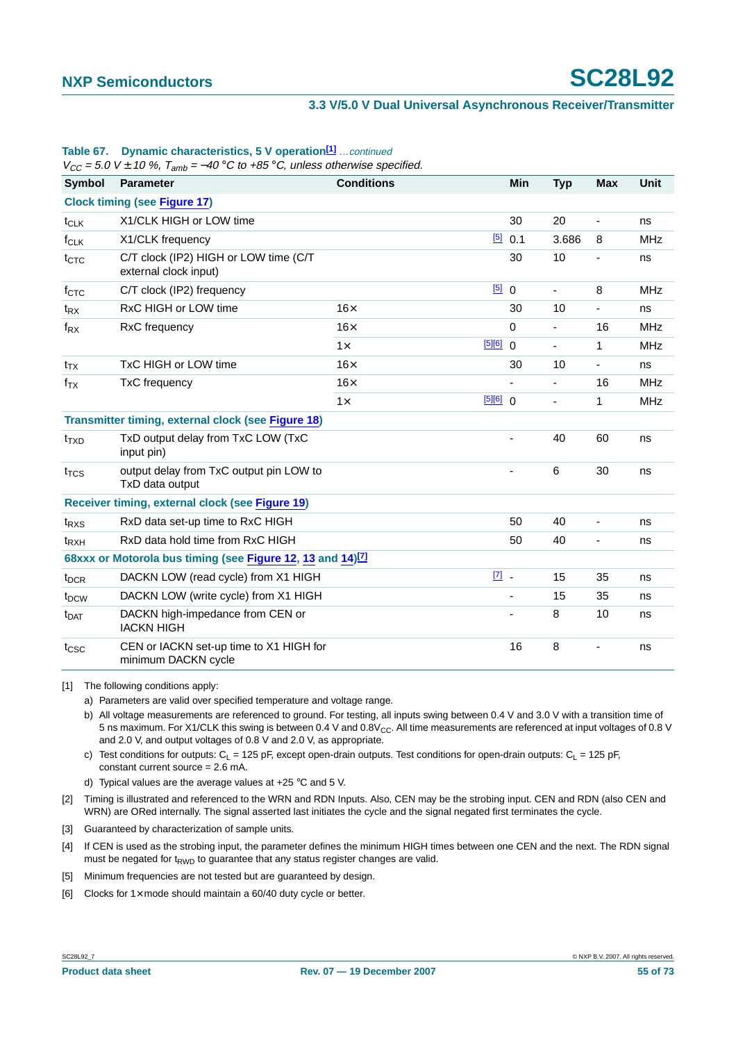**Table 67. Dynamic characteristics, 5 V operation[1]** *...continued*

*$V_{CC}$ = 5.0 V ± 10 %, $T_{amb}$ = −40 °C to +85 °C, unless otherwise specified.*

| Symbol | Parameter | Conditions | | Min | Typ | Max | Unit |
|---|---|---|---|---|---|---|---|
| **Clock timing (see Figure 17)** | | | | | | | |
| $t_{CLK}$ | X1/CLK HIGH or LOW time | | | 30 | 20 | - | ns |
| $f_{CLK}$ | X1/CLK frequency | | [5] | 0.1 | 3.686 | 8 | MHz |
| $t_{CTC}$ | C/T clock (IP2) HIGH or LOW time (C/T external clock input) | | | 30 | 10 | - | ns |
| $f_{CTC}$ | C/T clock (IP2) frequency | | [5] | 0 | - | 8 | MHz |
| $t_{RX}$ | RxC HIGH or LOW time | 16× | | 30 | 10 | - | ns |
| $f_{RX}$ | RxC frequency | 16× | | 0 | - | 16 | MHz |
| | | 1× | [5][6] | 0 | - | 1 | MHz |
| $t_{TX}$ | TxC HIGH or LOW time | 16× | | 30 | 10 | - | ns |
| $f_{TX}$ | TxC frequency | 16× | | - | - | 16 | MHz |
| | | 1× | [5][6] | 0 | - | 1 | MHz |
| **Transmitter timing, external clock (see Figure 18)** | | | | | | | |
| $t_{TXD}$ | TxD output delay from TxC LOW (TxC input pin) | | | - | 40 | 60 | ns |
| $t_{TCS}$ | output delay from TxC output pin LOW to TxD data output | | | - | 6 | 30 | ns |
| **Receiver timing, external clock (see Figure 19)** | | | | | | | |
| $t_{RXS}$ | RxD data set-up time to RxC HIGH | | | 50 | 40 | - | ns |
| $t_{RXH}$ | RxD data hold time from RxC HIGH | | | 50 | 40 | - | ns |
| **68xxx or Motorola bus timing (see Figure 12, 13 and 14)[7]** | | | | | | | |
| $t_{DCR}$ | DACKN LOW (read cycle) from X1 HIGH | | [7] | - | 15 | 35 | ns |
| $t_{DCW}$ | DACKN LOW (write cycle) from X1 HIGH | | | - | 15 | 35 | ns |
| $t_{DAT}$ | DACKN high-impedance from CEN or IACKN HIGH | | | - | 8 | 10 | ns |
| $t_{CSC}$ | CEN or IACKN set-up time to X1 HIGH for minimum DACKN cycle | | | 16 | 8 | - | ns |

[1] The following conditions apply:

a) Parameters are valid over specified temperature and voltage range.

b) All voltage measurements are referenced to ground. For testing, all inputs swing between 0.4 V and 3.0 V with a transition time of 5 ns maximum. For X1/CLK this swing is between 0.4 V and 0.8$V_{CC}$. All time measurements are referenced at input voltages of 0.8 V and 2.0 V, and output voltages of 0.8 V and 2.0 V, as appropriate.

c) Test conditions for outputs: $C_L$ = 125 pF, except open-drain outputs. Test conditions for open-drain outputs: $C_L$ = 125 pF, constant current source = 2.6 mA.

d) Typical values are the average values at +25 °C and 5 V.

[2] Timing is illustrated and referenced to the WRN and RDN Inputs. Also, CEN may be the strobing input. CEN and RDN (also CEN and WRN) are ORed internally. The signal asserted last initiates the cycle and the signal negated first terminates the cycle.

[3] Guaranteed by characterization of sample units.

[4] If CEN is used as the strobing input, the parameter defines the minimum HIGH times between one CEN and the next. The RDN signal must be negated for $t_{RWD}$ to guarantee that any status register changes are valid.

[5] Minimum frequencies are not tested but are guaranteed by design.

[6] Clocks for 1× mode should maintain a 60/40 duty cycle or better.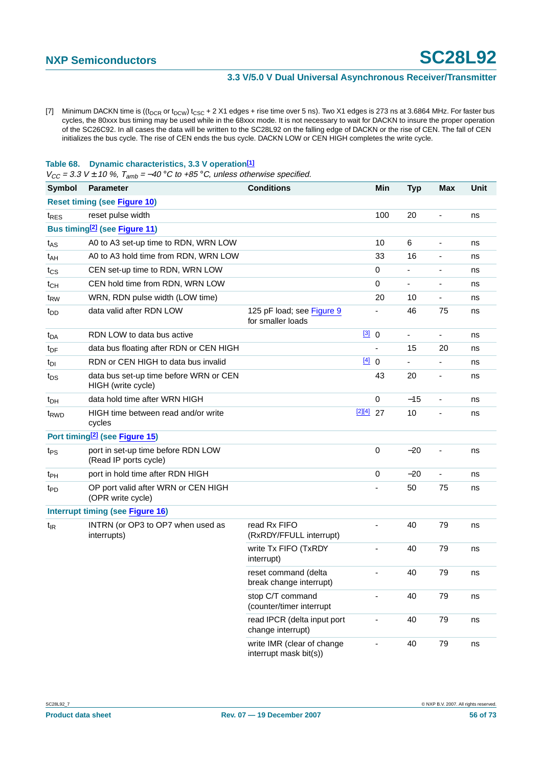[7] Minimum DACKN time is (($t_{DCR}$ or $t_{DCW}$) $t_{CSC}$ + 2 X1 edges + rise time over 5 ns). Two X1 edges is 273 ns at 3.6864 MHz. For faster bus cycles, the 80xxx bus timing may be used while in the 68xxx mode. It is not necessary to wait for DACKN to insure the proper operation of the SC26C92. In all cases the data will be written to the SC28L92 on the falling edge of DACKN or the rise of CEN. The fall of CEN initializes the bus cycle. The rise of CEN ends the bus cycle. DACKN LOW or CEN HIGH completes the write cycle.

**Table 68. Dynamic characteristics, 3.3 V operation[1]**

*$V_{CC}$ = 3.3 V ± 10 %, $T_{amb}$ = −40 °C to +85 °C, unless otherwise specified.*

| Symbol | Parameter | Conditions | | Min | Typ | Max | Unit |
|---|---|---|---|---|---|---|---|
| **Reset timing (see Figure 10)** | | | | | | | |
| $t_{RES}$ | reset pulse width | | | 100 | 20 | - | ns |
| **Bus timing[2] (see Figure 11)** | | | | | | | |
| $t_{AS}$ | A0 to A3 set-up time to RDN, WRN LOW | | | 10 | 6 | - | ns |
| $t_{AH}$ | A0 to A3 hold time from RDN, WRN LOW | | | 33 | 16 | - | ns |
| $t_{CS}$ | CEN set-up time to RDN, WRN LOW | | | 0 | - | - | ns |
| $t_{CH}$ | CEN hold time from RDN, WRN LOW | | | 0 | - | - | ns |
| $t_{RW}$ | WRN, RDN pulse width (LOW time) | | | 20 | 10 | - | ns |
| $t_{DD}$ | data valid after RDN LOW | 125 pF load; see Figure 9 for smaller loads | | - | 46 | 75 | ns |
| $t_{DA}$ | RDN LOW to data bus active | | [3] | 0 | - | - | ns |
| $t_{DF}$ | data bus floating after RDN or CEN HIGH | | | - | 15 | 20 | ns |
| $t_{DI}$ | RDN or CEN HIGH to data bus invalid | | [4] | 0 | - | - | ns |
| $t_{DS}$ | data bus set-up time before WRN or CEN HIGH (write cycle) | | | 43 | 20 | - | ns |
| $t_{DH}$ | data hold time after WRN HIGH | | | 0 | −15 | - | ns |
| $t_{RWD}$ | HIGH time between read and/or write cycles | | [2][4] | 27 | 10 | - | ns |
| **Port timing[2] (see Figure 15)** | | | | | | | |
| $t_{PS}$ | port in set-up time before RDN LOW (Read IP ports cycle) | | | 0 | −20 | - | ns |
| $t_{PH}$ | port in hold time after RDN HIGH | | | 0 | −20 | - | ns |
| $t_{PD}$ | OP port valid after WRN or CEN HIGH (OPR write cycle) | | | - | 50 | 75 | ns |
| **Interrupt timing (see Figure 16)** | | | | | | | |
| $t_{IR}$ | INTRN (or OP3 to OP7 when used as interrupts) | read Rx FIFO (RxRDY/FFULL interrupt) | | - | 40 | 79 | ns |
| | | write Tx FIFO (TxRDY interrupt) | | - | 40 | 79 | ns |
| | | reset command (delta break change interrupt) | | - | 40 | 79 | ns |
| | | stop C/T command (counter/timer interrupt | | - | 40 | 79 | ns |
| | | read IPCR (delta input port change interrupt) | | - | 40 | 79 | ns |
| | | write IMR (clear of change interrupt mask bit(s)) | | - | 40 | 79 | ns |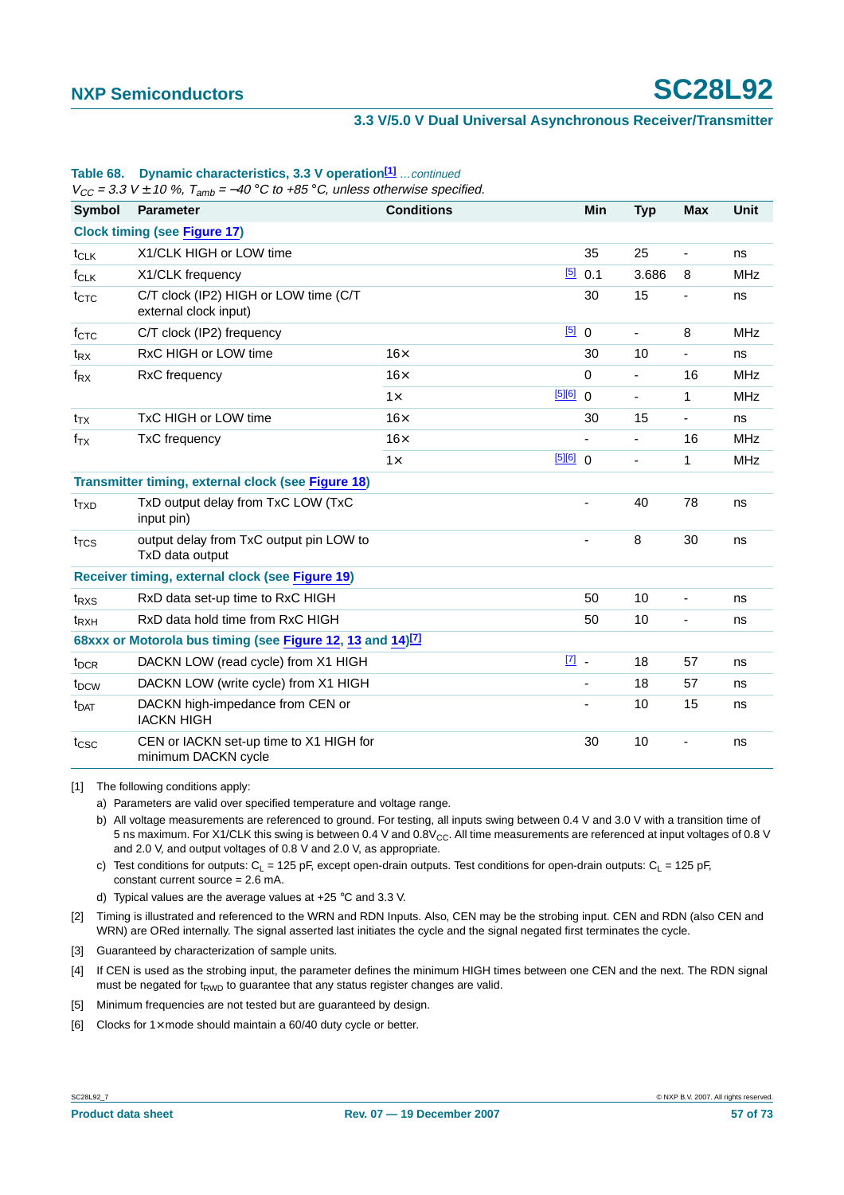**Table 68. Dynamic characteristics, 3.3 V operation[1]** *…continued*

*$V_{CC}$ = 3.3 V ± 10 %, $T_{amb}$ = −40 °C to +85 °C, unless otherwise specified.*

| Symbol | Parameter | Conditions | | Min | Typ | Max | Unit |
|---|---|---|---|---|---|---|---|
| **Clock timing (see Figure 17)** | | | | | | | |
| $t_{CLK}$ | X1/CLK HIGH or LOW time | | | 35 | 25 | - | ns |
| $f_{CLK}$ | X1/CLK frequency | | [5] | 0.1 | 3.686 | 8 | MHz |
| $t_{CTC}$ | C/T clock (IP2) HIGH or LOW time (C/T external clock input) | | | 30 | 15 | - | ns |
| $f_{CTC}$ | C/T clock (IP2) frequency | | [5] | 0 | - | 8 | MHz |
| $t_{RX}$ | RxC HIGH or LOW time | 16× | | 30 | 10 | - | ns |
| $f_{RX}$ | RxC frequency | 16× | | 0 | - | 16 | MHz |
| | | 1× | [5][6] | 0 | - | 1 | MHz |
| $t_{TX}$ | TxC HIGH or LOW time | 16× | | 30 | 15 | - | ns |
| $f_{TX}$ | TxC frequency | 16× | | - | - | 16 | MHz |
| | | 1× | [5][6] | 0 | - | 1 | MHz |
| **Transmitter timing, external clock (see Figure 18)** | | | | | | | |
| $t_{TXD}$ | TxD output delay from TxC LOW (TxC input pin) | | | - | 40 | 78 | ns |
| $t_{TCS}$ | output delay from TxC output pin LOW to TxD data output | | | - | 8 | 30 | ns |
| **Receiver timing, external clock (see Figure 19)** | | | | | | | |
| $t_{RXS}$ | RxD data set-up time to RxC HIGH | | | 50 | 10 | - | ns |
| $t_{RXH}$ | RxD data hold time from RxC HIGH | | | 50 | 10 | - | ns |
| **68xxx or Motorola bus timing (see Figure 12, 13 and 14)[7]** | | | | | | | |
| $t_{DCR}$ | DACKN LOW (read cycle) from X1 HIGH | | [7] | - | 18 | 57 | ns |
| $t_{DCW}$ | DACKN LOW (write cycle) from X1 HIGH | | | - | 18 | 57 | ns |
| $t_{DAT}$ | DACKN high-impedance from CEN or IACKN HIGH | | | - | 10 | 15 | ns |
| $t_{CSC}$ | CEN or IACKN set-up time to X1 HIGH for minimum DACKN cycle | | | 30 | 10 | - | ns |

[1] The following conditions apply:

a) Parameters are valid over specified temperature and voltage range.

b) All voltage measurements are referenced to ground. For testing, all inputs swing between 0.4 V and 3.0 V with a transition time of 5 ns maximum. For X1/CLK this swing is between 0.4 V and 0.8$V_{CC}$. All time measurements are referenced at input voltages of 0.8 V and 2.0 V, and output voltages of 0.8 V and 2.0 V, as appropriate.

c) Test conditions for outputs: $C_L$ = 125 pF, except open-drain outputs. Test conditions for open-drain outputs: $C_L$ = 125 pF, constant current source = 2.6 mA.

d) Typical values are the average values at +25 °C and 3.3 V.

[2] Timing is illustrated and referenced to the WRN and RDN Inputs. Also, CEN may be the strobing input. CEN and RDN (also CEN and WRN) are ORed internally. The signal asserted last initiates the cycle and the signal negated first terminates the cycle.

[3] Guaranteed by characterization of sample units.

[4] If CEN is used as the strobing input, the parameter defines the minimum HIGH times between one CEN and the next. The RDN signal must be negated for $t_{RWD}$ to guarantee that any status register changes are valid.

[5] Minimum frequencies are not tested but are guaranteed by design.

[6] Clocks for 1× mode should maintain a 60/40 duty cycle or better.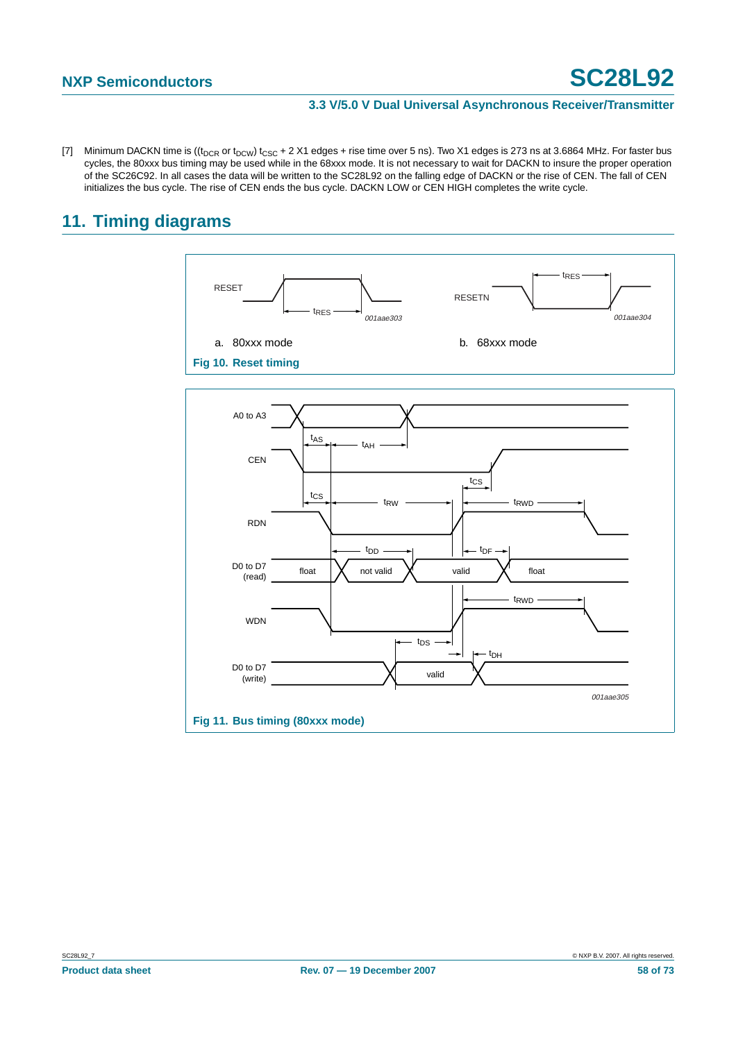[7] Minimum DACKN time is (($t_{DCR}$ or $t_{DCW}$) $t_{CSC}$ + 2 X1 edges + rise time over 5 ns). Two X1 edges is 273 ns at 3.6864 MHz. For faster bus cycles, the 80xxx bus timing may be used while in the 68xxx mode. It is not necessary to wait for DACKN to insure the proper operation of the SC26C92. In all cases the data will be written to the SC28L92 on the falling edge of DACKN or the rise of CEN. The fall of CEN initializes the bus cycle. The rise of CEN ends the bus cycle. DACKN LOW or CEN HIGH completes the write cycle.

## 11. Timing diagrams

a. 80xxx mode

b. 68xxx mode

**Fig 10. Reset timing**

**Fig 11. Bus timing (80xxx mode)**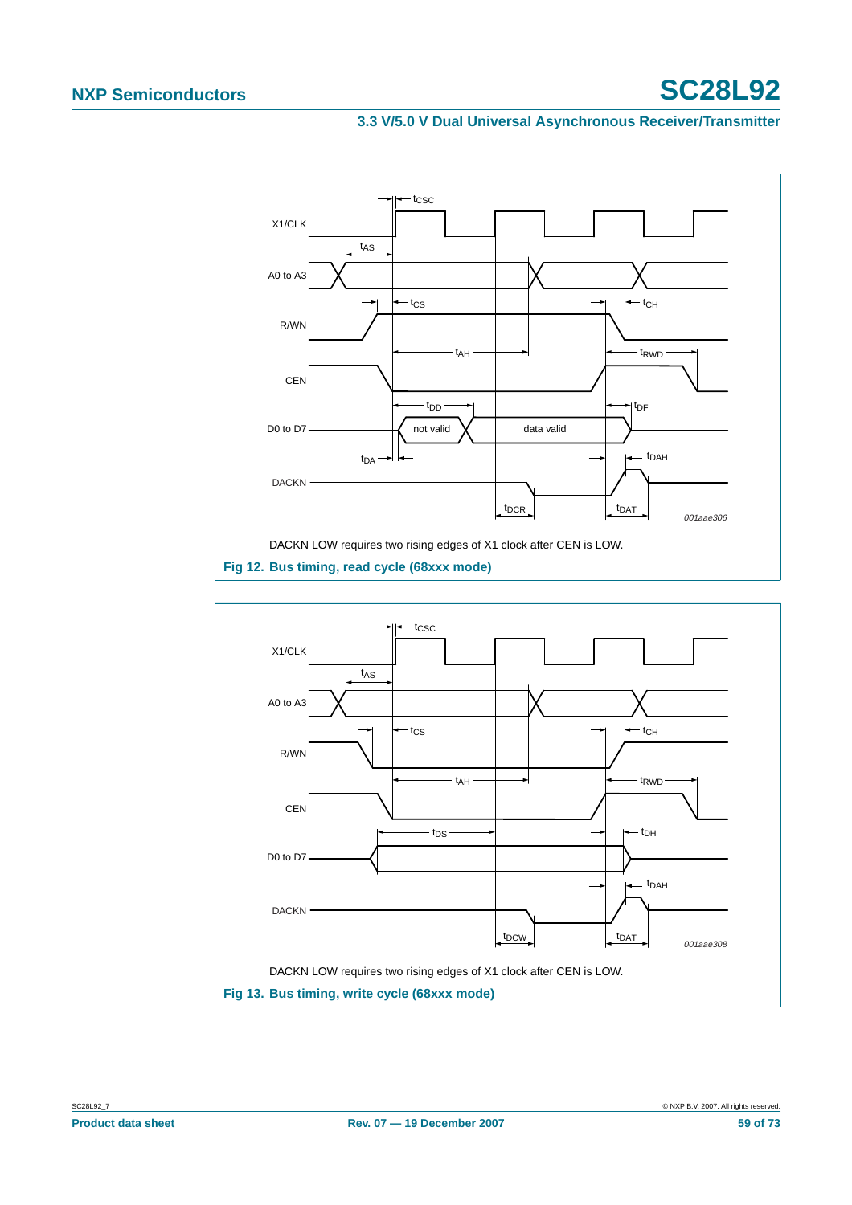DACKN LOW requires two rising edges of X1 clock after CEN is LOW.

**Fig 12. Bus timing, read cycle (68xxx mode)**

DACKN LOW requires two rising edges of X1 clock after CEN is LOW.

**Fig 13. Bus timing, write cycle (68xxx mode)**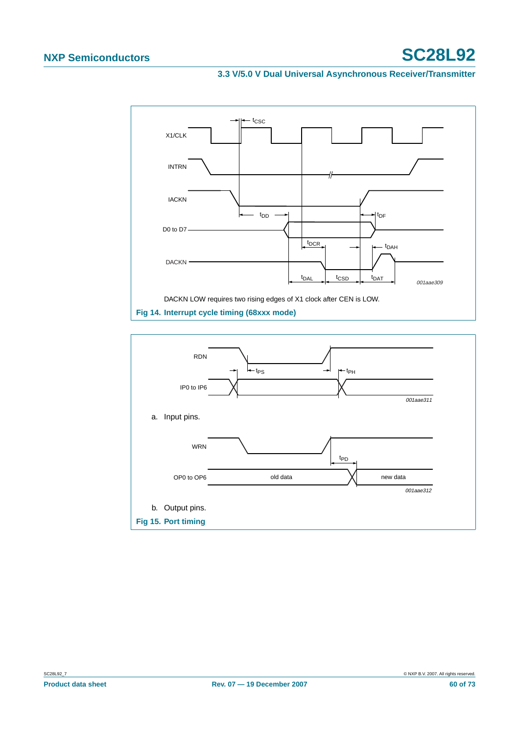DACKN LOW requires two rising edges of X1 clock after CEN is LOW.

**Fig 14. Interrupt cycle timing (68xxx mode)**

a. Input pins.

b. Output pins.

**Fig 15. Port timing**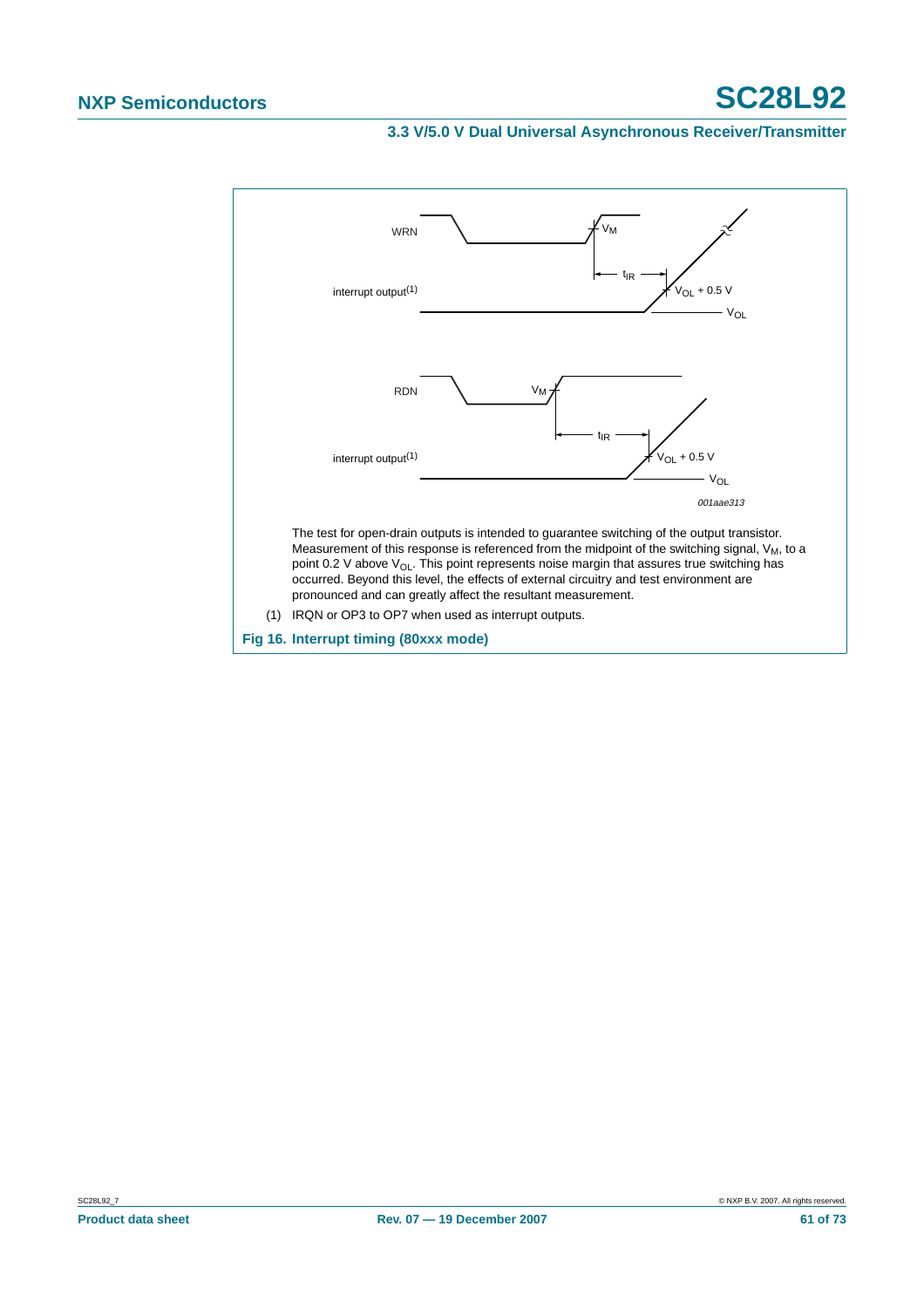WRN

interrupt output(1)

$t_{IR}$

$V_M$

$V_{OL}$ + 0.5 V

$V_{OL}$

RDN

interrupt output(1)

$V_M$

$t_{IR}$

$V_{OL}$ + 0.5 V

$V_{OL}$

*001aae313*

The test for open-drain outputs is intended to guarantee switching of the output transistor. Measurement of this response is referenced from the midpoint of the switching signal, $V_M$, to a point 0.2 V above $V_{OL}$. This point represents noise margin that assures true switching has occurred. Beyond this level, the effects of external circuitry and test environment are pronounced and can greatly affect the resultant measurement.

(1) IRQN or OP3 to OP7 when used as interrupt outputs.

**Fig 16. Interrupt timing (80xxx mode)**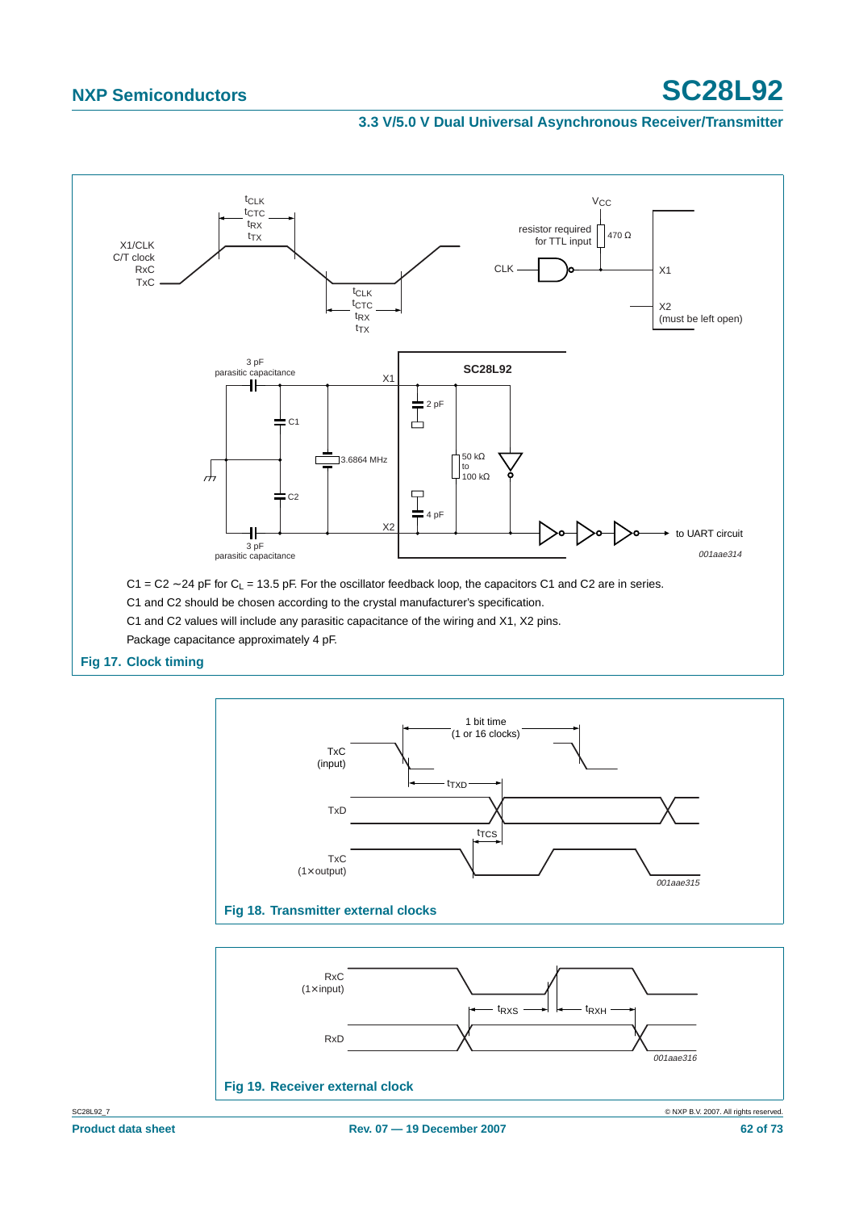$C1 = C2 \sim 24$ pF for $C_L = 13.5$ pF. For the oscillator feedback loop, the capacitors C1 and C2 are in series.

C1 and C2 should be chosen according to the crystal manufacturer's specification.

C1 and C2 values will include any parasitic capacitance of the wiring and X1, X2 pins.

Package capacitance approximately 4 pF.

**Fig 17. Clock timing**

**Fig 18. Transmitter external clocks**

**Fig 19. Receiver external clock**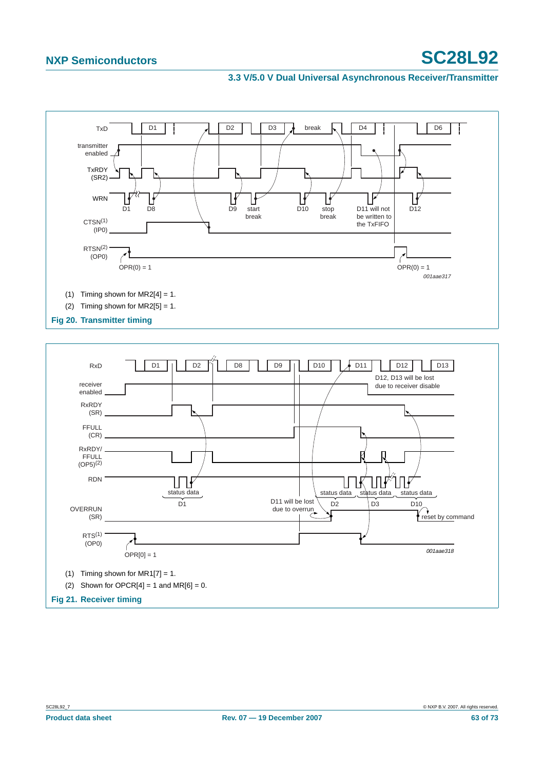(1) Timing shown for MR2[4] = 1.

(2) Timing shown for MR2[5] = 1.

**Fig 20. Transmitter timing**

(1) Timing shown for MR1[7] = 1.

(2) Shown for OPCR[4] = 1 and MR[6] = 0.

**Fig 21. Receiver timing**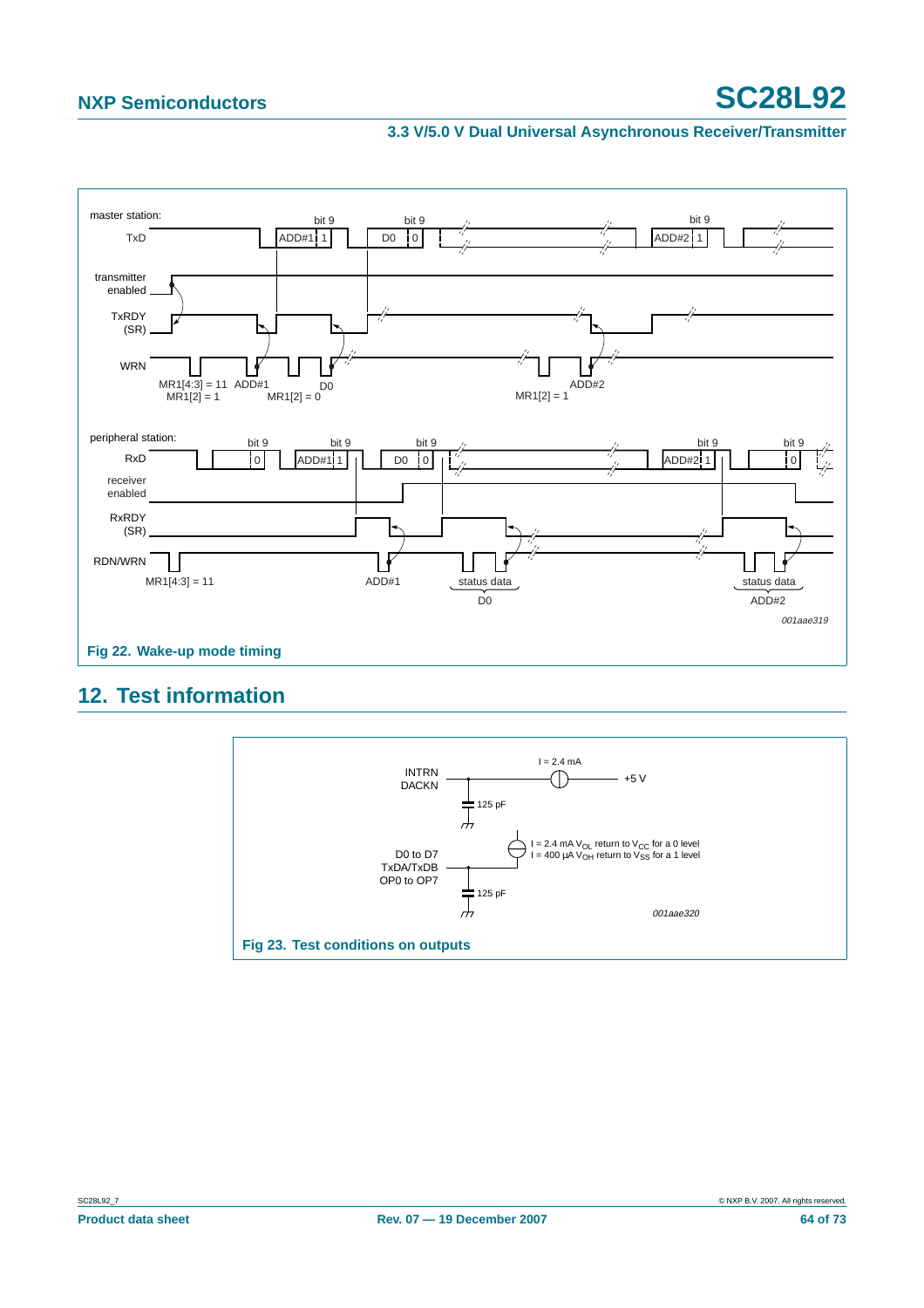Fig 22. Wake-up mode timing

## 12. Test information

Fig 23. Test conditions on outputs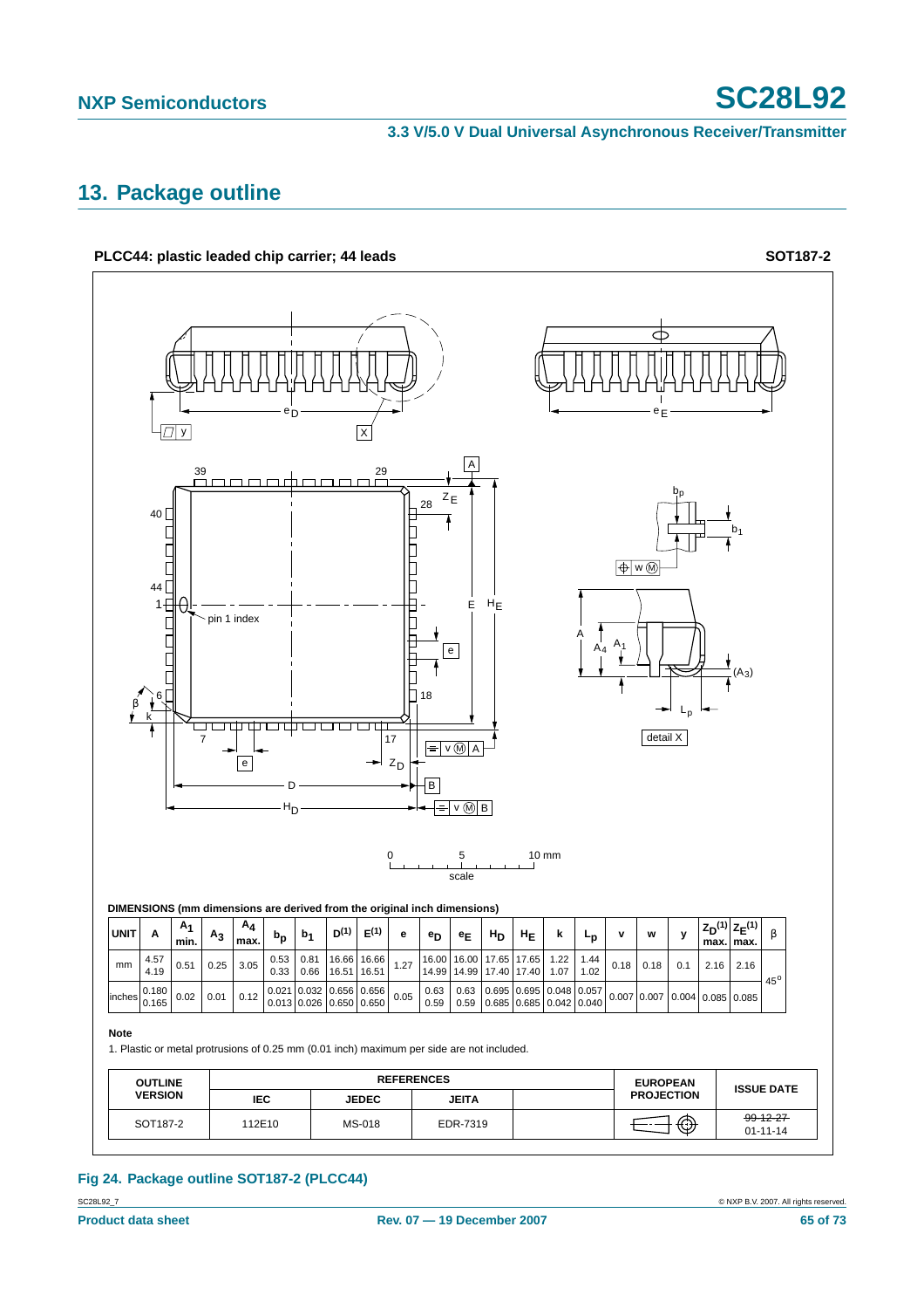## 13. Package outline

**PLCC44: plastic leaded chip carrier; 44 leads** **SOT187-2**

DIMENSIONS (mm dimensions are derived from the original inch dimensions)

| UNIT | A | $A_1$ min. | $A_3$ | $A_4$ max. | $b_p$ | $b_1$ | $D^{(1)}$ | $E^{(1)}$ | e | $e_D$ | $e_E$ | $H_D$ | $H_E$ | k | $L_p$ | v | w | y | $Z_D^{(1)}$ max. | $Z_E^{(1)}$ max. | β |
|---|---|---|---|---|---|---|---|---|---|---|---|---|---|---|---|---|---|---|---|---|---|
| mm | 4.57<br>4.19 | 0.51 | 0.25 | 3.05 | 0.53<br>0.33 | 0.81<br>0.66 | 16.66<br>16.51 | 16.66<br>16.51 | 1.27 | 16.00<br>14.99 | 16.00<br>14.99 | 17.65<br>17.40 | 17.65<br>17.40 | 1.22<br>1.07 | 1.44<br>1.02 | 0.18 | 0.18 | 0.1 | 2.16 | 2.16 | 45° |
| inches | 0.180<br>0.165 | 0.02 | 0.01 | 0.12 | 0.021<br>0.013 | 0.032<br>0.026 | 0.656<br>0.650 | 0.656<br>0.650 | 0.05 | 0.63<br>0.59 | 0.63<br>0.59 | 0.695<br>0.685 | 0.695<br>0.685 | 0.048<br>0.042 | 0.057<br>0.040 | 0.007 | 0.007 | 0.004 | 0.085 | 0.085 | |

**Note**

1. Plastic or metal protrusions of 0.25 mm (0.01 inch) maximum per side are not included.

| OUTLINE VERSION | REFERENCES IEC | REFERENCES JEDEC | REFERENCES JEITA | | EUROPEAN PROJECTION | ISSUE DATE |
|---|---|---|---|---|---|---|
| SOT187-2 | 112E10 | MS-018 | EDR-7319 | | | ~~99-12-27~~<br>01-11-14 |

**Fig 24. Package outline SOT187-2 (PLCC44)**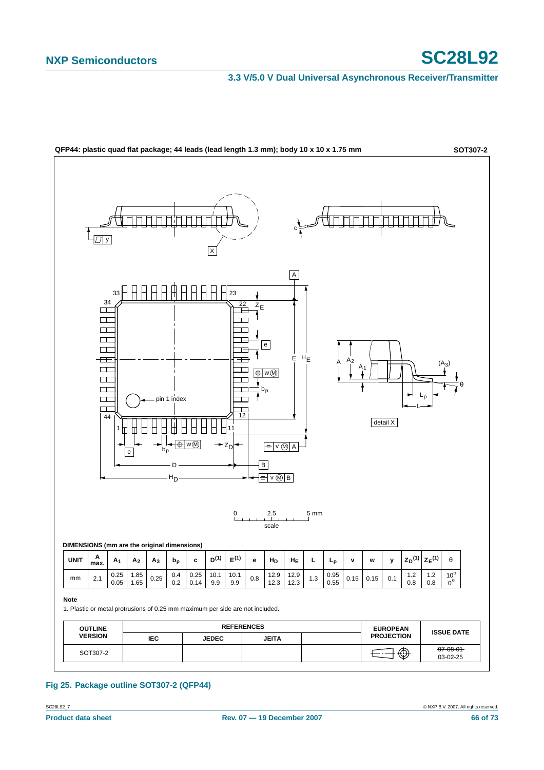QFP44: plastic quad flat package; 44 leads (lead length 1.3 mm); body 10 x 10 x 1.75 mm **SOT307-2**

**DIMENSIONS (mm are the original dimensions)**

| UNIT | A max. | $A_1$ | $A_2$ | $A_3$ | $b_p$ | c | $D^{(1)}$ | $E^{(1)}$ | e | $H_D$ | $H_E$ | L | $L_p$ | v | w | y | $Z_D^{(1)}$ | $Z_E^{(1)}$ | θ |
|---|---|---|---|---|---|---|---|---|---|---|---|---|---|---|---|---|---|---|---|
| mm | 2.1 | 0.25<br>0.05 | 1.85<br>1.65 | 0.25 | 0.4<br>0.2 | 0.25<br>0.14 | 10.1<br>9.9 | 10.1<br>9.9 | 0.8 | 12.9<br>12.3 | 12.9<br>12.3 | 1.3 | 0.95<br>0.55 | 0.15 | 0.15 | 0.1 | 1.2<br>0.8 | 1.2<br>0.8 | 10°<br>0° |

**Note**

1. Plastic or metal protrusions of 0.25 mm maximum per side are not included.

| OUTLINE VERSION | REFERENCES | | | | EUROPEAN PROJECTION | ISSUE DATE |
|---|---|---|---|---|---|---|
| | IEC | JEDEC | JEITA | | | |
| SOT307-2 | | | | | | ~~97-08-01~~<br>03-02-25 |

**Fig 25. Package outline SOT307-2 (QFP44)**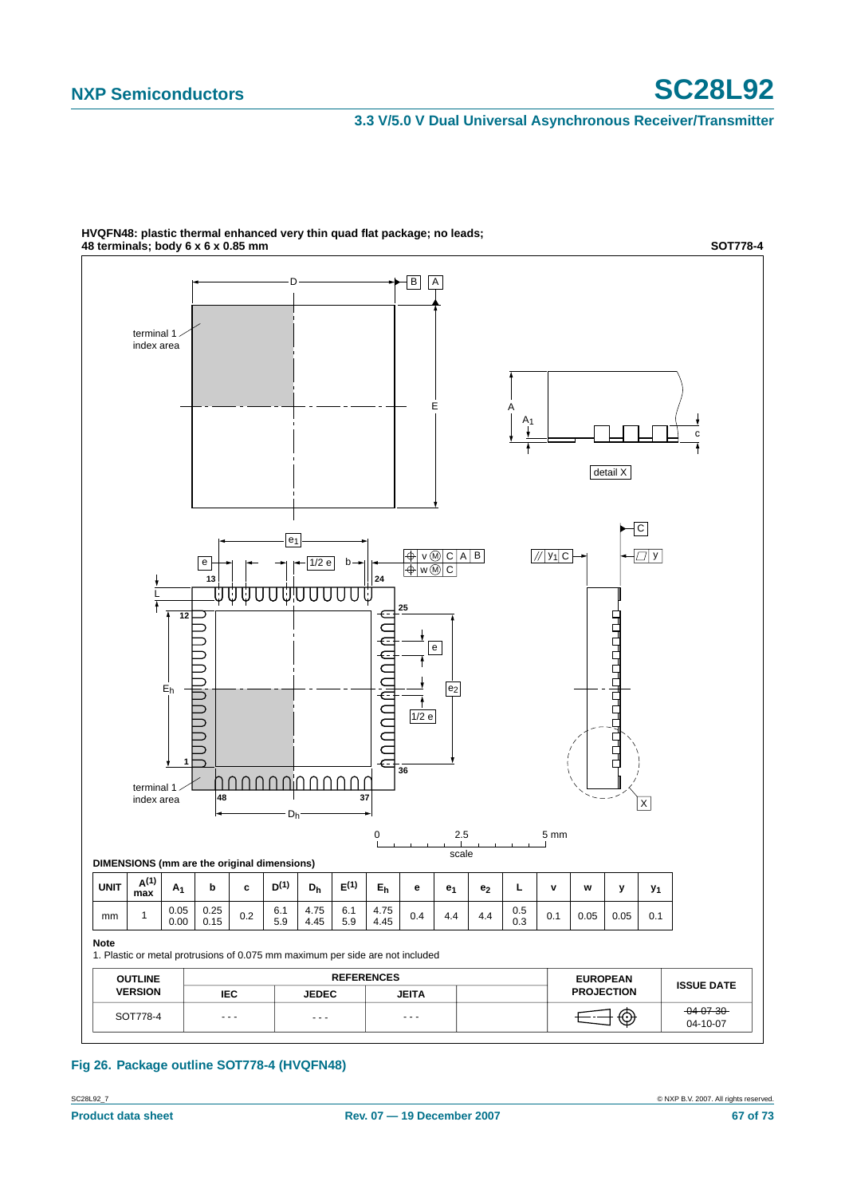**HVQFN48: plastic thermal enhanced very thin quad flat package; no leads; 48 terminals; body 6 x 6 x 0.85 mm** **SOT778-4**

DIMENSIONS (mm are the original dimensions)

| UNIT | A(1) max | $A_1$ | b | c | D(1) | $D_h$ | E(1) | $E_h$ | e | $e_1$ | $e_2$ | L | v | w | y | $y_1$ |
|---|---|---|---|---|---|---|---|---|---|---|---|---|---|---|---|---|
| mm | 1 | 0.05<br>0.00 | 0.25<br>0.15 | 0.2 | 6.1<br>5.9 | 4.75<br>4.45 | 6.1<br>5.9 | 4.75<br>4.45 | 0.4 | 4.4 | 4.4 | 0.5<br>0.3 | 0.1 | 0.05 | 0.05 | 0.1 |

**Note**

1. Plastic or metal protrusions of 0.075 mm maximum per side are not included

| OUTLINE VERSION | REFERENCES | | | | EUROPEAN PROJECTION | ISSUE DATE |
|---|---|---|---|---|---|---|
| | IEC | JEDEC | JEITA | | | |
| SOT778-4 | - - - | - - - | - - - | | | ~~04-07-30~~<br>04-10-07 |

**Fig 26. Package outline SOT778-4 (HVQFN48)**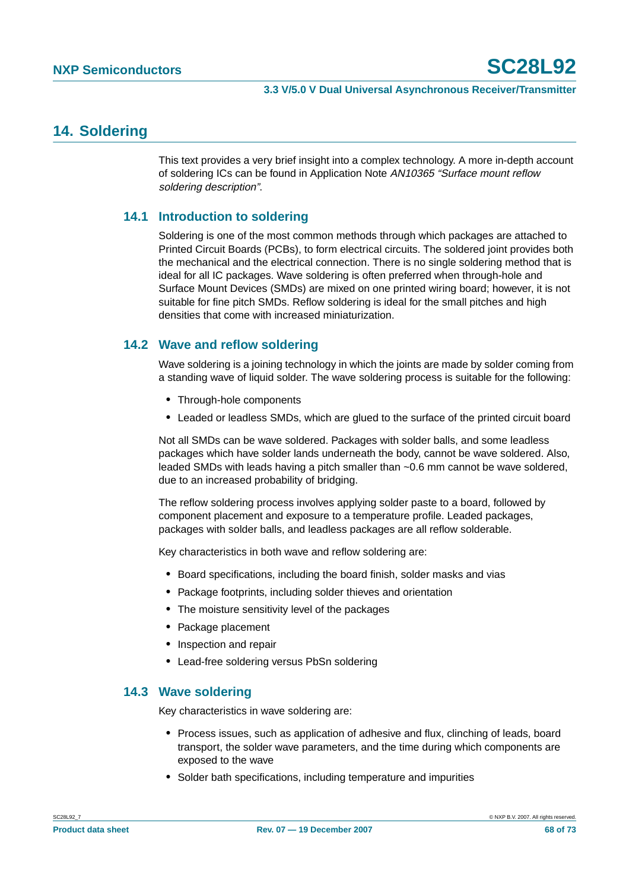# 14. Soldering

This text provides a very brief insight into a complex technology. A more in-depth account of soldering ICs can be found in Application Note *AN10365 "Surface mount reflow soldering description"*.

## 14.1 Introduction to soldering

Soldering is one of the most common methods through which packages are attached to Printed Circuit Boards (PCBs), to form electrical circuits. The soldered joint provides both the mechanical and the electrical connection. There is no single soldering method that is ideal for all IC packages. Wave soldering is often preferred when through-hole and Surface Mount Devices (SMDs) are mixed on one printed wiring board; however, it is not suitable for fine pitch SMDs. Reflow soldering is ideal for the small pitches and high densities that come with increased miniaturization.

## 14.2 Wave and reflow soldering

Wave soldering is a joining technology in which the joints are made by solder coming from a standing wave of liquid solder. The wave soldering process is suitable for the following:

- Through-hole components
- Leaded or leadless SMDs, which are glued to the surface of the printed circuit board

Not all SMDs can be wave soldered. Packages with solder balls, and some leadless packages which have solder lands underneath the body, cannot be wave soldered. Also, leaded SMDs with leads having a pitch smaller than ~0.6 mm cannot be wave soldered, due to an increased probability of bridging.

The reflow soldering process involves applying solder paste to a board, followed by component placement and exposure to a temperature profile. Leaded packages, packages with solder balls, and leadless packages are all reflow solderable.

Key characteristics in both wave and reflow soldering are:

- Board specifications, including the board finish, solder masks and vias
- Package footprints, including solder thieves and orientation
- The moisture sensitivity level of the packages
- Package placement
- Inspection and repair
- Lead-free soldering versus PbSn soldering

## 14.3 Wave soldering

Key characteristics in wave soldering are:

- Process issues, such as application of adhesive and flux, clinching of leads, board transport, the solder wave parameters, and the time during which components are exposed to the wave
- Solder bath specifications, including temperature and impurities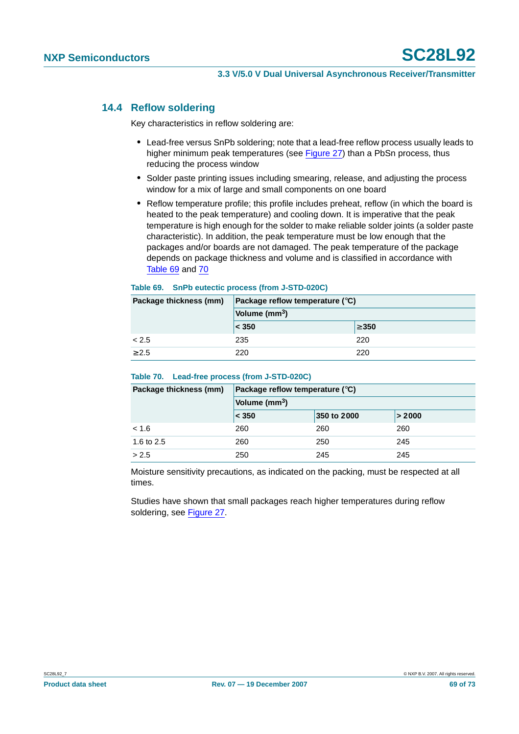### 14.4 Reflow soldering

Key characteristics in reflow soldering are:

- Lead-free versus SnPb soldering; note that a lead-free reflow process usually leads to higher minimum peak temperatures (see Figure 27) than a PbSn process, thus reducing the process window
- Solder paste printing issues including smearing, release, and adjusting the process window for a mix of large and small components on one board
- Reflow temperature profile; this profile includes preheat, reflow (in which the board is heated to the peak temperature) and cooling down. It is imperative that the peak temperature is high enough for the solder to make reliable solder joints (a solder paste characteristic). In addition, the peak temperature must be low enough that the packages and/or boards are not damaged. The peak temperature of the package depends on package thickness and volume and is classified in accordance with Table 69 and 70

**Table 69. SnPb eutectic process (from J-STD-020C)**

| Package thickness (mm) | Package reflow temperature (°C) | |
|---|---|---|
| | Volume (mm$^3$) | |
| | < 350 | ≥350 |
| < 2.5 | 235 | 220 |
| ≥2.5 | 220 | 220 |

**Table 70. Lead-free process (from J-STD-020C)**

| Package thickness (mm) | Package reflow temperature (°C) | | |
|---|---|---|---|
| | Volume (mm$^3$) | | |
| | < 350 | 350 to 2000 | > 2000 |
| < 1.6 | 260 | 260 | 260 |
| 1.6 to 2.5 | 260 | 250 | 245 |
| > 2.5 | 250 | 245 | 245 |

Moisture sensitivity precautions, as indicated on the packing, must be respected at all times.

Studies have shown that small packages reach higher temperatures during reflow soldering, see Figure 27.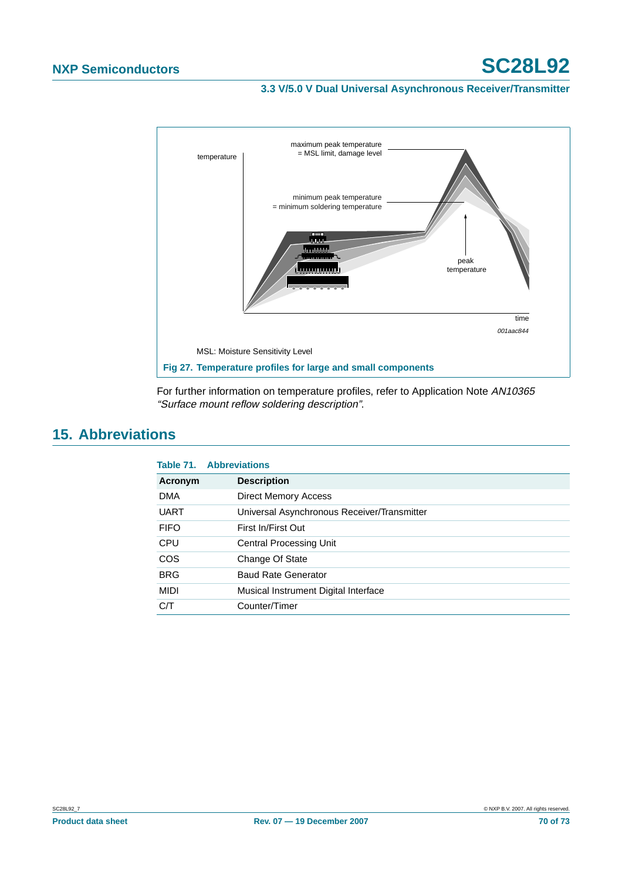temperature

maximum peak temperature
= MSL limit, damage level

minimum peak temperature
= minimum soldering temperature

peak
temperature

time

*001aac844*

MSL: Moisture Sensitivity Level

**Fig 27. Temperature profiles for large and small components**

For further information on temperature profiles, refer to Application Note *AN10365 “Surface mount reflow soldering description”*.

## 15. Abbreviations

**Table 71. Abbreviations**

| Acronym | Description |
|---|---|
| DMA | Direct Memory Access |
| UART | Universal Asynchronous Receiver/Transmitter |
| FIFO | First In/First Out |
| CPU | Central Processing Unit |
| COS | Change Of State |
| BRG | Baud Rate Generator |
| MIDI | Musical Instrument Digital Interface |
| C/T | Counter/Timer |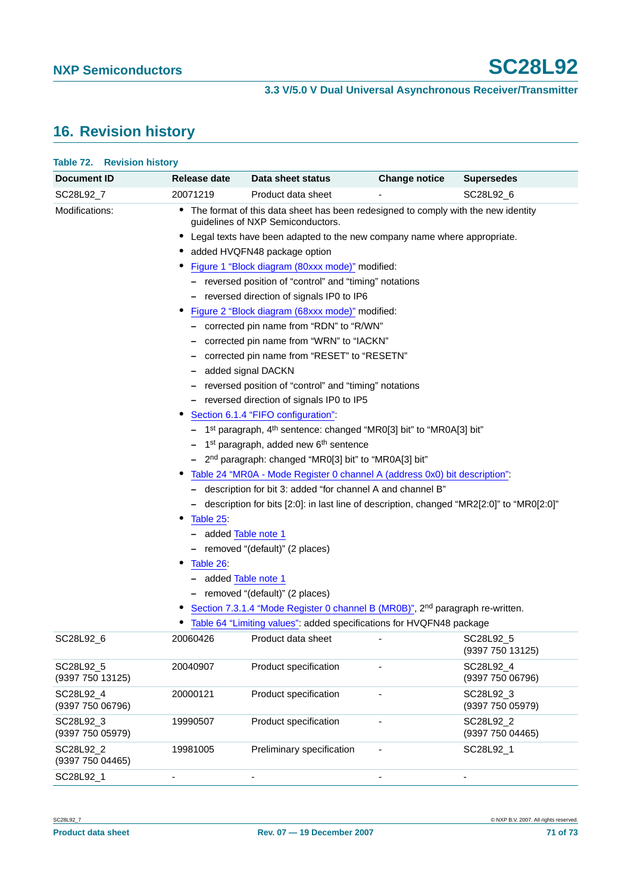## 16. Revision history

**Table 72. Revision history**

| Document ID | Release date | Data sheet status | Change notice | Supersedes |
|---|---|---|---|---|
| SC28L92_7 | 20071219 | Product data sheet | - | SC28L92_6 |
| Modifications: | • The format of this data sheet has been redesigned to comply with the new identity guidelines of NXP Semiconductors. <br> • Legal texts have been adapted to the new company name where appropriate. <br> • added HVQFN48 package option <br> • Figure 1 “Block diagram (80xxx mode)” modified: <br> – reversed position of “control” and “timing” notations <br> – reversed direction of signals IP0 to IP6 <br> • Figure 2 “Block diagram (68xxx mode)” modified: <br> – corrected pin name from “RDN” to “R/WN” <br> – corrected pin name from “WRN” to “IACKN” <br> – corrected pin name from “RESET” to “RESETN” <br> – added signal DACKN <br> – reversed position of “control” and “timing” notations <br> – reversed direction of signals IP0 to IP5 <br> • Section 6.1.4 “FIFO configuration”: <br> – 1st paragraph, 4th sentence: changed “MR0[3] bit” to “MR0A[3] bit” <br> – 1st paragraph, added new 6th sentence <br> – 2nd paragraph: changed “MR0[3] bit” to “MR0A[3] bit” <br> • Table 24 “MR0A - Mode Register 0 channel A (address 0x0) bit description”: <br> – description for bit 3: added “for channel A and channel B” <br> – description for bits [2:0]: in last line of description, changed “MR2[2:0]” to “MR0[2:0]” <br> • Table 25: <br> – added Table note 1 <br> – removed “(default)” (2 places) <br> • Table 26: <br> – added Table note 1 <br> – removed “(default)” (2 places) <br> • Section 7.3.1.4 “Mode Register 0 channel B (MR0B)”, 2nd paragraph re-written. <br> • Table 64 “Limiting values”: added specifications for HVQFN48 package | | | |
| SC28L92_6 | 20060426 | Product data sheet | - | SC28L92_5 (9397 750 13125) |
| SC28L92_5 (9397 750 13125) | 20040907 | Product specification | - | SC28L92_4 (9397 750 06796) |
| SC28L92_4 (9397 750 06796) | 20000121 | Product specification | - | SC28L92_3 (9397 750 05979) |
| SC28L92_3 (9397 750 05979) | 19990507 | Product specification | - | SC28L92_2 (9397 750 04465) |
| SC28L92_2 (9397 750 04465) | 19981005 | Preliminary specification | - | SC28L92_1 |
| SC28L92_1 | - | - | - | - |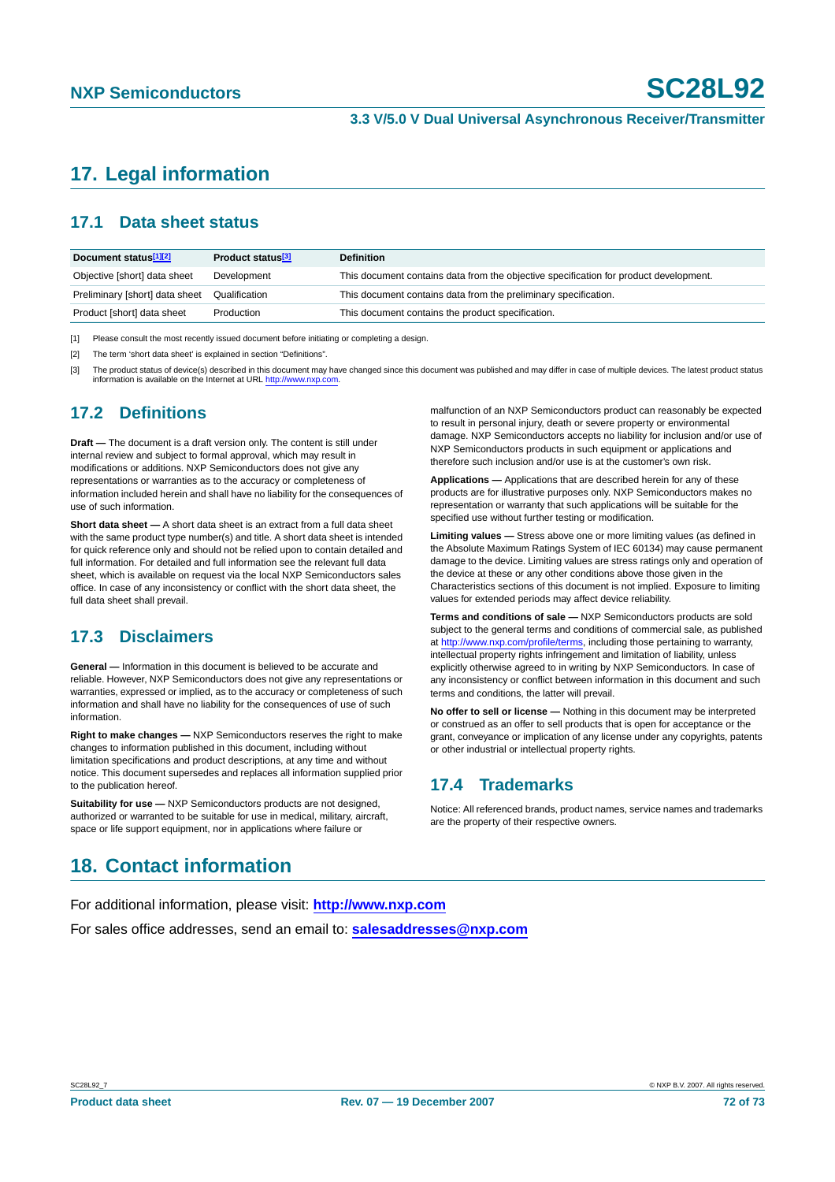# 17. Legal information

## 17.1 Data sheet status

| Document status[1][2] | Product status[3] | Definition |
|---|---|---|
| Objective [short] data sheet | Development | This document contains data from the objective specification for product development. |
| Preliminary [short] data sheet | Qualification | This document contains data from the preliminary specification. |
| Product [short] data sheet | Production | This document contains the product specification. |

[1] Please consult the most recently issued document before initiating or completing a design.

[2] The term 'short data sheet' is explained in section "Definitions".

[3] The product status of device(s) described in this document may have changed since this document was published and may differ in case of multiple devices. The latest product status information is available on the Internet at URL http://www.nxp.com.

## 17.2 Definitions

**Draft —** The document is a draft version only. The content is still under internal review and subject to formal approval, which may result in modifications or additions. NXP Semiconductors does not give any representations or warranties as to the accuracy or completeness of information included herein and shall have no liability for the consequences of use of such information.

**Short data sheet —** A short data sheet is an extract from a full data sheet with the same product type number(s) and title. A short data sheet is intended for quick reference only and should not be relied upon to contain detailed and full information. For detailed and full information see the relevant full data sheet, which is available on request via the local NXP Semiconductors sales office. In case of any inconsistency or conflict with the short data sheet, the full data sheet shall prevail.

## 17.3 Disclaimers

**General —** Information in this document is believed to be accurate and reliable. However, NXP Semiconductors does not give any representations or warranties, expressed or implied, as to the accuracy or completeness of such information and shall have no liability for the consequences of use of such information.

**Right to make changes —** NXP Semiconductors reserves the right to make changes to information published in this document, including without limitation specifications and product descriptions, at any time and without notice. This document supersedes and replaces all information supplied prior to the publication hereof.

**Suitability for use —** NXP Semiconductors products are not designed, authorized or warranted to be suitable for use in medical, military, aircraft, space or life support equipment, nor in applications where failure or malfunction of an NXP Semiconductors product can reasonably be expected to result in personal injury, death or severe property or environmental damage. NXP Semiconductors accepts no liability for inclusion and/or use of NXP Semiconductors products in such equipment or applications and therefore such inclusion and/or use is at the customer's own risk.

**Applications —** Applications that are described herein for any of these products are for illustrative purposes only. NXP Semiconductors makes no representation or warranty that such applications will be suitable for the specified use without further testing or modification.

**Limiting values —** Stress above one or more limiting values (as defined in the Absolute Maximum Ratings System of IEC 60134) may cause permanent damage to the device. Limiting values are stress ratings only and operation of the device at these or any other conditions above those given in the Characteristics sections of this document is not implied. Exposure to limiting values for extended periods may affect device reliability.

**Terms and conditions of sale —** NXP Semiconductors products are sold subject to the general terms and conditions of commercial sale, as published at http://www.nxp.com/profile/terms, including those pertaining to warranty, intellectual property rights infringement and limitation of liability, unless explicitly otherwise agreed to in writing by NXP Semiconductors. In case of any inconsistency or conflict between information in this document and such terms and conditions, the latter will prevail.

**No offer to sell or license —** Nothing in this document may be interpreted or construed as an offer to sell products that is open for acceptance or the grant, conveyance or implication of any license under any copyrights, patents or other industrial or intellectual property rights.

## 17.4 Trademarks

Notice: All referenced brands, product names, service names and trademarks are the property of their respective owners.

# 18. Contact information

For additional information, please visit: **http://www.nxp.com**

For sales office addresses, send an email to: **salesaddresses@nxp.com**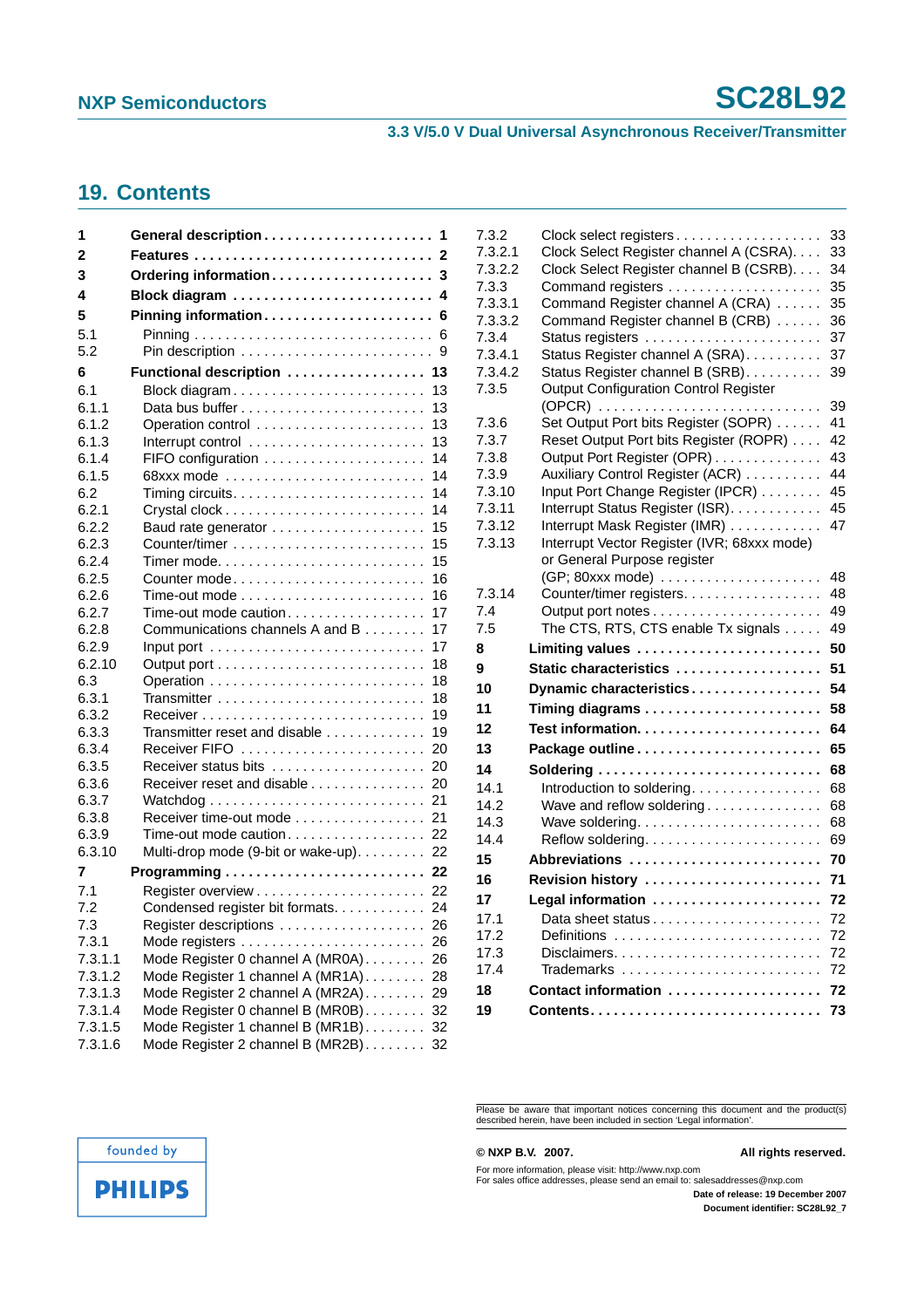## 19. Contents

| | | |
|---|---|---|
| **1** | **General description** | **1** |
| **2** | **Features** | **2** |
| **3** | **Ordering information** | **3** |
| **4** | **Block diagram** | **4** |
| **5** | **Pinning information** | **6** |
| 5.1 | Pinning | 6 |
| 5.2 | Pin description | 9 |
| **6** | **Functional description** | **13** |
| 6.1 | Block diagram | 13 |
| 6.1.1 | Data bus buffer | 13 |
| 6.1.2 | Operation control | 13 |
| 6.1.3 | Interrupt control | 13 |
| 6.1.4 | FIFO configuration | 14 |
| 6.1.5 | 68xxx mode | 14 |
| 6.2 | Timing circuits | 14 |
| 6.2.1 | Crystal clock | 14 |
| 6.2.2 | Baud rate generator | 15 |
| 6.2.3 | Counter/timer | 15 |
| 6.2.4 | Timer mode | 15 |
| 6.2.5 | Counter mode | 16 |
| 6.2.6 | Time-out mode | 16 |
| 6.2.7 | Time-out mode caution | 17 |
| 6.2.8 | Communications channels A and B | 17 |
| 6.2.9 | Input port | 17 |
| 6.2.10 | Output port | 18 |
| 6.3 | Operation | 18 |
| 6.3.1 | Transmitter | 18 |
| 6.3.2 | Receiver | 19 |
| 6.3.3 | Transmitter reset and disable | 19 |
| 6.3.4 | Receiver FIFO | 20 |
| 6.3.5 | Receiver status bits | 20 |
| 6.3.6 | Receiver reset and disable | 20 |
| 6.3.7 | Watchdog | 21 |
| 6.3.8 | Receiver time-out mode | 21 |
| 6.3.9 | Time-out mode caution | 22 |
| 6.3.10 | Multi-drop mode (9-bit or wake-up) | 22 |
| **7** | **Programming** | **22** |
| 7.1 | Register overview | 22 |
| 7.2 | Condensed register bit formats | 24 |
| 7.3 | Register descriptions | 26 |
| 7.3.1 | Mode registers | 26 |
| 7.3.1.1 | Mode Register 0 channel A (MR0A) | 26 |
| 7.3.1.2 | Mode Register 1 channel A (MR1A) | 28 |
| 7.3.1.3 | Mode Register 2 channel A (MR2A) | 29 |
| 7.3.1.4 | Mode Register 0 channel B (MR0B) | 32 |
| 7.3.1.5 | Mode Register 1 channel B (MR1B) | 32 |
| 7.3.1.6 | Mode Register 2 channel B (MR2B) | 32 |
| 7.3.2 | Clock select registers | 33 |
| 7.3.2.1 | Clock Select Register channel A (CSRA) | 33 |
| 7.3.2.2 | Clock Select Register channel B (CSRB) | 34 |
| 7.3.3 | Command registers | 35 |
| 7.3.3.1 | Command Register channel A (CRA) | 35 |
| 7.3.3.2 | Command Register channel B (CRB) | 36 |
| 7.3.4 | Status registers | 37 |
| 7.3.4.1 | Status Register channel A (SRA) | 37 |
| 7.3.4.2 | Status Register channel B (SRB) | 39 |
| 7.3.5 | Output Configuration Control Register (OPCR) | 39 |
| 7.3.6 | Set Output Port bits Register (SOPR) | 41 |
| 7.3.7 | Reset Output Port bits Register (ROPR) | 42 |
| 7.3.8 | Output Port Register (OPR) | 43 |
| 7.3.9 | Auxiliary Control Register (ACR) | 44 |
| 7.3.10 | Input Port Change Register (IPCR) | 45 |
| 7.3.11 | Interrupt Status Register (ISR) | 45 |
| 7.3.12 | Interrupt Mask Register (IMR) | 47 |
| 7.3.13 | Interrupt Vector Register (IVR; 68xxx mode) or General Purpose register (GP; 80xxx mode) | 48 |
| 7.3.14 | Counter/timer registers | 48 |
| 7.4 | Output port notes | 49 |
| 7.5 | The CTS, RTS, CTS enable Tx signals | 49 |
| **8** | **Limiting values** | **50** |
| **9** | **Static characteristics** | **51** |
| **10** | **Dynamic characteristics** | **54** |
| **11** | **Timing diagrams** | **58** |
| **12** | **Test information** | **64** |
| **13** | **Package outline** | **65** |
| **14** | **Soldering** | **68** |
| 14.1 | Introduction to soldering | 68 |
| 14.2 | Wave and reflow soldering | 68 |
| 14.3 | Wave soldering | 68 |
| 14.4 | Reflow soldering | 69 |
| **15** | **Abbreviations** | **70** |
| **16** | **Revision history** | **71** |
| **17** | **Legal information** | **72** |
| 17.1 | Data sheet status | 72 |
| 17.2 | Definitions | 72 |
| 17.3 | Disclaimers | 72 |
| 17.4 | Trademarks | 72 |
| **18** | **Contact information** | **72** |
| **19** | **Contents** | **73** |

Please be aware that important notices concerning this document and the product(s) described herein, have been included in section 'Legal information'.

**© NXP B.V. 2007. All rights reserved.**

For more information, please visit: http://www.nxp.com
For sales office addresses, please send an email to: salesaddresses@nxp.com

**Date of release: 19 December 2007**
**Document identifier: SC28L92_7**

founded by PHILIPS